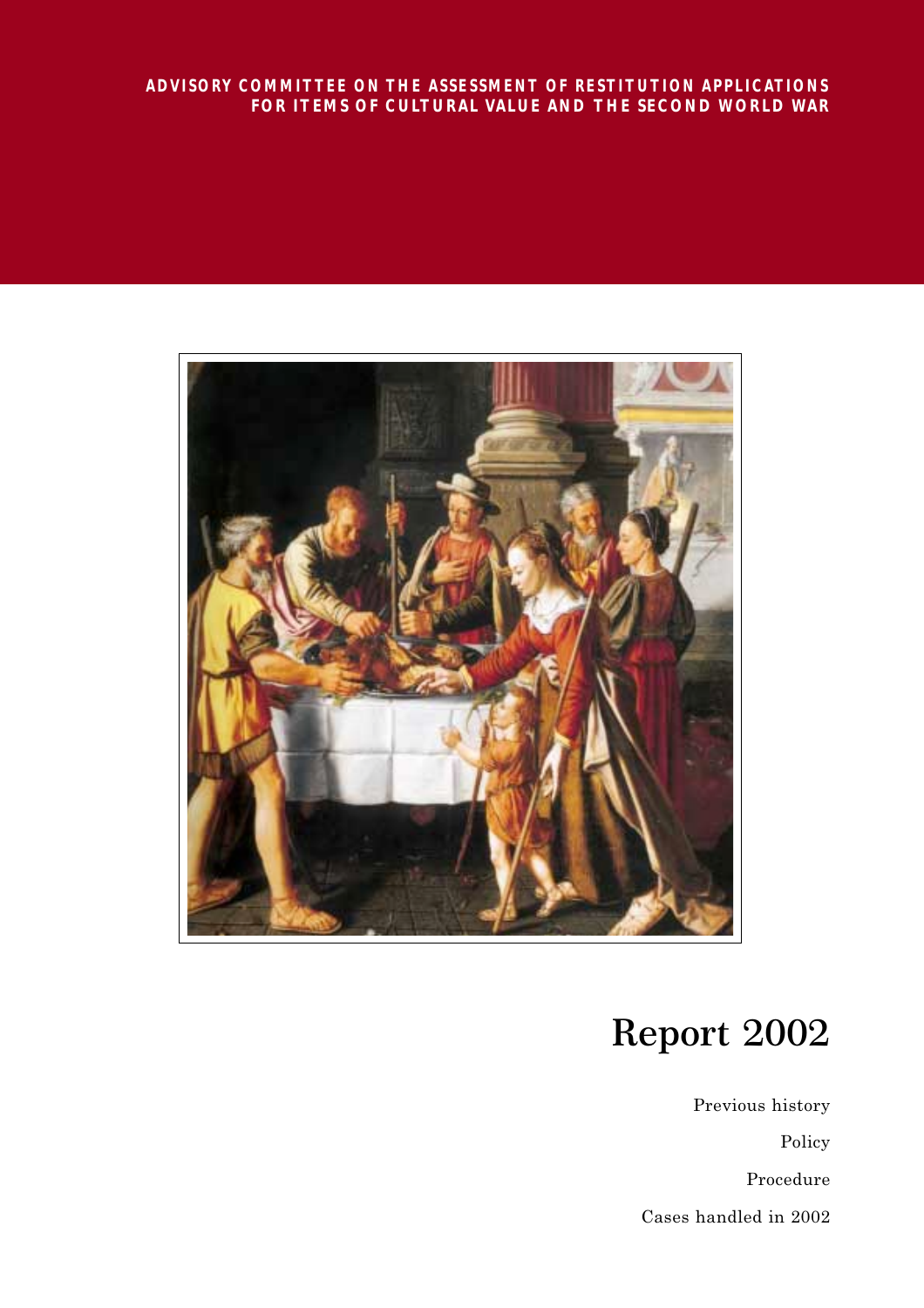ADVISORY COMMITTEE ON THE ASSESSMENT OF RESTITUTION APPLICATIONS FOR ITEMS OF CULTURAL VALUE AND THE SECOND WORLD WAR

# Report 2002

Previous history

Policy

Procedure

Cases handled in 2002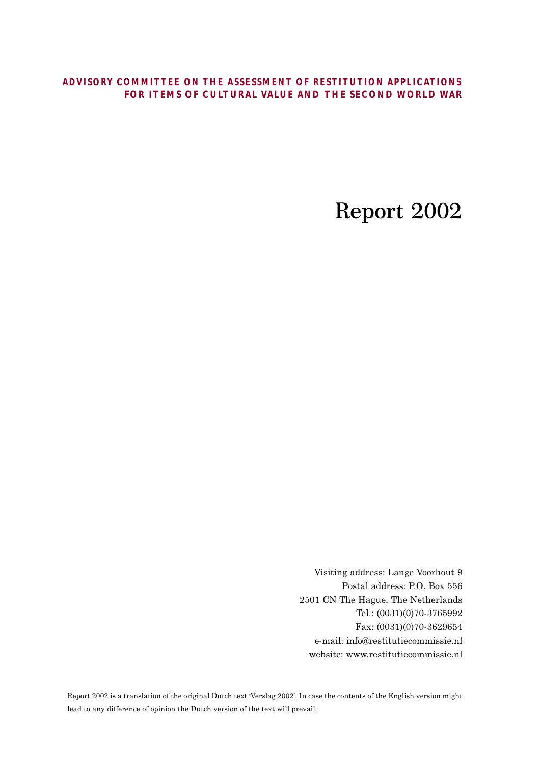**ADVISORY COMMITTEE ON THE ASSESSMENT OF RESTITUTION APPLICATIONS FOR ITEMS OF CULTURAL VALUE AND THE SECOND WORLD WAR**

# Report 2002

Visiting address: Lange Voorhout 9
Postal address: P.O. Box 556
2501 CN The Hague, The Netherlands
Tel.: (0031)(0)70-3765992
Fax: (0031)(0)70-3629654
e-mail: info@restitutiecommissie.nl
website: www.restitutiecommissie.nl

Report 2002 is a translation of the original Dutch text 'Verslag 2002'. In case the contents of the English version might lead to any difference of opinion the Dutch version of the text will prevail.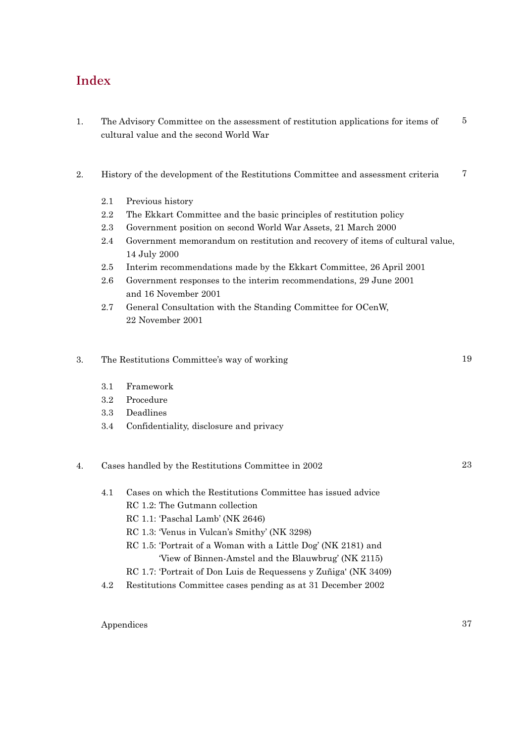# Index

1. The Advisory Committee on the assessment of restitution applications for items of cultural value and the second World War — 5

2. History of the development of the Restitutions Committee and assessment criteria — 7

   2.1 Previous history
   2.2 The Ekkart Committee and the basic principles of restitution policy
   2.3 Government position on second World War Assets, 21 March 2000
   2.4 Government memorandum on restitution and recovery of items of cultural value, 14 July 2000
   2.5 Interim recommendations made by the Ekkart Committee, 26 April 2001
   2.6 Government responses to the interim recommendations, 29 June 2001 and 16 November 2001
   2.7 General Consultation with the Standing Committee for OCenW, 22 November 2001

3. The Restitutions Committee's way of working — 19

   3.1 Framework
   3.2 Procedure
   3.3 Deadlines
   3.4 Confidentiality, disclosure and privacy

4. Cases handled by the Restitutions Committee in 2002 — 23

   4.1 Cases on which the Restitutions Committee has issued advice
   RC 1.2: The Gutmann collection
   RC 1.1: 'Paschal Lamb' (NK 2646)
   RC 1.3: 'Venus in Vulcan's Smithy' (NK 3298)
   RC 1.5: 'Portrait of a Woman with a Little Dog' (NK 2181) and 'View of Binnen-Amstel and the Blauwbrug' (NK 2115)
   RC 1.7: 'Portrait of Don Luis de Requessens y Zuñiga' (NK 3409)
   4.2 Restitutions Committee cases pending as at 31 December 2002

Appendices — 37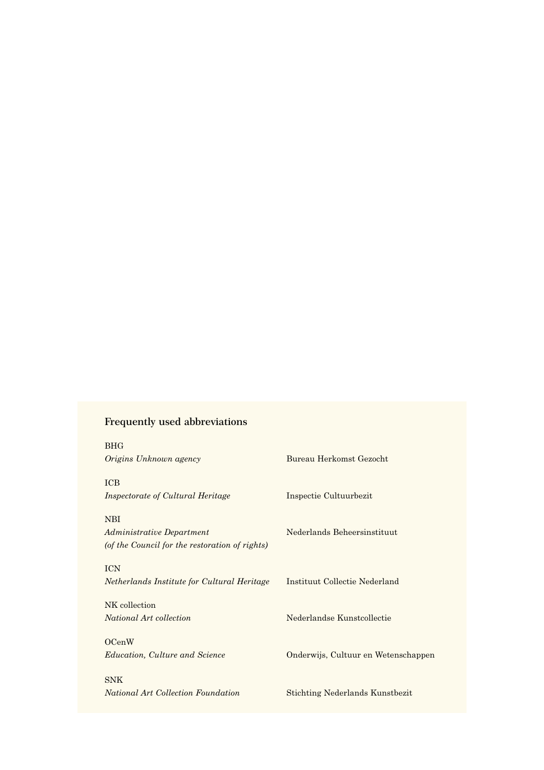## Frequently used abbreviations

| Abbreviation | English | Dutch |
| --- | --- | --- |
| BHG | *Origins Unknown agency* | Bureau Herkomst Gezocht |
| ICB | *Inspectorate of Cultural Heritage* | Inspectie Cultuurbezit |
| NBI | *Administrative Department (of the Council for the restoration of rights)* | Nederlands Beheersinstituut |
| ICN | *Netherlands Institute for Cultural Heritage* | Instituut Collectie Nederland |
| NK collection | *National Art collection* | Nederlandse Kunstcollectie |
| OCenW | *Education, Culture and Science* | Onderwijs, Cultuur en Wetenschappen |
| SNK | *National Art Collection Foundation* | Stichting Nederlands Kunstbezit |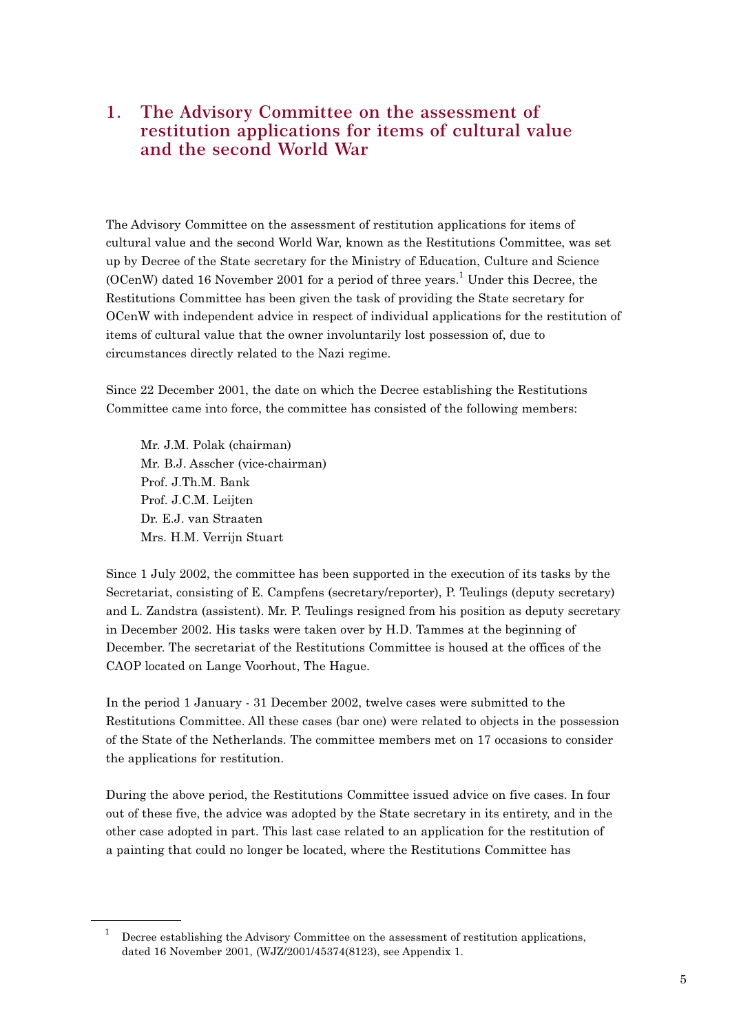# 1. The Advisory Committee on the assessment of restitution applications for items of cultural value and the second World War

The Advisory Committee on the assessment of restitution applications for items of cultural value and the second World War, known as the Restitutions Committee, was set up by Decree of the State secretary for the Ministry of Education, Culture and Science (OCenW) dated 16 November 2001 for a period of three years.[1] Under this Decree, the Restitutions Committee has been given the task of providing the State secretary for OCenW with independent advice in respect of individual applications for the restitution of items of cultural value that the owner involuntarily lost possession of, due to circumstances directly related to the Nazi regime.

Since 22 December 2001, the date on which the Decree establishing the Restitutions Committee came into force, the committee has consisted of the following members:

Mr. J.M. Polak (chairman)  
Mr. B.J. Asscher (vice-chairman)  
Prof. J.Th.M. Bank  
Prof. J.C.M. Leijten  
Dr. E.J. van Straaten  
Mrs. H.M. Verrijn Stuart

Since 1 July 2002, the committee has been supported in the execution of its tasks by the Secretariat, consisting of E. Campfens (secretary/reporter), P. Teulings (deputy secretary) and L. Zandstra (assistent). Mr. P. Teulings resigned from his position as deputy secretary in December 2002. His tasks were taken over by H.D. Tammes at the beginning of December. The secretariat of the Restitutions Committee is housed at the offices of the CAOP located on Lange Voorhout, The Hague.

In the period 1 January - 31 December 2002, twelve cases were submitted to the Restitutions Committee. All these cases (bar one) were related to objects in the possession of the State of the Netherlands. The committee members met on 17 occasions to consider the applications for restitution.

During the above period, the Restitutions Committee issued advice on five cases. In four out of these five, the advice was adopted by the State secretary in its entirety, and in the other case adopted in part. This last case related to an application for the restitution of a painting that could no longer be located, where the Restitutions Committee has

[1] Decree establishing the Advisory Committee on the assessment of restitution applications, dated 16 November 2001, (WJZ/2001/45374(8123), see Appendix 1.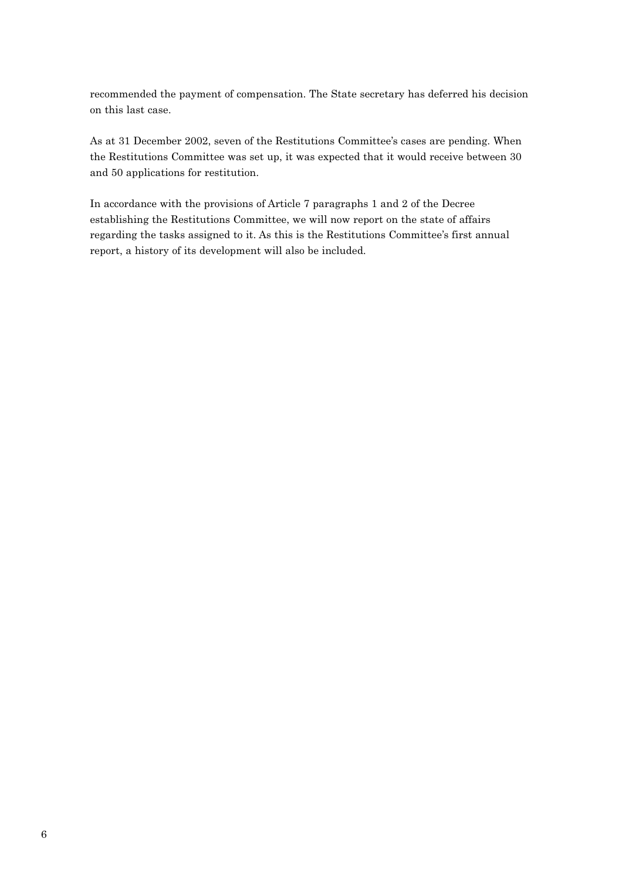recommended the payment of compensation. The State secretary has deferred his decision on this last case.

As at 31 December 2002, seven of the Restitutions Committee's cases are pending. When the Restitutions Committee was set up, it was expected that it would receive between 30 and 50 applications for restitution.

In accordance with the provisions of Article 7 paragraphs 1 and 2 of the Decree establishing the Restitutions Committee, we will now report on the state of affairs regarding the tasks assigned to it. As this is the Restitutions Committee's first annual report, a history of its development will also be included.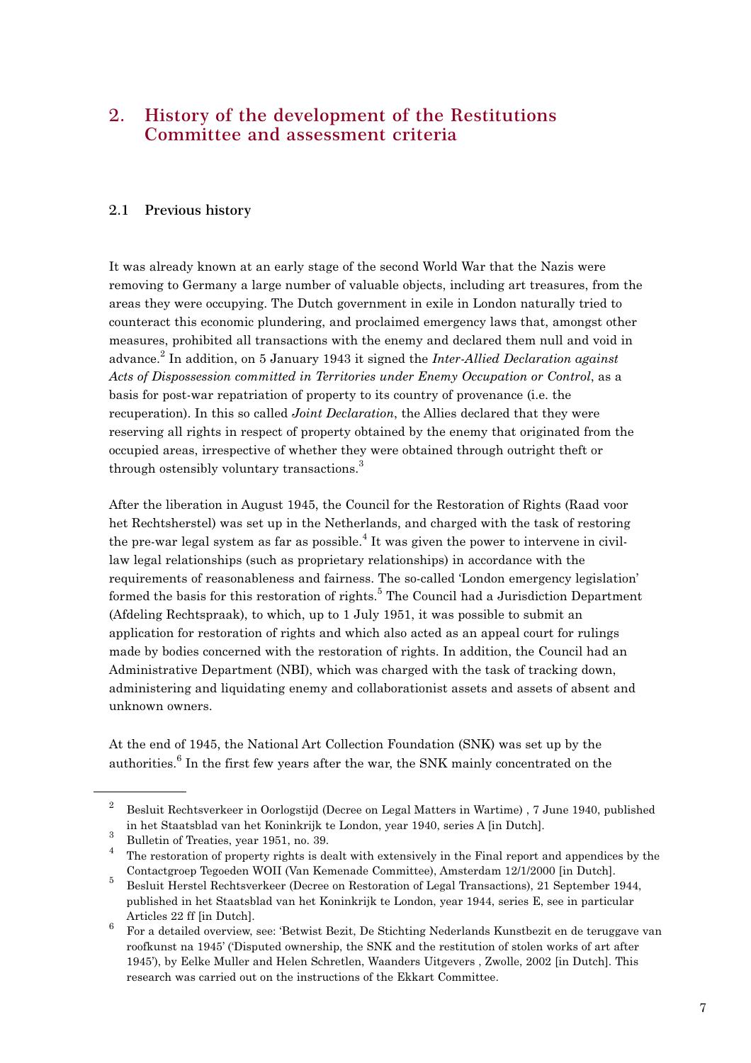## 2. History of the development of the Restitutions Committee and assessment criteria

### 2.1 Previous history

It was already known at an early stage of the second World War that the Nazis were removing to Germany a large number of valuable objects, including art treasures, from the areas they were occupying. The Dutch government in exile in London naturally tried to counteract this economic plundering, and proclaimed emergency laws that, amongst other measures, prohibited all transactions with the enemy and declared them null and void in advance.[2] In addition, on 5 January 1943 it signed the *Inter-Allied Declaration against Acts of Dispossession committed in Territories under Enemy Occupation or Control*, as a basis for post-war repatriation of property to its country of provenance (i.e. the recuperation). In this so called *Joint Declaration*, the Allies declared that they were reserving all rights in respect of property obtained by the enemy that originated from the occupied areas, irrespective of whether they were obtained through outright theft or through ostensibly voluntary transactions.[3]

After the liberation in August 1945, the Council for the Restoration of Rights (Raad voor het Rechtsherstel) was set up in the Netherlands, and charged with the task of restoring the pre-war legal system as far as possible.[4] It was given the power to intervene in civil-law legal relationships (such as proprietary relationships) in accordance with the requirements of reasonableness and fairness. The so-called 'London emergency legislation' formed the basis for this restoration of rights.[5] The Council had a Jurisdiction Department (Afdeling Rechtspraak), to which, up to 1 July 1951, it was possible to submit an application for restoration of rights and which also acted as an appeal court for rulings made by bodies concerned with the restoration of rights. In addition, the Council had an Administrative Department (NBI), which was charged with the task of tracking down, administering and liquidating enemy and collaborationist assets and assets of absent and unknown owners.

At the end of 1945, the National Art Collection Foundation (SNK) was set up by the authorities.[6] In the first few years after the war, the SNK mainly concentrated on the

---

[2] Besluit Rechtsverkeer in Oorlogstijd (Decree on Legal Matters in Wartime) , 7 June 1940, published in het Staatsblad van het Koninkrijk te Londen, year 1940, series A [in Dutch].

[3] Bulletin of Treaties, year 1951, no. 39.

[4] The restoration of property rights is dealt with extensively in the Final report and appendices by the Contactgroep Tegoeden WOII (Van Kemenade Committee), Amsterdam 12/1/2000 [in Dutch].

[5] Besluit Herstel Rechtsverkeer (Decree on Restoration of Legal Transactions), 21 September 1944, published in het Staatsblad van het Koninkrijk te Londen, year 1944, series E, see in particular Articles 22 ff [in Dutch].

[6] For a detailed overview, see: 'Betwist Bezit, De Stichting Nederlands Kunstbezit en de teruggave van roofkunst na 1945' ('Disputed ownership, the SNK and the restitution of stolen works of art after 1945'), by Eelke Muller and Helen Schretlen, Waanders Uitgevers , Zwolle, 2002 [in Dutch]. This research was carried out on the instructions of the Ekkart Committee.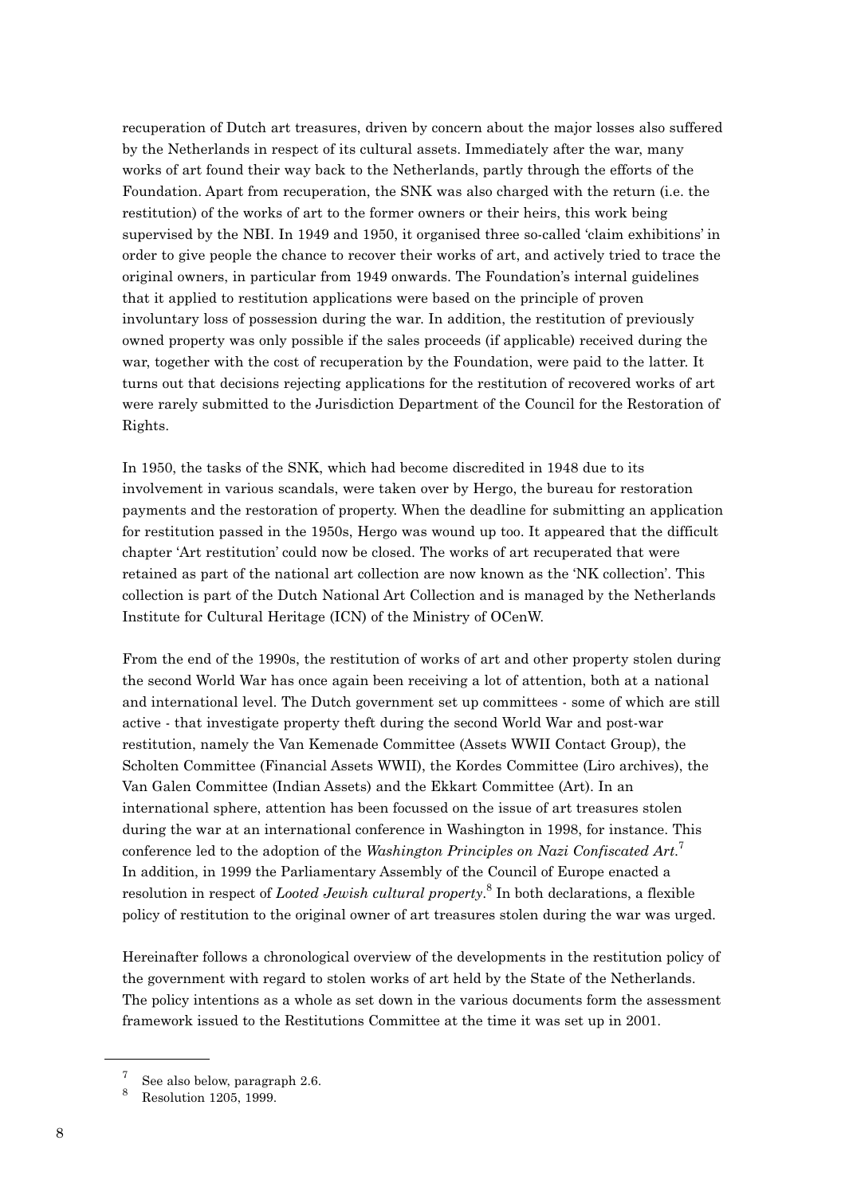recuperation of Dutch art treasures, driven by concern about the major losses also suffered by the Netherlands in respect of its cultural assets. Immediately after the war, many works of art found their way back to the Netherlands, partly through the efforts of the Foundation. Apart from recuperation, the SNK was also charged with the return (i.e. the restitution) of the works of art to the former owners or their heirs, this work being supervised by the NBI. In 1949 and 1950, it organised three so-called 'claim exhibitions' in order to give people the chance to recover their works of art, and actively tried to trace the original owners, in particular from 1949 onwards. The Foundation's internal guidelines that it applied to restitution applications were based on the principle of proven involuntary loss of possession during the war. In addition, the restitution of previously owned property was only possible if the sales proceeds (if applicable) received during the war, together with the cost of recuperation by the Foundation, were paid to the latter. It turns out that decisions rejecting applications for the restitution of recovered works of art were rarely submitted to the Jurisdiction Department of the Council for the Restoration of Rights.

In 1950, the tasks of the SNK, which had become discredited in 1948 due to its involvement in various scandals, were taken over by Hergo, the bureau for restoration payments and the restoration of property. When the deadline for submitting an application for restitution passed in the 1950s, Hergo was wound up too. It appeared that the difficult chapter 'Art restitution' could now be closed. The works of art recuperated that were retained as part of the national art collection are now known as the 'NK collection'. This collection is part of the Dutch National Art Collection and is managed by the Netherlands Institute for Cultural Heritage (ICN) of the Ministry of OCenW.

From the end of the 1990s, the restitution of works of art and other property stolen during the second World War has once again been receiving a lot of attention, both at a national and international level. The Dutch government set up committees - some of which are still active - that investigate property theft during the second World War and post-war restitution, namely the Van Kemenade Committee (Assets WWII Contact Group), the Scholten Committee (Financial Assets WWII), the Kordes Committee (Liro archives), the Van Galen Committee (Indian Assets) and the Ekkart Committee (Art). In an international sphere, attention has been focussed on the issue of art treasures stolen during the war at an international conference in Washington in 1998, for instance. This conference led to the adoption of the *Washington Principles on Nazi Confiscated Art*.[7] In addition, in 1999 the Parliamentary Assembly of the Council of Europe enacted a resolution in respect of *Looted Jewish cultural property*.[8] In both declarations, a flexible policy of restitution to the original owner of art treasures stolen during the war was urged.

Hereinafter follows a chronological overview of the developments in the restitution policy of the government with regard to stolen works of art held by the State of the Netherlands. The policy intentions as a whole as set down in the various documents form the assessment framework issued to the Restitutions Committee at the time it was set up in 2001.

---

[7] See also below, paragraph 2.6.

[8] Resolution 1205, 1999.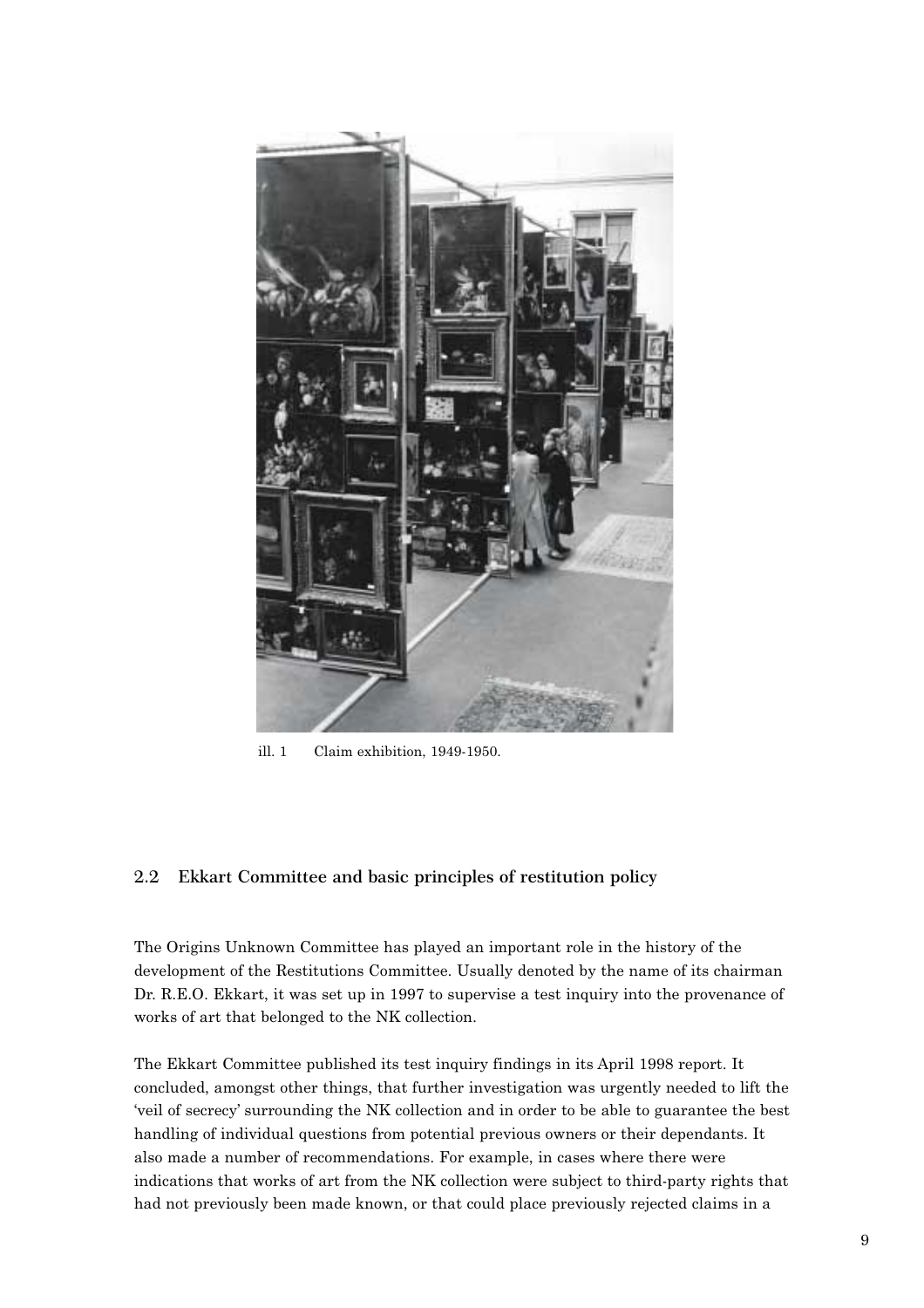ill. 1 Claim exhibition, 1949-1950.

## 2.2 Ekkart Committee and basic principles of restitution policy

The Origins Unknown Committee has played an important role in the history of the development of the Restitutions Committee. Usually denoted by the name of its chairman Dr. R.E.O. Ekkart, it was set up in 1997 to supervise a test inquiry into the provenance of works of art that belonged to the NK collection.

The Ekkart Committee published its test inquiry findings in its April 1998 report. It concluded, amongst other things, that further investigation was urgently needed to lift the 'veil of secrecy' surrounding the NK collection and in order to be able to guarantee the best handling of individual questions from potential previous owners or their dependants. It also made a number of recommendations. For example, in cases where there were indications that works of art from the NK collection were subject to third-party rights that had not previously been made known, or that could place previously rejected claims in a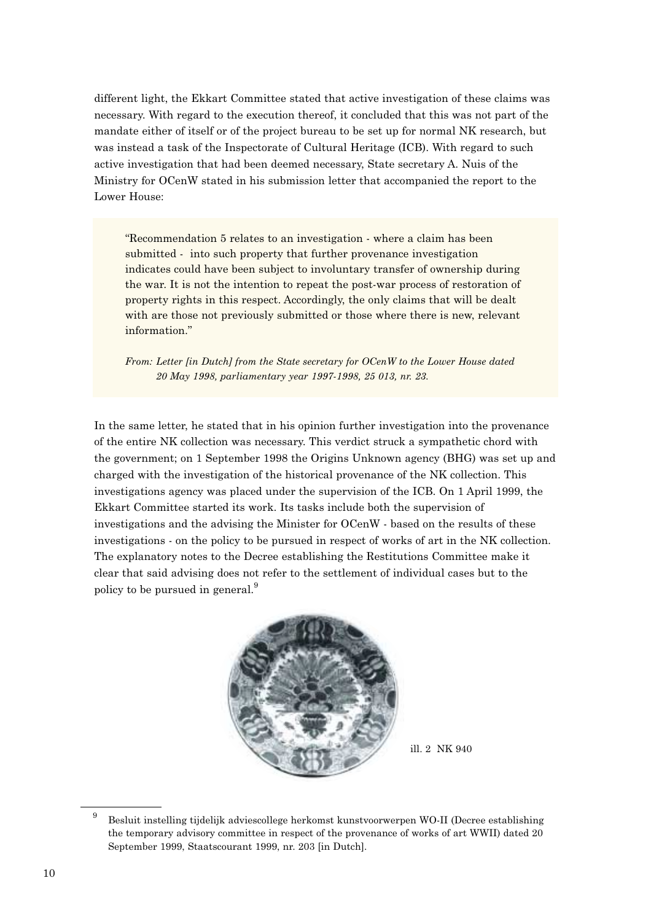different light, the Ekkart Committee stated that active investigation of these claims was necessary. With regard to the execution thereof, it concluded that this was not part of the mandate either of itself or of the project bureau to be set up for normal NK research, but was instead a task of the Inspectorate of Cultural Heritage (ICB). With regard to such active investigation that had been deemed necessary, State secretary A. Nuis of the Ministry for OCenW stated in his submission letter that accompanied the report to the Lower House:

> "Recommendation 5 relates to an investigation - where a claim has been submitted - into such property that further provenance investigation indicates could have been subject to involuntary transfer of ownership during the war. It is not the intention to repeat the post-war process of restoration of property rights in this respect. Accordingly, the only claims that will be dealt with are those not previously submitted or those where there is new, relevant information."
>
> *From: Letter [in Dutch] from the State secretary for OCenW to the Lower House dated 20 May 1998, parliamentary year 1997-1998, 25 013, nr. 23.*

In the same letter, he stated that in his opinion further investigation into the provenance of the entire NK collection was necessary. This verdict struck a sympathetic chord with the government; on 1 September 1998 the Origins Unknown agency (BHG) was set up and charged with the investigation of the historical provenance of the NK collection. This investigations agency was placed under the supervision of the ICB. On 1 April 1999, the Ekkart Committee started its work. Its tasks include both the supervision of investigations and the advising the Minister for OCenW - based on the results of these investigations - on the policy to be pursued in respect of works of art in the NK collection. The explanatory notes to the Decree establishing the Restitutions Committee make it clear that said advising does not refer to the settlement of individual cases but to the policy to be pursued in general.[9]

ill. 2 NK 940

[9] Besluit instelling tijdelijk adviescollege herkomst kunstvoorwerpen WO-II (Decree establishing the temporary advisory committee in respect of the provenance of works of art WWII) dated 20 September 1999, Staatscourant 1999, nr. 203 [in Dutch].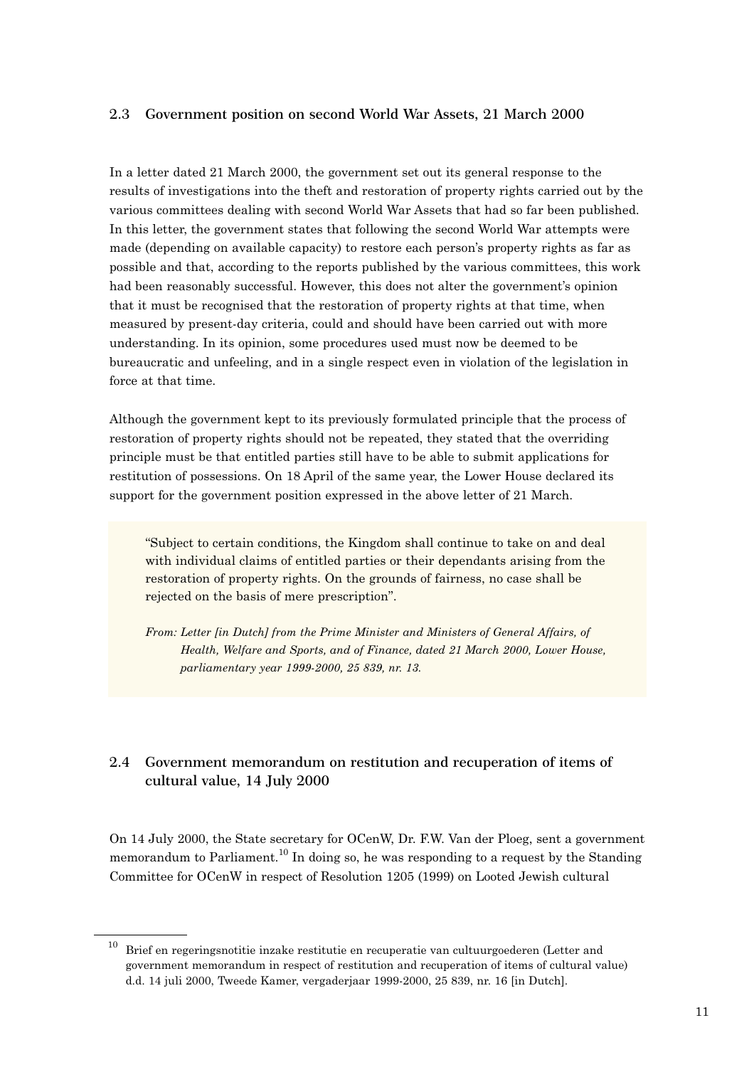## 2.3 Government position on second World War Assets, 21 March 2000

In a letter dated 21 March 2000, the government set out its general response to the results of investigations into the theft and restoration of property rights carried out by the various committees dealing with second World War Assets that had so far been published. In this letter, the government states that following the second World War attempts were made (depending on available capacity) to restore each person's property rights as far as possible and that, according to the reports published by the various committees, this work had been reasonably successful. However, this does not alter the government's opinion that it must be recognised that the restoration of property rights at that time, when measured by present-day criteria, could and should have been carried out with more understanding. In its opinion, some procedures used must now be deemed to be bureaucratic and unfeeling, and in a single respect even in violation of the legislation in force at that time.

Although the government kept to its previously formulated principle that the process of restoration of property rights should not be repeated, they stated that the overriding principle must be that entitled parties still have to be able to submit applications for restitution of possessions. On 18 April of the same year, the Lower House declared its support for the government position expressed in the above letter of 21 March.

> "Subject to certain conditions, the Kingdom shall continue to take on and deal with individual claims of entitled parties or their dependants arising from the restoration of property rights. On the grounds of fairness, no case shall be rejected on the basis of mere prescription".
>
> *From: Letter [in Dutch] from the Prime Minister and Ministers of General Affairs, of Health, Welfare and Sports, and of Finance, dated 21 March 2000, Lower House, parliamentary year 1999-2000, 25 839, nr. 13.*

## 2.4 Government memorandum on restitution and recuperation of items of cultural value, 14 July 2000

On 14 July 2000, the State secretary for OCenW, Dr. F.W. Van der Ploeg, sent a government memorandum to Parliament.[10] In doing so, he was responding to a request by the Standing Committee for OCenW in respect of Resolution 1205 (1999) on Looted Jewish cultural

[10] Brief en regeringsnotitie inzake restitutie en recuperatie van cultuurgoederen (Letter and government memorandum in respect of restitution and recuperation of items of cultural value) d.d. 14 juli 2000, Tweede Kamer, vergaderjaar 1999-2000, 25 839, nr. 16 [in Dutch].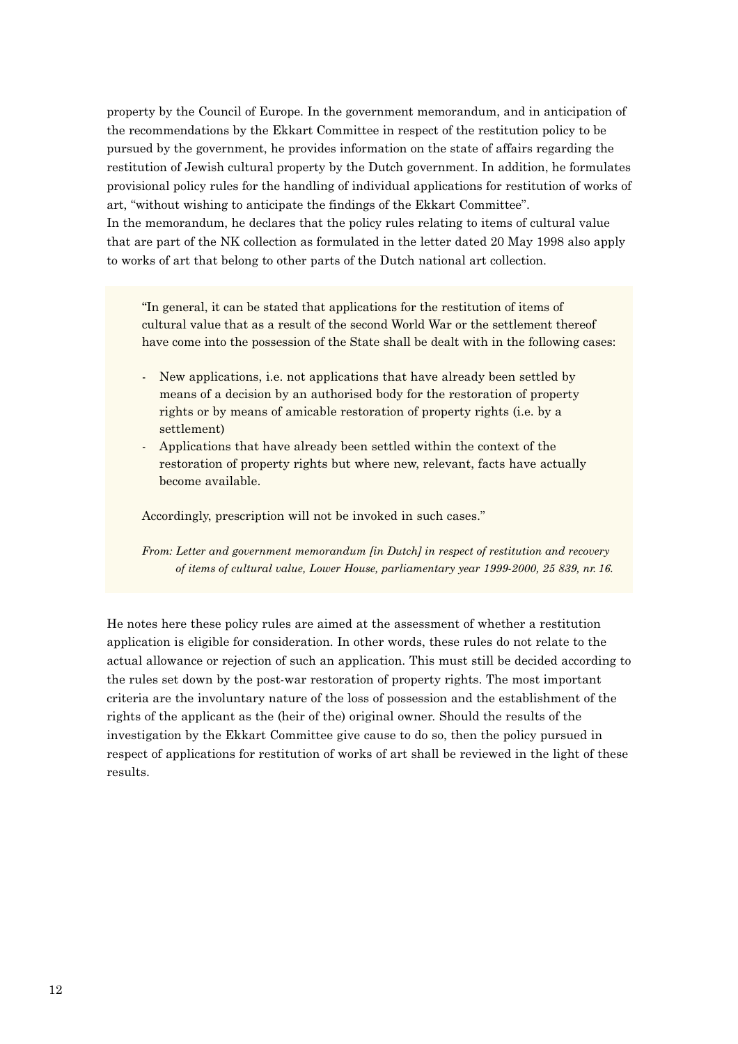property by the Council of Europe. In the government memorandum, and in anticipation of the recommendations by the Ekkart Committee in respect of the restitution policy to be pursued by the government, he provides information on the state of affairs regarding the restitution of Jewish cultural property by the Dutch government. In addition, he formulates provisional policy rules for the handling of individual applications for restitution of works of art, "without wishing to anticipate the findings of the Ekkart Committee".
In the memorandum, he declares that the policy rules relating to items of cultural value that are part of the NK collection as formulated in the letter dated 20 May 1998 also apply to works of art that belong to other parts of the Dutch national art collection.

> "In general, it can be stated that applications for the restitution of items of cultural value that as a result of the second World War or the settlement thereof have come into the possession of the State shall be dealt with in the following cases:
>
> - New applications, i.e. not applications that have already been settled by means of a decision by an authorised body for the restoration of property rights or by means of amicable restoration of property rights (i.e. by a settlement)
> - Applications that have already been settled within the context of the restoration of property rights but where new, relevant, facts have actually become available.
>
> Accordingly, prescription will not be invoked in such cases."
>
> *From: Letter and government memorandum [in Dutch] in respect of restitution and recovery of items of cultural value, Lower House, parliamentary year 1999-2000, 25 839, nr. 16.*

He notes here these policy rules are aimed at the assessment of whether a restitution application is eligible for consideration. In other words, these rules do not relate to the actual allowance or rejection of such an application. This must still be decided according to the rules set down by the post-war restoration of property rights. The most important criteria are the involuntary nature of the loss of possession and the establishment of the rights of the applicant as the (heir of the) original owner. Should the results of the investigation by the Ekkart Committee give cause to do so, then the policy pursued in respect of applications for restitution of works of art shall be reviewed in the light of these results.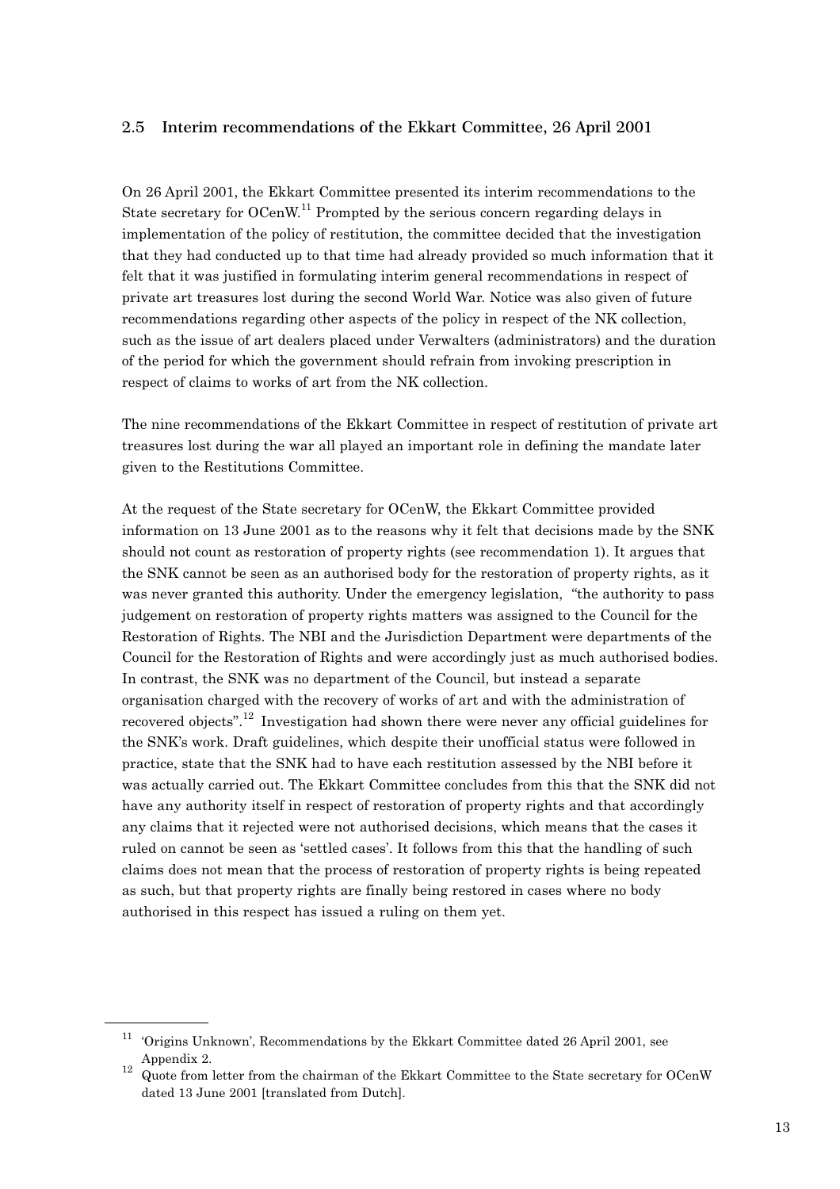## 2.5 Interim recommendations of the Ekkart Committee, 26 April 2001

On 26 April 2001, the Ekkart Committee presented its interim recommendations to the State secretary for OCenW.[11] Prompted by the serious concern regarding delays in implementation of the policy of restitution, the committee decided that the investigation that they had conducted up to that time had already provided so much information that it felt that it was justified in formulating interim general recommendations in respect of private art treasures lost during the second World War. Notice was also given of future recommendations regarding other aspects of the policy in respect of the NK collection, such as the issue of art dealers placed under Verwalters (administrators) and the duration of the period for which the government should refrain from invoking prescription in respect of claims to works of art from the NK collection.

The nine recommendations of the Ekkart Committee in respect of restitution of private art treasures lost during the war all played an important role in defining the mandate later given to the Restitutions Committee.

At the request of the State secretary for OCenW, the Ekkart Committee provided information on 13 June 2001 as to the reasons why it felt that decisions made by the SNK should not count as restoration of property rights (see recommendation 1). It argues that the SNK cannot be seen as an authorised body for the restoration of property rights, as it was never granted this authority. Under the emergency legislation, "the authority to pass judgement on restoration of property rights matters was assigned to the Council for the Restoration of Rights. The NBI and the Jurisdiction Department were departments of the Council for the Restoration of Rights and were accordingly just as much authorised bodies. In contrast, the SNK was no department of the Council, but instead a separate organisation charged with the recovery of works of art and with the administration of recovered objects".[12] Investigation had shown there were never any official guidelines for the SNK's work. Draft guidelines, which despite their unofficial status were followed in practice, state that the SNK had to have each restitution assessed by the NBI before it was actually carried out. The Ekkart Committee concludes from this that the SNK did not have any authority itself in respect of restoration of property rights and that accordingly any claims that it rejected were not authorised decisions, which means that the cases it ruled on cannot be seen as 'settled cases'. It follows from this that the handling of such claims does not mean that the process of restoration of property rights is being repeated as such, but that property rights are finally being restored in cases where no body authorised in this respect has issued a ruling on them yet.

---

[11] 'Origins Unknown', Recommendations by the Ekkart Committee dated 26 April 2001, see Appendix 2.

[12] Quote from letter from the chairman of the Ekkart Committee to the State secretary for OCenW dated 13 June 2001 [translated from Dutch].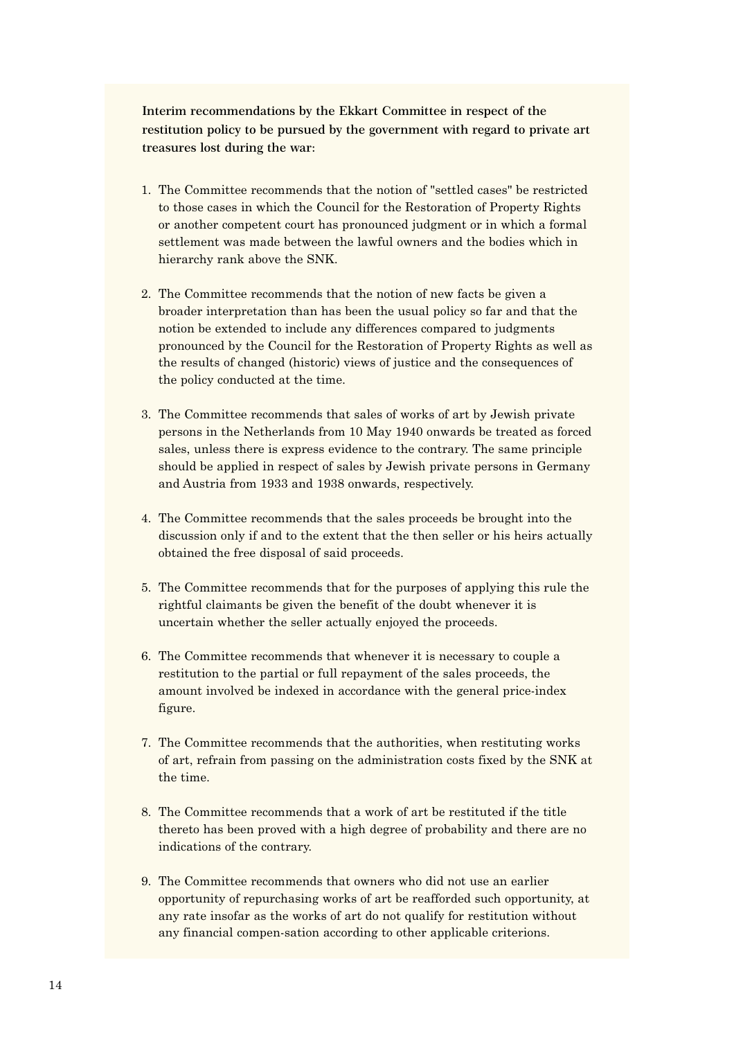**Interim recommendations by the Ekkart Committee in respect of the restitution policy to be pursued by the government with regard to private art treasures lost during the war:**

1. The Committee recommends that the notion of "settled cases" be restricted to those cases in which the Council for the Restoration of Property Rights or another competent court has pronounced judgment or in which a formal settlement was made between the lawful owners and the bodies which in hierarchy rank above the SNK.

2. The Committee recommends that the notion of new facts be given a broader interpretation than has been the usual policy so far and that the notion be extended to include any differences compared to judgments pronounced by the Council for the Restoration of Property Rights as well as the results of changed (historic) views of justice and the consequences of the policy conducted at the time.

3. The Committee recommends that sales of works of art by Jewish private persons in the Netherlands from 10 May 1940 onwards be treated as forced sales, unless there is express evidence to the contrary. The same principle should be applied in respect of sales by Jewish private persons in Germany and Austria from 1933 and 1938 onwards, respectively.

4. The Committee recommends that the sales proceeds be brought into the discussion only if and to the extent that the then seller or his heirs actually obtained the free disposal of said proceeds.

5. The Committee recommends that for the purposes of applying this rule the rightful claimants be given the benefit of the doubt whenever it is uncertain whether the seller actually enjoyed the proceeds.

6. The Committee recommends that whenever it is necessary to couple a restitution to the partial or full repayment of the sales proceeds, the amount involved be indexed in accordance with the general price-index figure.

7. The Committee recommends that the authorities, when restituting works of art, refrain from passing on the administration costs fixed by the SNK at the time.

8. The Committee recommends that a work of art be restituted if the title thereto has been proved with a high degree of probability and there are no indications of the contrary.

9. The Committee recommends that owners who did not use an earlier opportunity of repurchasing works of art be reafforded such opportunity, at any rate insofar as the works of art do not qualify for restitution without any financial compen-sation according to other applicable criterions.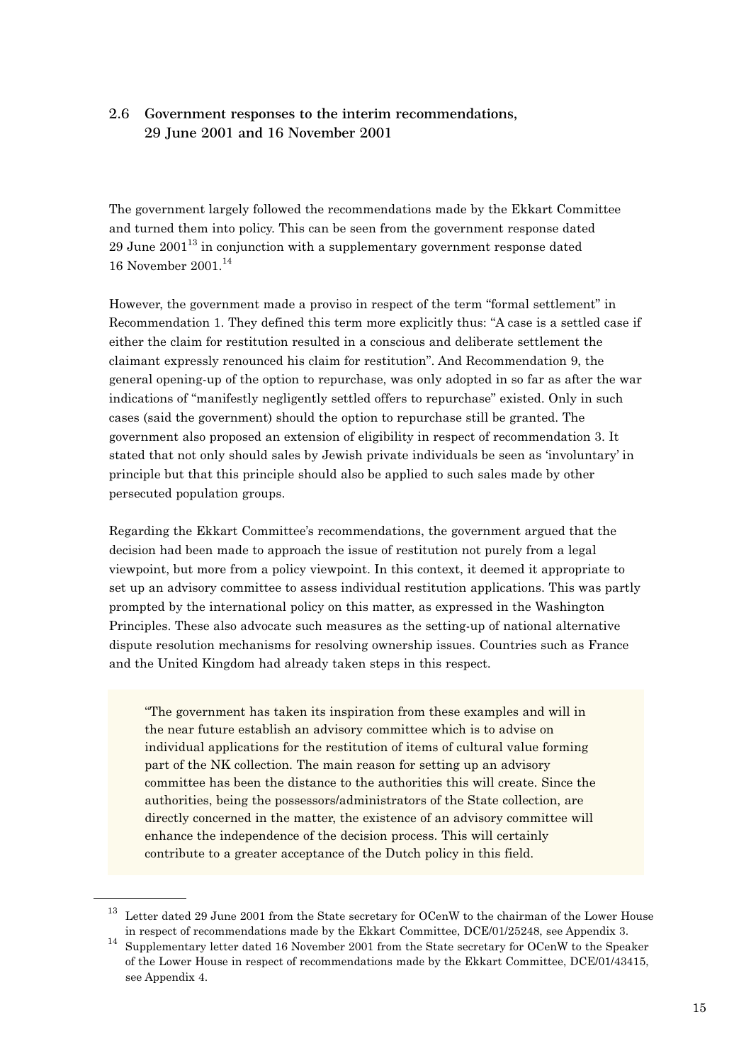## 2.6 Government responses to the interim recommendations, 29 June 2001 and 16 November 2001

The government largely followed the recommendations made by the Ekkart Committee and turned them into policy. This can be seen from the government response dated 29 June 2001[13] in conjunction with a supplementary government response dated 16 November 2001.[14]

However, the government made a proviso in respect of the term "formal settlement" in Recommendation 1. They defined this term more explicitly thus: "A case is a settled case if either the claim for restitution resulted in a conscious and deliberate settlement the claimant expressly renounced his claim for restitution". And Recommendation 9, the general opening-up of the option to repurchase, was only adopted in so far as after the war indications of "manifestly negligently settled offers to repurchase" existed. Only in such cases (said the government) should the option to repurchase still be granted. The government also proposed an extension of eligibility in respect of recommendation 3. It stated that not only should sales by Jewish private individuals be seen as 'involuntary' in principle but that this principle should also be applied to such sales made by other persecuted population groups.

Regarding the Ekkart Committee's recommendations, the government argued that the decision had been made to approach the issue of restitution not purely from a legal viewpoint, but more from a policy viewpoint. In this context, it deemed it appropriate to set up an advisory committee to assess individual restitution applications. This was partly prompted by the international policy on this matter, as expressed in the Washington Principles. These also advocate such measures as the setting-up of national alternative dispute resolution mechanisms for resolving ownership issues. Countries such as France and the United Kingdom had already taken steps in this respect.

> "The government has taken its inspiration from these examples and will in the near future establish an advisory committee which is to advise on individual applications for the restitution of items of cultural value forming part of the NK collection. The main reason for setting up an advisory committee has been the distance to the authorities this will create. Since the authorities, being the possessors/administrators of the State collection, are directly concerned in the matter, the existence of an advisory committee will enhance the independence of the decision process. This will certainly contribute to a greater acceptance of the Dutch policy in this field.

---

[13] Letter dated 29 June 2001 from the State secretary for OCenW to the chairman of the Lower House in respect of recommendations made by the Ekkart Committee, DCE/01/25248, see Appendix 3.

[14] Supplementary letter dated 16 November 2001 from the State secretary for OCenW to the Speaker of the Lower House in respect of recommendations made by the Ekkart Committee, DCE/01/43415, see Appendix 4.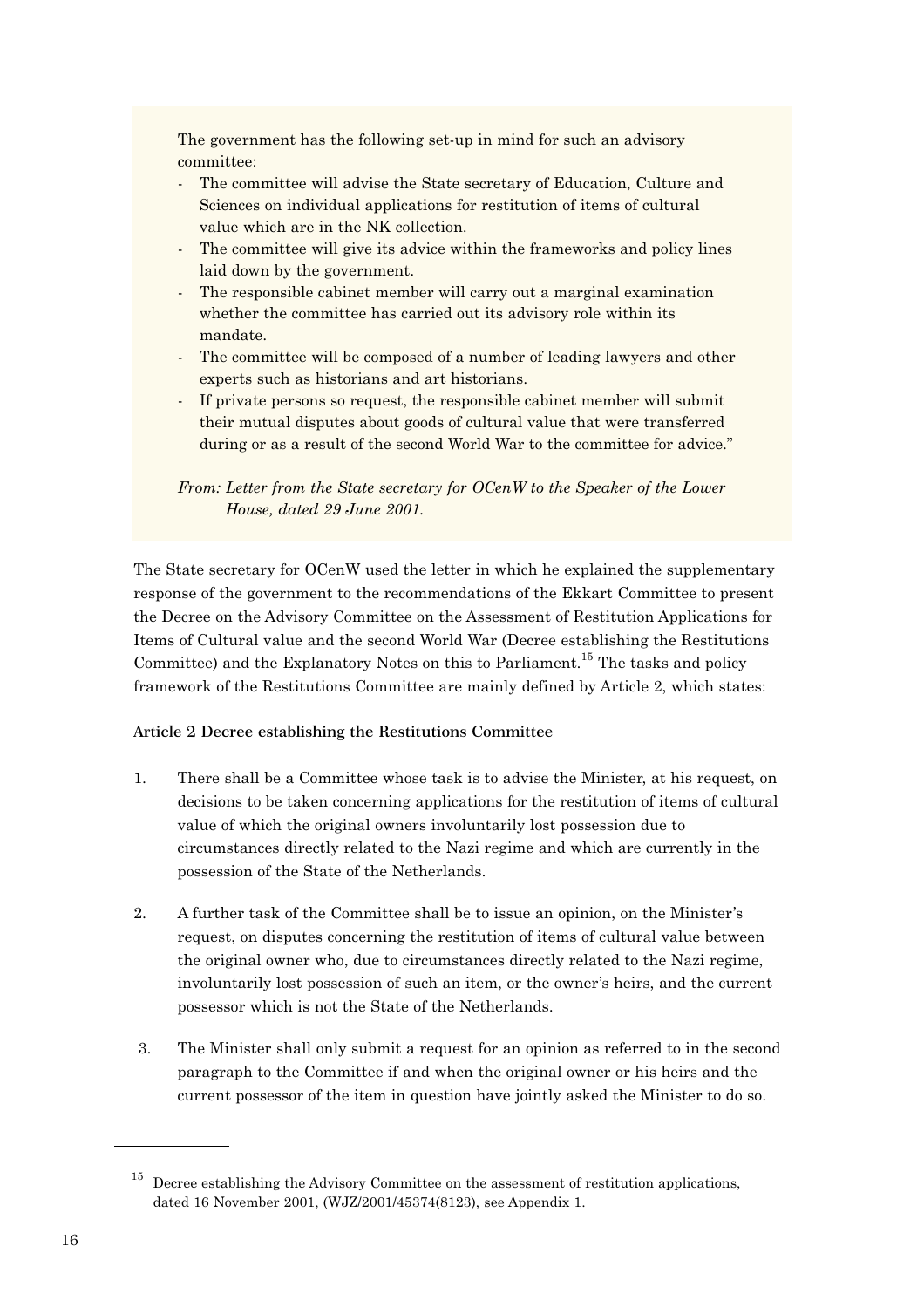The government has the following set-up in mind for such an advisory committee:

- The committee will advise the State secretary of Education, Culture and Sciences on individual applications for restitution of items of cultural value which are in the NK collection.
- The committee will give its advice within the frameworks and policy lines laid down by the government.
- The responsible cabinet member will carry out a marginal examination whether the committee has carried out its advisory role within its mandate.
- The committee will be composed of a number of leading lawyers and other experts such as historians and art historians.
- If private persons so request, the responsible cabinet member will submit their mutual disputes about goods of cultural value that were transferred during or as a result of the second World War to the committee for advice."

*From: Letter from the State secretary for OCenW to the Speaker of the Lower House, dated 29 June 2001.*

The State secretary for OCenW used the letter in which he explained the supplementary response of the government to the recommendations of the Ekkart Committee to present the Decree on the Advisory Committee on the Assessment of Restitution Applications for Items of Cultural value and the second World War (Decree establishing the Restitutions Committee) and the Explanatory Notes on this to Parliament.[15] The tasks and policy framework of the Restitutions Committee are mainly defined by Article 2, which states:

**Article 2 Decree establishing the Restitutions Committee**

1. There shall be a Committee whose task is to advise the Minister, at his request, on decisions to be taken concerning applications for the restitution of items of cultural value of which the original owners involuntarily lost possession due to circumstances directly related to the Nazi regime and which are currently in the possession of the State of the Netherlands.

2. A further task of the Committee shall be to issue an opinion, on the Minister's request, on disputes concerning the restitution of items of cultural value between the original owner who, due to circumstances directly related to the Nazi regime, involuntarily lost possession of such an item, or the owner's heirs, and the current possessor which is not the State of the Netherlands.

3. The Minister shall only submit a request for an opinion as referred to in the second paragraph to the Committee if and when the original owner or his heirs and the current possessor of the item in question have jointly asked the Minister to do so.

---

[15] Decree establishing the Advisory Committee on the assessment of restitution applications, dated 16 November 2001, (WJZ/2001/45374(8123), see Appendix 1.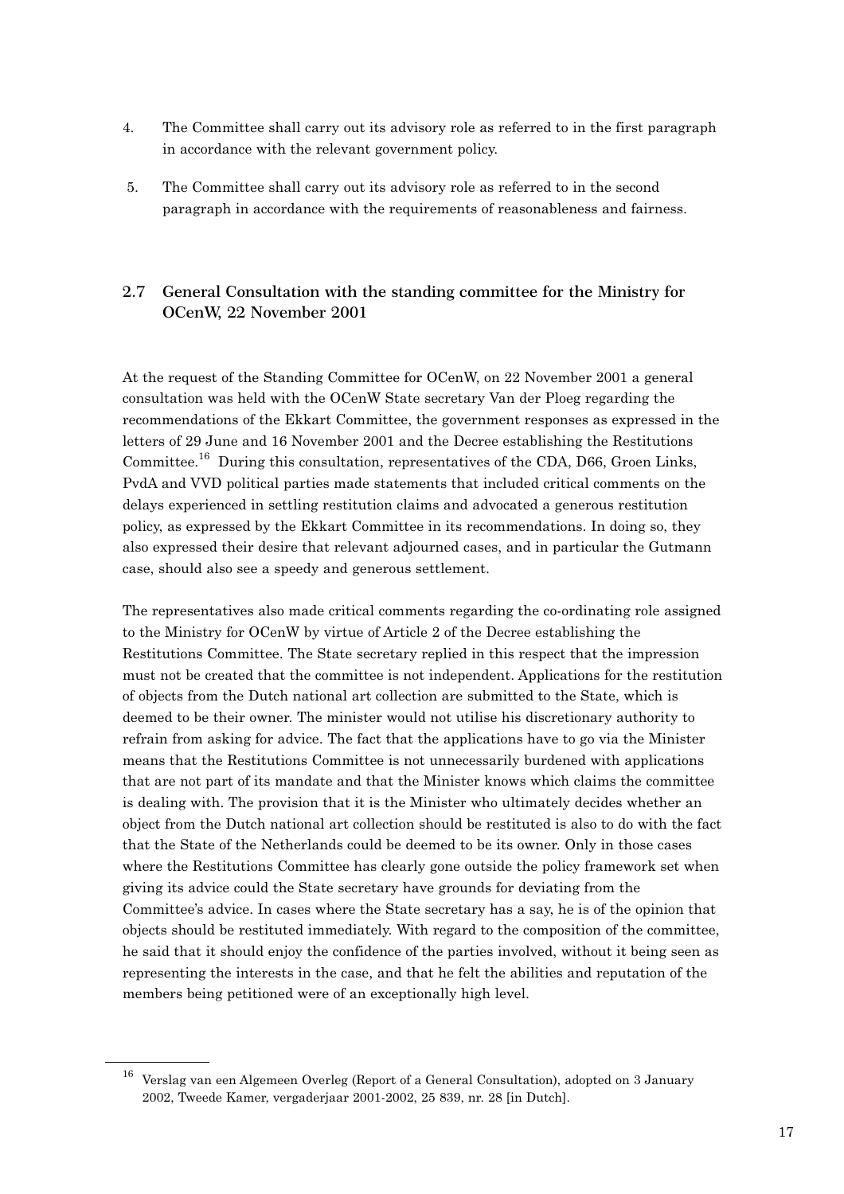4. The Committee shall carry out its advisory role as referred to in the first paragraph in accordance with the relevant government policy.

5. The Committee shall carry out its advisory role as referred to in the second paragraph in accordance with the requirements of reasonableness and fairness.

## 2.7 General Consultation with the standing committee for the Ministry for OCenW, 22 November 2001

At the request of the Standing Committee for OCenW, on 22 November 2001 a general consultation was held with the OCenW State secretary Van der Ploeg regarding the recommendations of the Ekkart Committee, the government responses as expressed in the letters of 29 June and 16 November 2001 and the Decree establishing the Restitutions Committee.[16] During this consultation, representatives of the CDA, D66, Groen Links, PvdA and VVD political parties made statements that included critical comments on the delays experienced in settling restitution claims and advocated a generous restitution policy, as expressed by the Ekkart Committee in its recommendations. In doing so, they also expressed their desire that relevant adjourned cases, and in particular the Gutmann case, should also see a speedy and generous settlement.

The representatives also made critical comments regarding the co-ordinating role assigned to the Ministry for OCenW by virtue of Article 2 of the Decree establishing the Restitutions Committee. The State secretary replied in this respect that the impression must not be created that the committee is not independent. Applications for the restitution of objects from the Dutch national art collection are submitted to the State, which is deemed to be their owner. The minister would not utilise his discretionary authority to refrain from asking for advice. The fact that the applications have to go via the Minister means that the Restitutions Committee is not unnecessarily burdened with applications that are not part of its mandate and that the Minister knows which claims the committee is dealing with. The provision that it is the Minister who ultimately decides whether an object from the Dutch national art collection should be restituted is also to do with the fact that the State of the Netherlands could be deemed to be its owner. Only in those cases where the Restitutions Committee has clearly gone outside the policy framework set when giving its advice could the State secretary have grounds for deviating from the Committee's advice. In cases where the State secretary has a say, he is of the opinion that objects should be restituted immediately. With regard to the composition of the committee, he said that it should enjoy the confidence of the parties involved, without it being seen as representing the interests in the case, and that he felt the abilities and reputation of the members being petitioned were of an exceptionally high level.

---

[16] Verslag van een Algemeen Overleg (Report of a General Consultation), adopted on 3 January 2002, Tweede Kamer, vergaderjaar 2001-2002, 25 839, nr. 28 [in Dutch].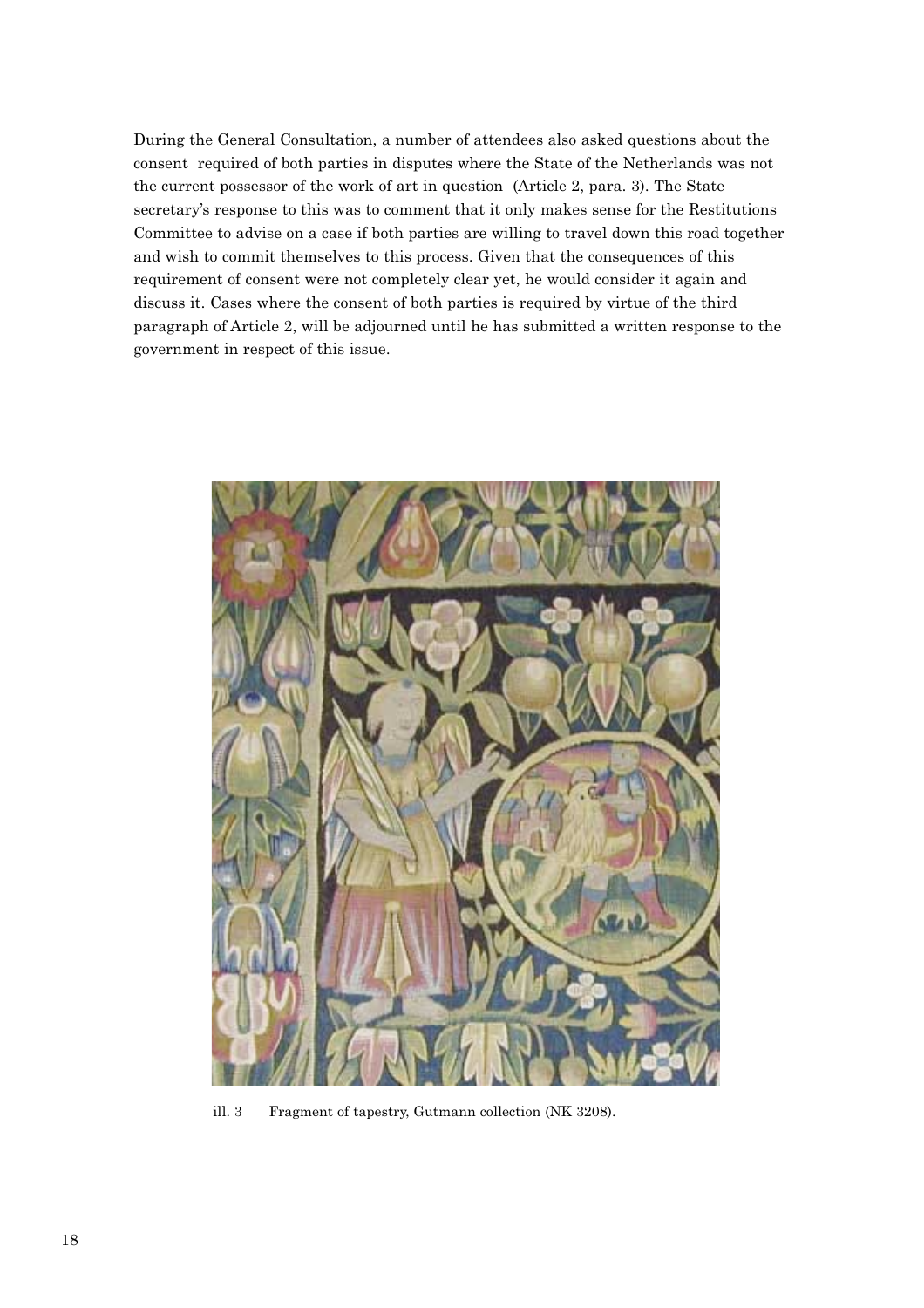During the General Consultation, a number of attendees also asked questions about the consent required of both parties in disputes where the State of the Netherlands was not the current possessor of the work of art in question (Article 2, para. 3). The State secretary's response to this was to comment that it only makes sense for the Restitutions Committee to advise on a case if both parties are willing to travel down this road together and wish to commit themselves to this process. Given that the consequences of this requirement of consent were not completely clear yet, he would consider it again and discuss it. Cases where the consent of both parties is required by virtue of the third paragraph of Article 2, will be adjourned until he has submitted a written response to the government in respect of this issue.

ill. 3 Fragment of tapestry, Gutmann collection (NK 3208).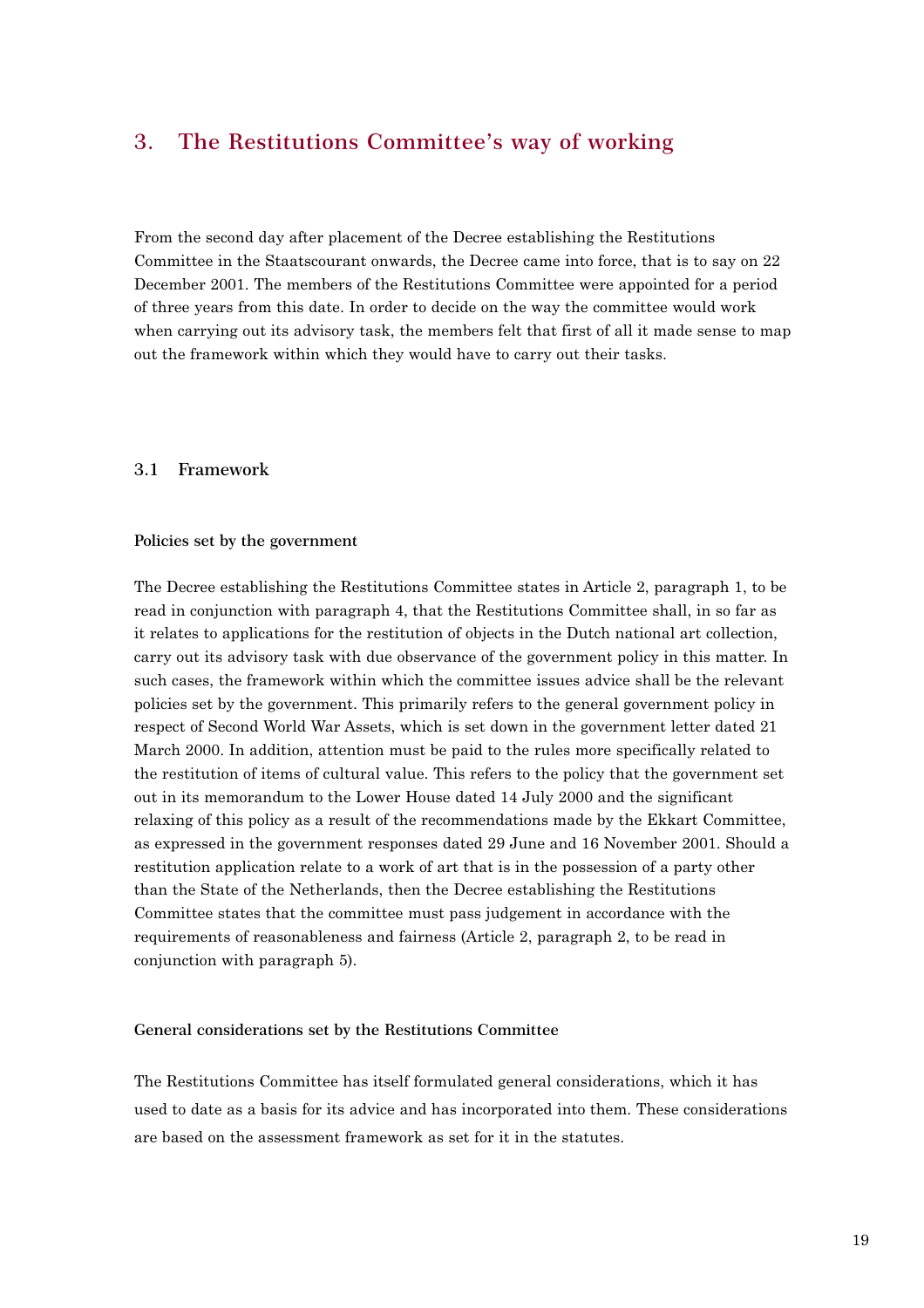# 3. The Restitutions Committee's way of working

From the second day after placement of the Decree establishing the Restitutions Committee in the Staatscourant onwards, the Decree came into force, that is to say on 22 December 2001. The members of the Restitutions Committee were appointed for a period of three years from this date. In order to decide on the way the committee would work when carrying out its advisory task, the members felt that first of all it made sense to map out the framework within which they would have to carry out their tasks.

## 3.1 Framework

### Policies set by the government

The Decree establishing the Restitutions Committee states in Article 2, paragraph 1, to be read in conjunction with paragraph 4, that the Restitutions Committee shall, in so far as it relates to applications for the restitution of objects in the Dutch national art collection, carry out its advisory task with due observance of the government policy in this matter. In such cases, the framework within which the committee issues advice shall be the relevant policies set by the government. This primarily refers to the general government policy in respect of Second World War Assets, which is set down in the government letter dated 21 March 2000. In addition, attention must be paid to the rules more specifically related to the restitution of items of cultural value. This refers to the policy that the government set out in its memorandum to the Lower House dated 14 July 2000 and the significant relaxing of this policy as a result of the recommendations made by the Ekkart Committee, as expressed in the government responses dated 29 June and 16 November 2001. Should a restitution application relate to a work of art that is in the possession of a party other than the State of the Netherlands, then the Decree establishing the Restitutions Committee states that the committee must pass judgement in accordance with the requirements of reasonableness and fairness (Article 2, paragraph 2, to be read in conjunction with paragraph 5).

### General considerations set by the Restitutions Committee

The Restitutions Committee has itself formulated general considerations, which it has used to date as a basis for its advice and has incorporated into them. These considerations are based on the assessment framework as set for it in the statutes.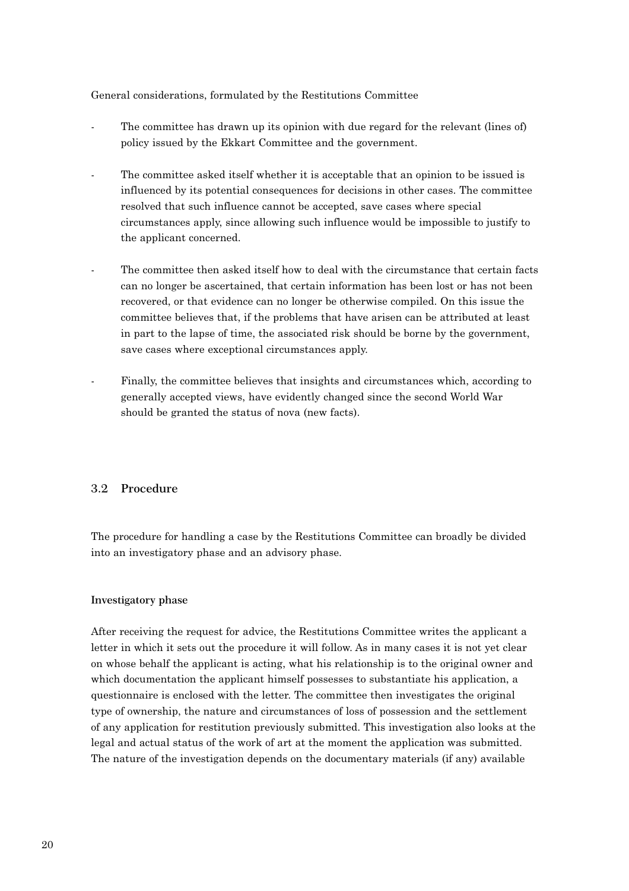General considerations, formulated by the Restitutions Committee

- The committee has drawn up its opinion with due regard for the relevant (lines of) policy issued by the Ekkart Committee and the government.

- The committee asked itself whether it is acceptable that an opinion to be issued is influenced by its potential consequences for decisions in other cases. The committee resolved that such influence cannot be accepted, save cases where special circumstances apply, since allowing such influence would be impossible to justify to the applicant concerned.

- The committee then asked itself how to deal with the circumstance that certain facts can no longer be ascertained, that certain information has been lost or has not been recovered, or that evidence can no longer be otherwise compiled. On this issue the committee believes that, if the problems that have arisen can be attributed at least in part to the lapse of time, the associated risk should be borne by the government, save cases where exceptional circumstances apply.

- Finally, the committee believes that insights and circumstances which, according to generally accepted views, have evidently changed since the second World War should be granted the status of nova (new facts).

## 3.2 Procedure

The procedure for handling a case by the Restitutions Committee can broadly be divided into an investigatory phase and an advisory phase.

### Investigatory phase

After receiving the request for advice, the Restitutions Committee writes the applicant a letter in which it sets out the procedure it will follow. As in many cases it is not yet clear on whose behalf the applicant is acting, what his relationship is to the original owner and which documentation the applicant himself possesses to substantiate his application, a questionnaire is enclosed with the letter. The committee then investigates the original type of ownership, the nature and circumstances of loss of possession and the settlement of any application for restitution previously submitted. This investigation also looks at the legal and actual status of the work of art at the moment the application was submitted. The nature of the investigation depends on the documentary materials (if any) available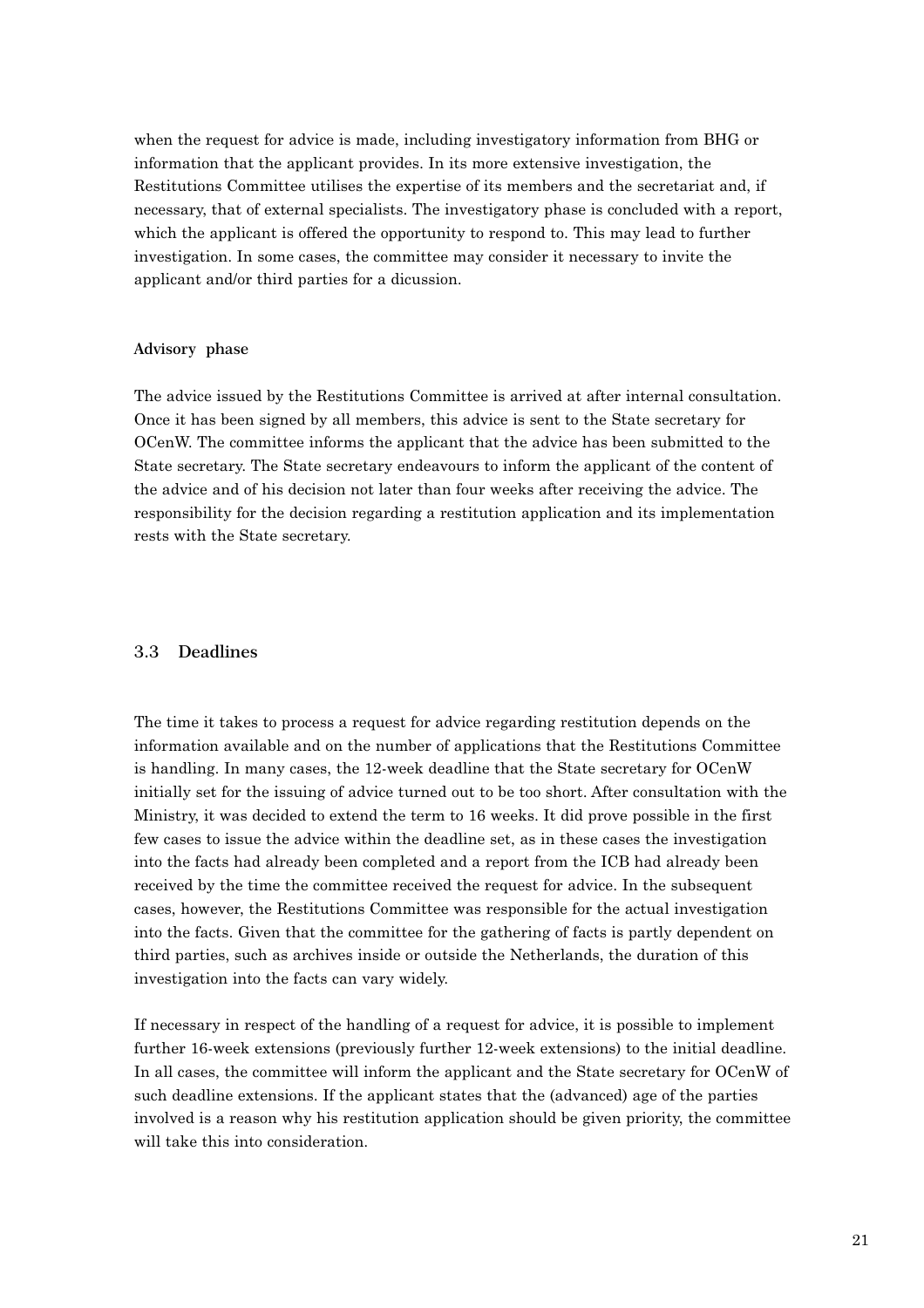when the request for advice is made, including investigatory information from BHG or information that the applicant provides. In its more extensive investigation, the Restitutions Committee utilises the expertise of its members and the secretariat and, if necessary, that of external specialists. The investigatory phase is concluded with a report, which the applicant is offered the opportunity to respond to. This may lead to further investigation. In some cases, the committee may consider it necessary to invite the applicant and/or third parties for a dicussion.

#### Advisory phase

The advice issued by the Restitutions Committee is arrived at after internal consultation. Once it has been signed by all members, this advice is sent to the State secretary for OCenW. The committee informs the applicant that the advice has been submitted to the State secretary. The State secretary endeavours to inform the applicant of the content of the advice and of his decision not later than four weeks after receiving the advice. The responsibility for the decision regarding a restitution application and its implementation rests with the State secretary.

### 3.3 Deadlines

The time it takes to process a request for advice regarding restitution depends on the information available and on the number of applications that the Restitutions Committee is handling. In many cases, the 12-week deadline that the State secretary for OCenW initially set for the issuing of advice turned out to be too short. After consultation with the Ministry, it was decided to extend the term to 16 weeks. It did prove possible in the first few cases to issue the advice within the deadline set, as in these cases the investigation into the facts had already been completed and a report from the ICB had already been received by the time the committee received the request for advice. In the subsequent cases, however, the Restitutions Committee was responsible for the actual investigation into the facts. Given that the committee for the gathering of facts is partly dependent on third parties, such as archives inside or outside the Netherlands, the duration of this investigation into the facts can vary widely.

If necessary in respect of the handling of a request for advice, it is possible to implement further 16-week extensions (previously further 12-week extensions) to the initial deadline. In all cases, the committee will inform the applicant and the State secretary for OCenW of such deadline extensions. If the applicant states that the (advanced) age of the parties involved is a reason why his restitution application should be given priority, the committee will take this into consideration.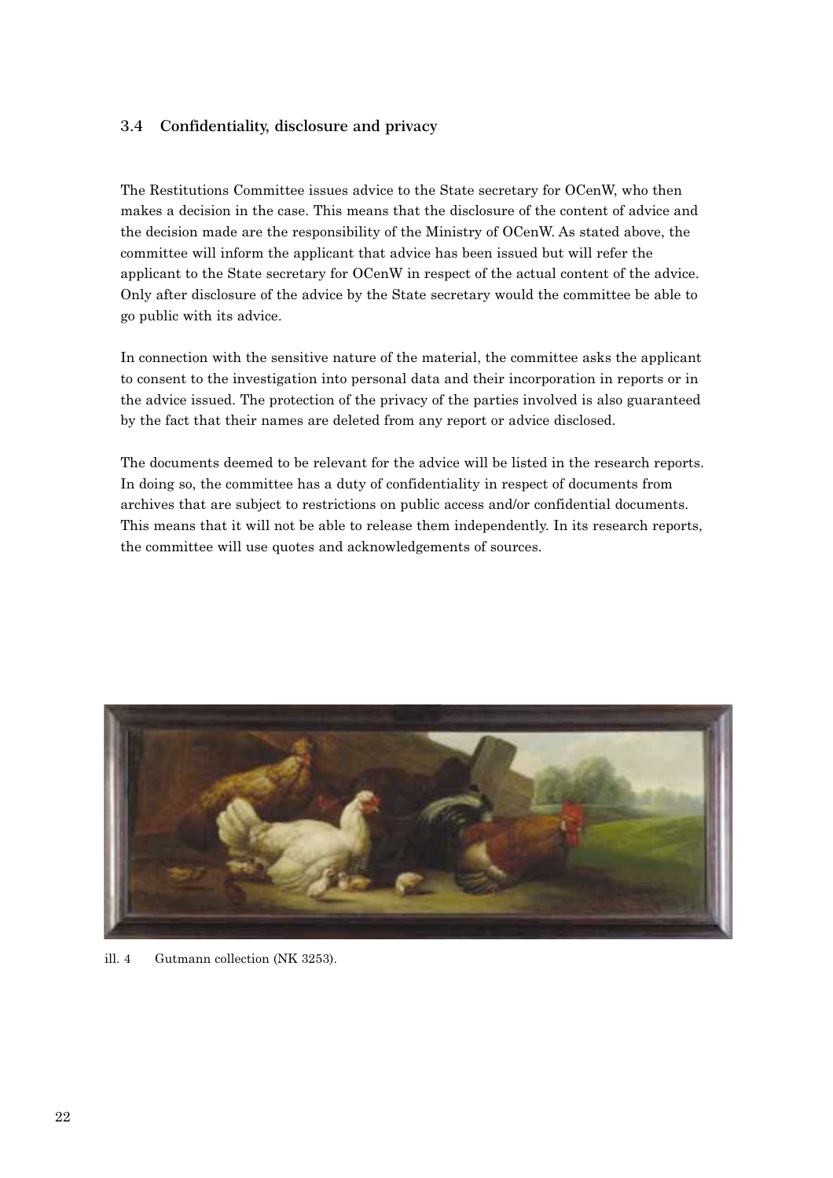## 3.4 Confidentiality, disclosure and privacy

The Restitutions Committee issues advice to the State secretary for OCenW, who then makes a decision in the case. This means that the disclosure of the content of advice and the decision made are the responsibility of the Ministry of OCenW. As stated above, the committee will inform the applicant that advice has been issued but will refer the applicant to the State secretary for OCenW in respect of the actual content of the advice. Only after disclosure of the advice by the State secretary would the committee be able to go public with its advice.

In connection with the sensitive nature of the material, the committee asks the applicant to consent to the investigation into personal data and their incorporation in reports or in the advice issued. The protection of the privacy of the parties involved is also guaranteed by the fact that their names are deleted from any report or advice disclosed.

The documents deemed to be relevant for the advice will be listed in the research reports. In doing so, the committee has a duty of confidentiality in respect of documents from archives that are subject to restrictions on public access and/or confidential documents. This means that it will not be able to release them independently. In its research reports, the committee will use quotes and acknowledgements of sources.

ill. 4 Gutmann collection (NK 3253).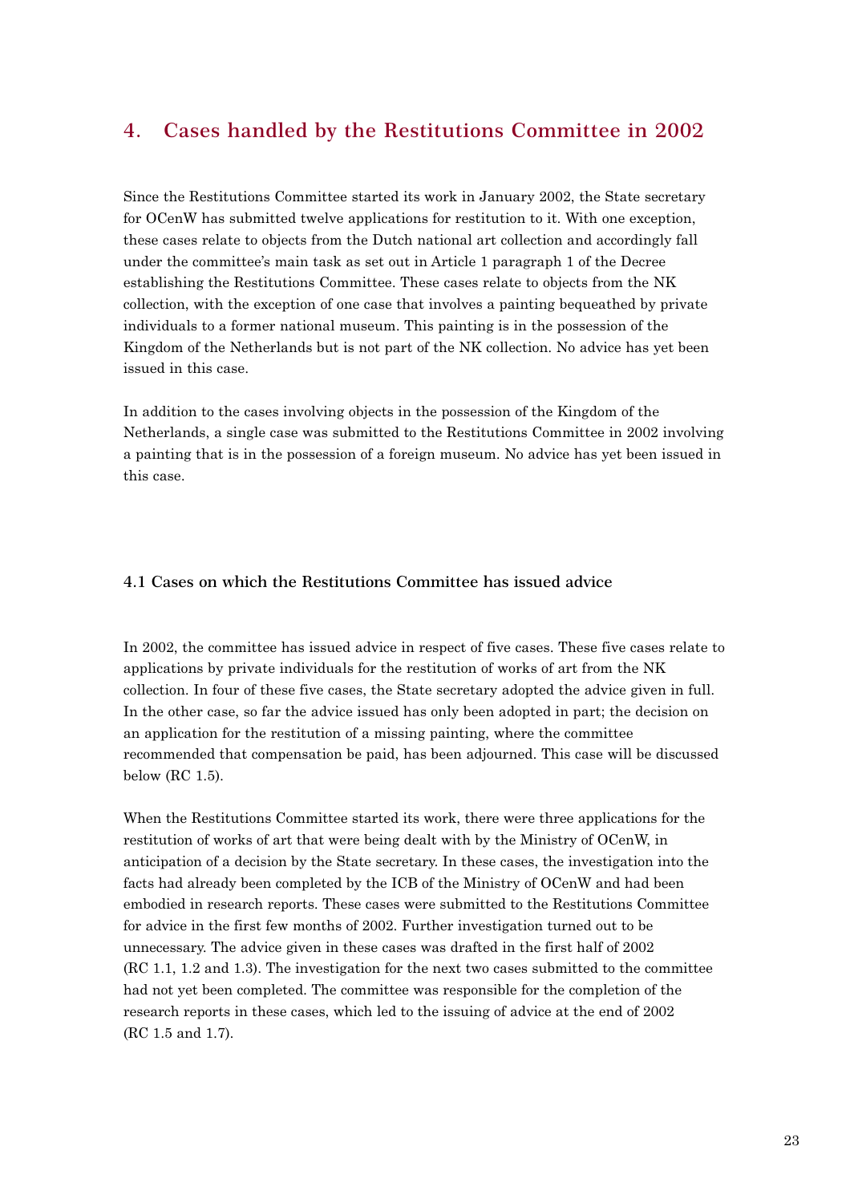# 4. Cases handled by the Restitutions Committee in 2002

Since the Restitutions Committee started its work in January 2002, the State secretary for OCenW has submitted twelve applications for restitution to it. With one exception, these cases relate to objects from the Dutch national art collection and accordingly fall under the committee's main task as set out in Article 1 paragraph 1 of the Decree establishing the Restitutions Committee. These cases relate to objects from the NK collection, with the exception of one case that involves a painting bequeathed by private individuals to a former national museum. This painting is in the possession of the Kingdom of the Netherlands but is not part of the NK collection. No advice has yet been issued in this case.

In addition to the cases involving objects in the possession of the Kingdom of the Netherlands, a single case was submitted to the Restitutions Committee in 2002 involving a painting that is in the possession of a foreign museum. No advice has yet been issued in this case.

## 4.1 Cases on which the Restitutions Committee has issued advice

In 2002, the committee has issued advice in respect of five cases. These five cases relate to applications by private individuals for the restitution of works of art from the NK collection. In four of these five cases, the State secretary adopted the advice given in full. In the other case, so far the advice issued has only been adopted in part; the decision on an application for the restitution of a missing painting, where the committee recommended that compensation be paid, has been adjourned. This case will be discussed below (RC 1.5).

When the Restitutions Committee started its work, there were three applications for the restitution of works of art that were being dealt with by the Ministry of OCenW, in anticipation of a decision by the State secretary. In these cases, the investigation into the facts had already been completed by the ICB of the Ministry of OCenW and had been embodied in research reports. These cases were submitted to the Restitutions Committee for advice in the first few months of 2002. Further investigation turned out to be unnecessary. The advice given in these cases was drafted in the first half of 2002 (RC 1.1, 1.2 and 1.3). The investigation for the next two cases submitted to the committee had not yet been completed. The committee was responsible for the completion of the research reports in these cases, which led to the issuing of advice at the end of 2002 (RC 1.5 and 1.7).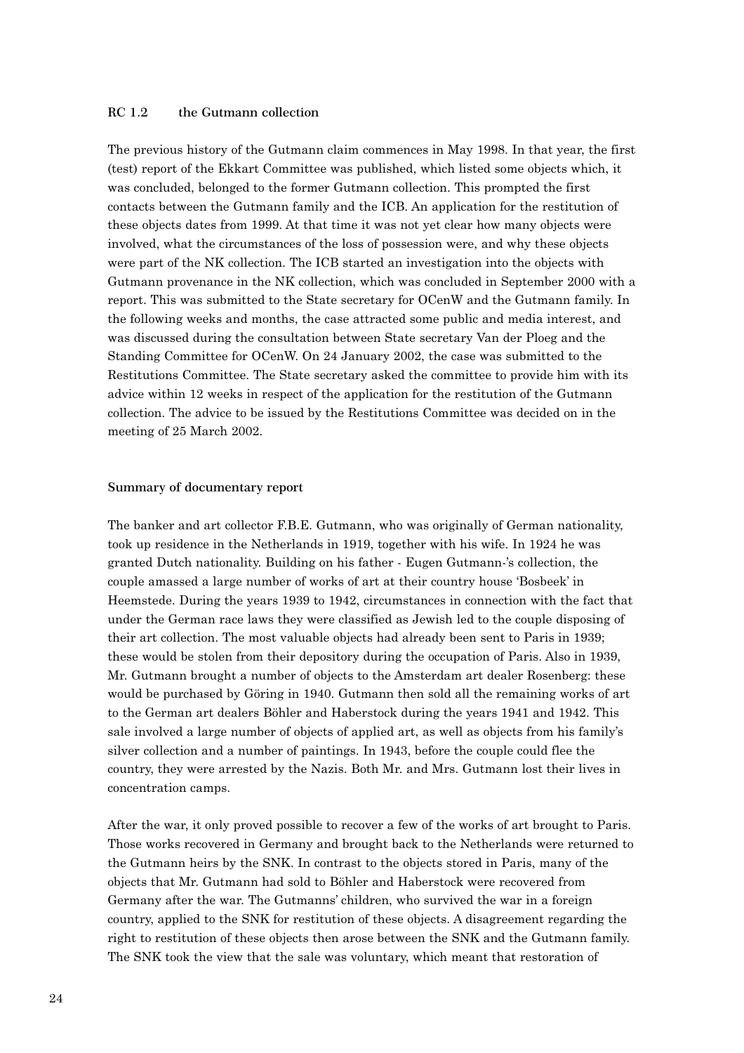### RC 1.2 the Gutmann collection

The previous history of the Gutmann claim commences in May 1998. In that year, the first (test) report of the Ekkart Committee was published, which listed some objects which, it was concluded, belonged to the former Gutmann collection. This prompted the first contacts between the Gutmann family and the ICB. An application for the restitution of these objects dates from 1999. At that time it was not yet clear how many objects were involved, what the circumstances of the loss of possession were, and why these objects were part of the NK collection. The ICB started an investigation into the objects with Gutmann provenance in the NK collection, which was concluded in September 2000 with a report. This was submitted to the State secretary for OCenW and the Gutmann family. In the following weeks and months, the case attracted some public and media interest, and was discussed during the consultation between State secretary Van der Ploeg and the Standing Committee for OCenW. On 24 January 2002, the case was submitted to the Restitutions Committee. The State secretary asked the committee to provide him with its advice within 12 weeks in respect of the application for the restitution of the Gutmann collection. The advice to be issued by the Restitutions Committee was decided on in the meeting of 25 March 2002.

#### Summary of documentary report

The banker and art collector F.B.E. Gutmann, who was originally of German nationality, took up residence in the Netherlands in 1919, together with his wife. In 1924 he was granted Dutch nationality. Building on his father - Eugen Gutmann-'s collection, the couple amassed a large number of works of art at their country house 'Bosbeek' in Heemstede. During the years 1939 to 1942, circumstances in connection with the fact that under the German race laws they were classified as Jewish led to the couple disposing of their art collection. The most valuable objects had already been sent to Paris in 1939; these would be stolen from their depository during the occupation of Paris. Also in 1939, Mr. Gutmann brought a number of objects to the Amsterdam art dealer Rosenberg: these would be purchased by Göring in 1940. Gutmann then sold all the remaining works of art to the German art dealers Böhler and Haberstock during the years 1941 and 1942. This sale involved a large number of objects of applied art, as well as objects from his family's silver collection and a number of paintings. In 1943, before the couple could flee the country, they were arrested by the Nazis. Both Mr. and Mrs. Gutmann lost their lives in concentration camps.

After the war, it only proved possible to recover a few of the works of art brought to Paris. Those works recovered in Germany and brought back to the Netherlands were returned to the Gutmann heirs by the SNK. In contrast to the objects stored in Paris, many of the objects that Mr. Gutmann had sold to Böhler and Haberstock were recovered from Germany after the war. The Gutmanns' children, who survived the war in a foreign country, applied to the SNK for restitution of these objects. A disagreement regarding the right to restitution of these objects then arose between the SNK and the Gutmann family. The SNK took the view that the sale was voluntary, which meant that restoration of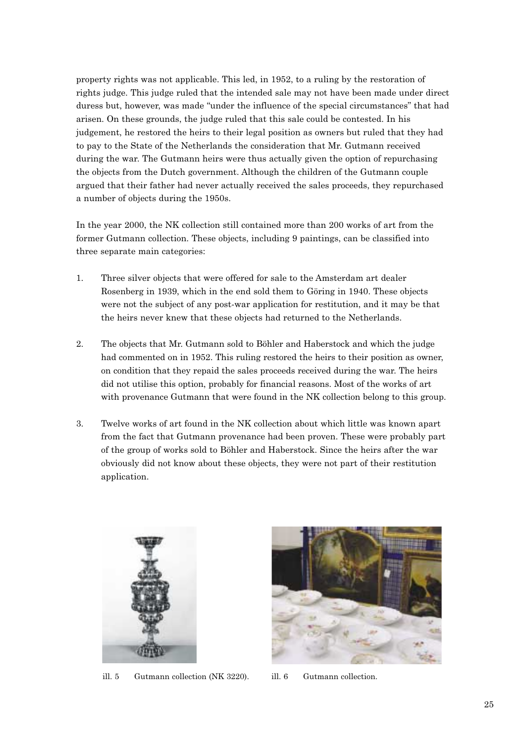property rights was not applicable. This led, in 1952, to a ruling by the restoration of rights judge. This judge ruled that the intended sale may not have been made under direct duress but, however, was made "under the influence of the special circumstances" that had arisen. On these grounds, the judge ruled that this sale could be contested. In his judgement, he restored the heirs to their legal position as owners but ruled that they had to pay to the State of the Netherlands the consideration that Mr. Gutmann received during the war. The Gutmann heirs were thus actually given the option of repurchasing the objects from the Dutch government. Although the children of the Gutmann couple argued that their father had never actually received the sales proceeds, they repurchased a number of objects during the 1950s.

In the year 2000, the NK collection still contained more than 200 works of art from the former Gutmann collection. These objects, including 9 paintings, can be classified into three separate main categories:

1. Three silver objects that were offered for sale to the Amsterdam art dealer Rosenberg in 1939, which in the end sold them to Göring in 1940. These objects were not the subject of any post-war application for restitution, and it may be that the heirs never knew that these objects had returned to the Netherlands.

2. The objects that Mr. Gutmann sold to Böhler and Haberstock and which the judge had commented on in 1952. This ruling restored the heirs to their position as owner, on condition that they repaid the sales proceeds received during the war. The heirs did not utilise this option, probably for financial reasons. Most of the works of art with provenance Gutmann that were found in the NK collection belong to this group.

3. Twelve works of art found in the NK collection about which little was known apart from the fact that Gutmann provenance had been proven. These were probably part of the group of works sold to Böhler and Haberstock. Since the heirs after the war obviously did not know about these objects, they were not part of their restitution application.

ill. 5 Gutmann collection (NK 3220).

ill. 6 Gutmann collection.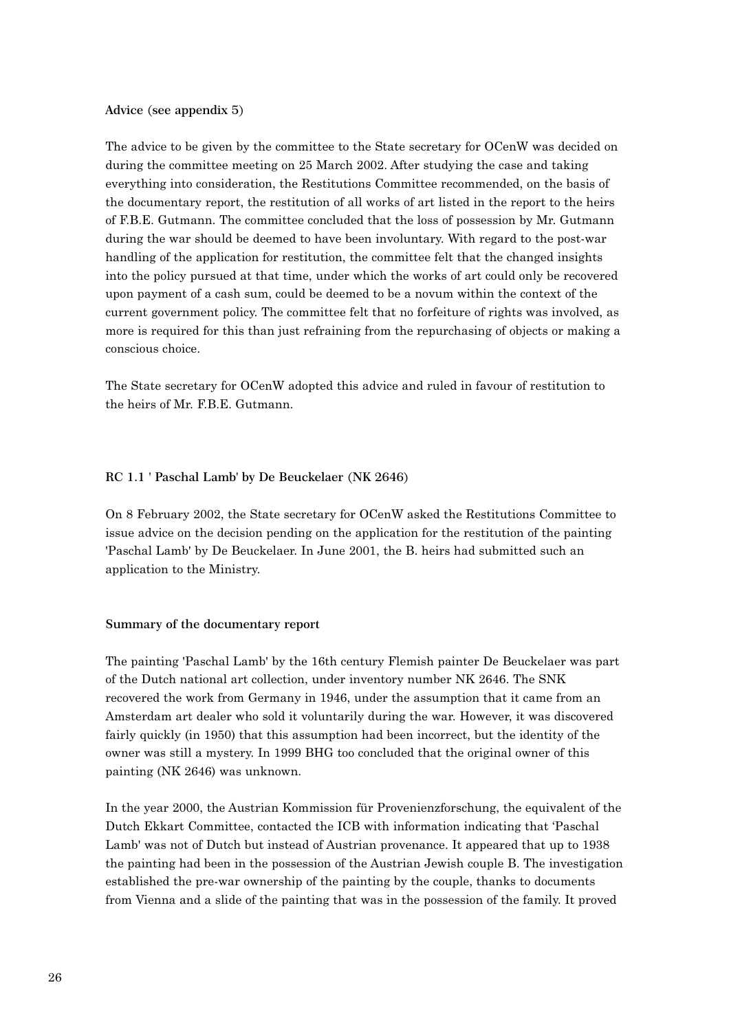### Advice (see appendix 5)

The advice to be given by the committee to the State secretary for OCenW was decided on during the committee meeting on 25 March 2002. After studying the case and taking everything into consideration, the Restitutions Committee recommended, on the basis of the documentary report, the restitution of all works of art listed in the report to the heirs of F.B.E. Gutmann. The committee concluded that the loss of possession by Mr. Gutmann during the war should be deemed to have been involuntary. With regard to the post-war handling of the application for restitution, the committee felt that the changed insights into the policy pursued at that time, under which the works of art could only be recovered upon payment of a cash sum, could be deemed to be a novum within the context of the current government policy. The committee felt that no forfeiture of rights was involved, as more is required for this than just refraining from the repurchasing of objects or making a conscious choice.

The State secretary for OCenW adopted this advice and ruled in favour of restitution to the heirs of Mr. F.B.E. Gutmann.

## RC 1.1 ' Paschal Lamb' by De Beuckelaer (NK 2646)

On 8 February 2002, the State secretary for OCenW asked the Restitutions Committee to issue advice on the decision pending on the application for the restitution of the painting 'Paschal Lamb' by De Beuckelaer. In June 2001, the B. heirs had submitted such an application to the Ministry.

### Summary of the documentary report

The painting 'Paschal Lamb' by the 16th century Flemish painter De Beuckelaer was part of the Dutch national art collection, under inventory number NK 2646. The SNK recovered the work from Germany in 1946, under the assumption that it came from an Amsterdam art dealer who sold it voluntarily during the war. However, it was discovered fairly quickly (in 1950) that this assumption had been incorrect, but the identity of the owner was still a mystery. In 1999 BHG too concluded that the original owner of this painting (NK 2646) was unknown.

In the year 2000, the Austrian Kommission für Provenienzforschung, the equivalent of the Dutch Ekkart Committee, contacted the ICB with information indicating that 'Paschal Lamb' was not of Dutch but instead of Austrian provenance. It appeared that up to 1938 the painting had been in the possession of the Austrian Jewish couple B. The investigation established the pre-war ownership of the painting by the couple, thanks to documents from Vienna and a slide of the painting that was in the possession of the family. It proved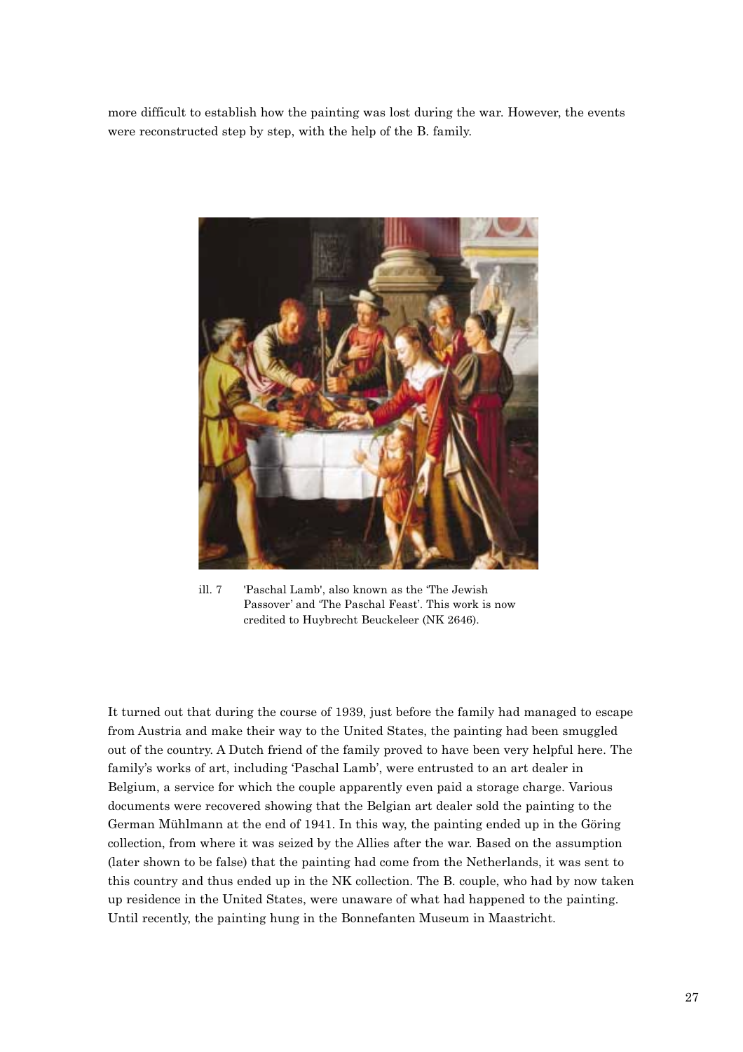more difficult to establish how the painting was lost during the war. However, the events were reconstructed step by step, with the help of the B. family.

ill. 7 'Paschal Lamb', also known as the 'The Jewish Passover' and 'The Paschal Feast'. This work is now credited to Huybrecht Beuckeleer (NK 2646).

It turned out that during the course of 1939, just before the family had managed to escape from Austria and make their way to the United States, the painting had been smuggled out of the country. A Dutch friend of the family proved to have been very helpful here. The family's works of art, including 'Paschal Lamb', were entrusted to an art dealer in Belgium, a service for which the couple apparently even paid a storage charge. Various documents were recovered showing that the Belgian art dealer sold the painting to the German Mühlmann at the end of 1941. In this way, the painting ended up in the Göring collection, from where it was seized by the Allies after the war. Based on the assumption (later shown to be false) that the painting had come from the Netherlands, it was sent to this country and thus ended up in the NK collection. The B. couple, who had by now taken up residence in the United States, were unaware of what had happened to the painting. Until recently, the painting hung in the Bonnefanten Museum in Maastricht.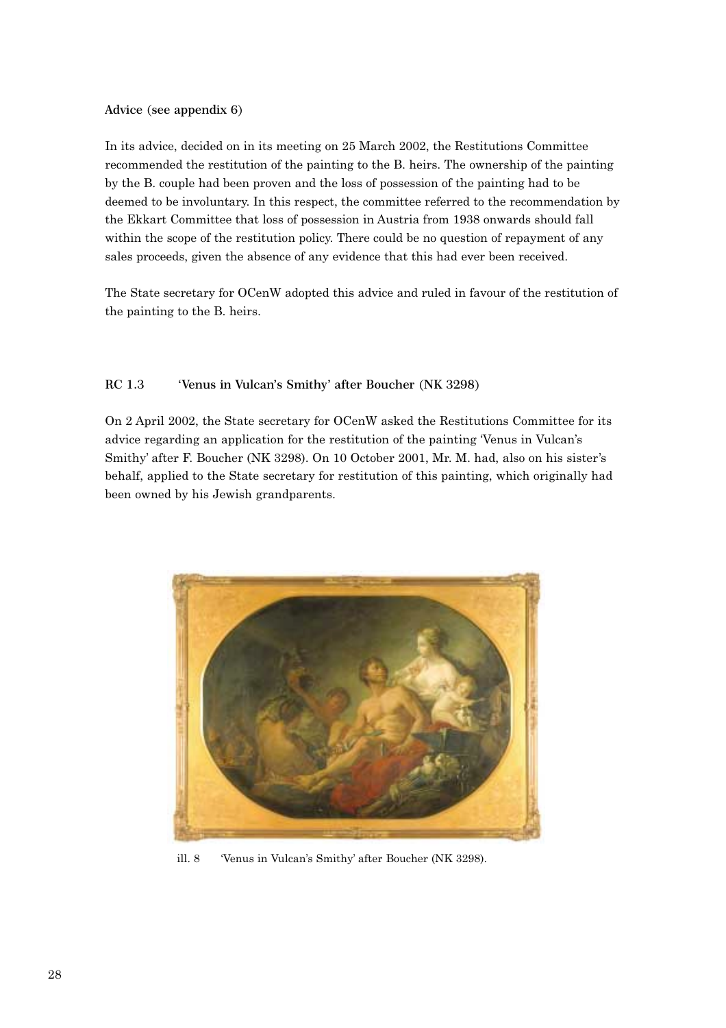**Advice (see appendix 6)**

In its advice, decided on in its meeting on 25 March 2002, the Restitutions Committee recommended the restitution of the painting to the B. heirs. The ownership of the painting by the B. couple had been proven and the loss of possession of the painting had to be deemed to be involuntary. In this respect, the committee referred to the recommendation by the Ekkart Committee that loss of possession in Austria from 1938 onwards should fall within the scope of the restitution policy. There could be no question of repayment of any sales proceeds, given the absence of any evidence that this had ever been received.

The State secretary for OCenW adopted this advice and ruled in favour of the restitution of the painting to the B. heirs.

### RC 1.3 'Venus in Vulcan's Smithy' after Boucher (NK 3298)

On 2 April 2002, the State secretary for OCenW asked the Restitutions Committee for its advice regarding an application for the restitution of the painting 'Venus in Vulcan's Smithy' after F. Boucher (NK 3298). On 10 October 2001, Mr. M. had, also on his sister's behalf, applied to the State secretary for restitution of this painting, which originally had been owned by his Jewish grandparents.

ill. 8 'Venus in Vulcan's Smithy' after Boucher (NK 3298).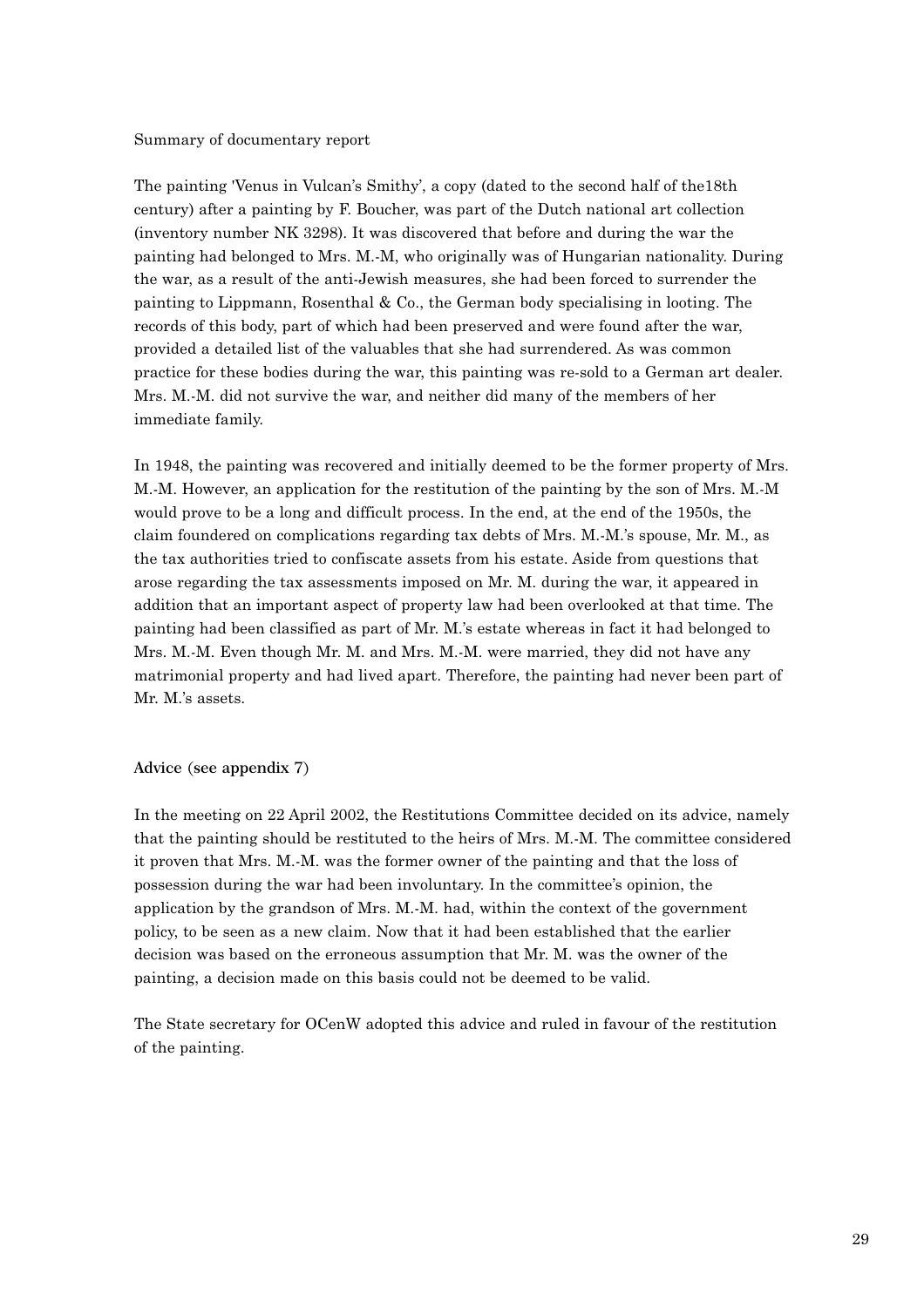Summary of documentary report

The painting 'Venus in Vulcan's Smithy', a copy (dated to the second half of the18th century) after a painting by F. Boucher, was part of the Dutch national art collection (inventory number NK 3298). It was discovered that before and during the war the painting had belonged to Mrs. M.-M, who originally was of Hungarian nationality. During the war, as a result of the anti-Jewish measures, she had been forced to surrender the painting to Lippmann, Rosenthal & Co., the German body specialising in looting. The records of this body, part of which had been preserved and were found after the war, provided a detailed list of the valuables that she had surrendered. As was common practice for these bodies during the war, this painting was re-sold to a German art dealer. Mrs. M.-M. did not survive the war, and neither did many of the members of her immediate family.

In 1948, the painting was recovered and initially deemed to be the former property of Mrs. M.-M. However, an application for the restitution of the painting by the son of Mrs. M.-M would prove to be a long and difficult process. In the end, at the end of the 1950s, the claim foundered on complications regarding tax debts of Mrs. M.-M.'s spouse, Mr. M., as the tax authorities tried to confiscate assets from his estate. Aside from questions that arose regarding the tax assessments imposed on Mr. M. during the war, it appeared in addition that an important aspect of property law had been overlooked at that time. The painting had been classified as part of Mr. M.'s estate whereas in fact it had belonged to Mrs. M.-M. Even though Mr. M. and Mrs. M.-M. were married, they did not have any matrimonial property and had lived apart. Therefore, the painting had never been part of Mr. M.'s assets.

Advice (see appendix 7)

In the meeting on 22 April 2002, the Restitutions Committee decided on its advice, namely that the painting should be restituted to the heirs of Mrs. M.-M. The committee considered it proven that Mrs. M.-M. was the former owner of the painting and that the loss of possession during the war had been involuntary. In the committee's opinion, the application by the grandson of Mrs. M.-M. had, within the context of the government policy, to be seen as a new claim. Now that it had been established that the earlier decision was based on the erroneous assumption that Mr. M. was the owner of the painting, a decision made on this basis could not be deemed to be valid.

The State secretary for OCenW adopted this advice and ruled in favour of the restitution of the painting.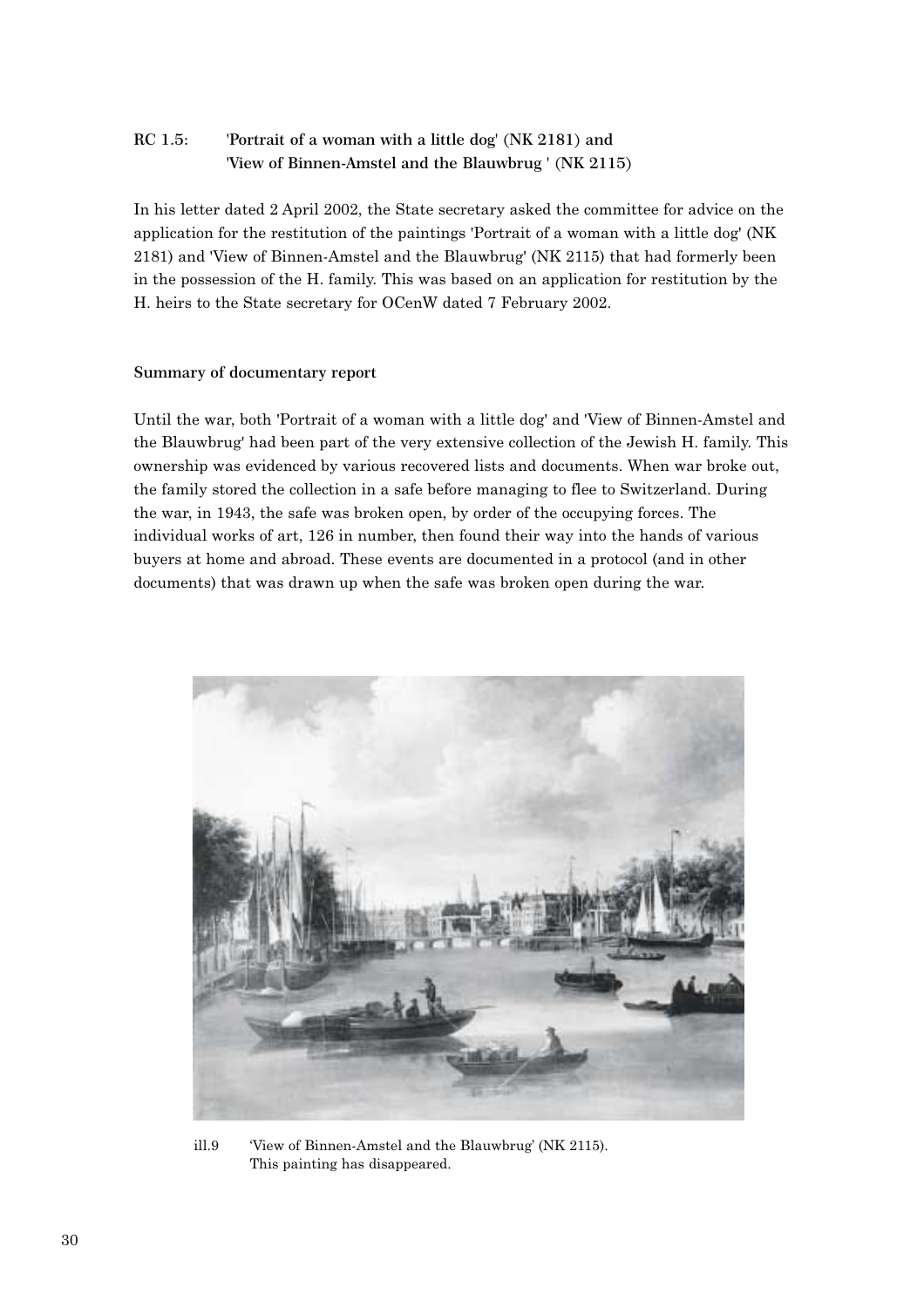## RC 1.5: 'Portrait of a woman with a little dog' (NK 2181) and 'View of Binnen-Amstel and the Blauwbrug ' (NK 2115)

In his letter dated 2 April 2002, the State secretary asked the committee for advice on the application for the restitution of the paintings 'Portrait of a woman with a little dog' (NK 2181) and 'View of Binnen-Amstel and the Blauwbrug' (NK 2115) that had formerly been in the possession of the H. family. This was based on an application for restitution by the H. heirs to the State secretary for OCenW dated 7 February 2002.

### Summary of documentary report

Until the war, both 'Portrait of a woman with a little dog' and 'View of Binnen-Amstel and the Blauwbrug' had been part of the very extensive collection of the Jewish H. family. This ownership was evidenced by various recovered lists and documents. When war broke out, the family stored the collection in a safe before managing to flee to Switzerland. During the war, in 1943, the safe was broken open, by order of the occupying forces. The individual works of art, 126 in number, then found their way into the hands of various buyers at home and abroad. These events are documented in a protocol (and in other documents) that was drawn up when the safe was broken open during the war.

ill.9 'View of Binnen-Amstel and the Blauwbrug' (NK 2115). This painting has disappeared.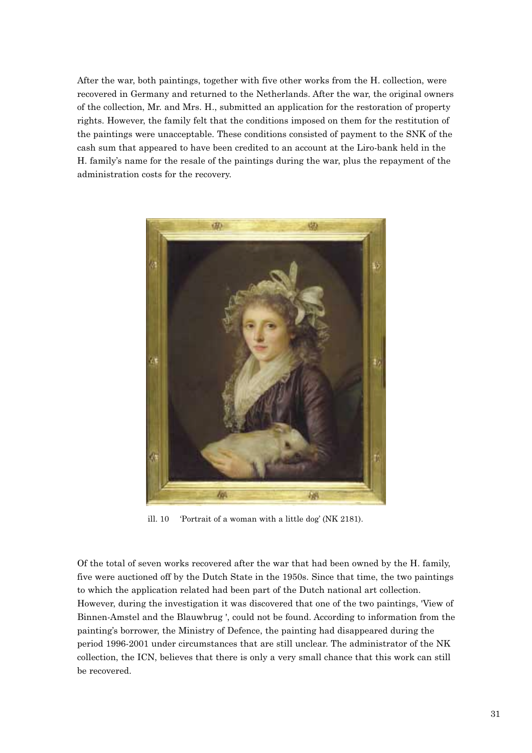After the war, both paintings, together with five other works from the H. collection, were recovered in Germany and returned to the Netherlands. After the war, the original owners of the collection, Mr. and Mrs. H., submitted an application for the restoration of property rights. However, the family felt that the conditions imposed on them for the restitution of the paintings were unacceptable. These conditions consisted of payment to the SNK of the cash sum that appeared to have been credited to an account at the Liro-bank held in the H. family's name for the resale of the paintings during the war, plus the repayment of the administration costs for the recovery.

ill. 10 'Portrait of a woman with a little dog' (NK 2181).

Of the total of seven works recovered after the war that had been owned by the H. family, five were auctioned off by the Dutch State in the 1950s. Since that time, the two paintings to which the application related had been part of the Dutch national art collection. However, during the investigation it was discovered that one of the two paintings, 'View of Binnen-Amstel and the Blauwbrug ', could not be found. According to information from the painting's borrower, the Ministry of Defence, the painting had disappeared during the period 1996-2001 under circumstances that are still unclear. The administrator of the NK collection, the ICN, believes that there is only a very small chance that this work can still be recovered.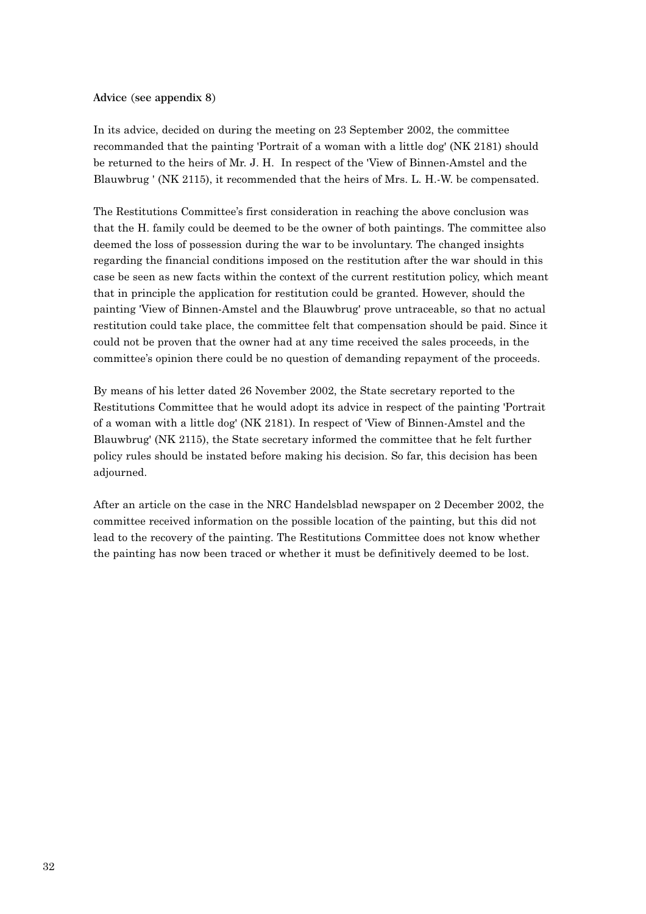**Advice (see appendix 8)**

In its advice, decided on during the meeting on 23 September 2002, the committee recommanded that the painting 'Portrait of a woman with a little dog' (NK 2181) should be returned to the heirs of Mr. J. H.  In respect of the 'View of Binnen-Amstel and the Blauwbrug ' (NK 2115), it recommended that the heirs of Mrs. L. H.-W. be compensated.

The Restitutions Committee's first consideration in reaching the above conclusion was that the H. family could be deemed to be the owner of both paintings. The committee also deemed the loss of possession during the war to be involuntary. The changed insights regarding the financial conditions imposed on the restitution after the war should in this case be seen as new facts within the context of the current restitution policy, which meant that in principle the application for restitution could be granted. However, should the painting 'View of Binnen-Amstel and the Blauwbrug' prove untraceable, so that no actual restitution could take place, the committee felt that compensation should be paid. Since it could not be proven that the owner had at any time received the sales proceeds, in the committee's opinion there could be no question of demanding repayment of the proceeds.

By means of his letter dated 26 November 2002, the State secretary reported to the Restitutions Committee that he would adopt its advice in respect of the painting 'Portrait of a woman with a little dog' (NK 2181). In respect of 'View of Binnen-Amstel and the Blauwbrug' (NK 2115), the State secretary informed the committee that he felt further policy rules should be instated before making his decision. So far, this decision has been adjourned.

After an article on the case in the NRC Handelsblad newspaper on 2 December 2002, the committee received information on the possible location of the painting, but this did not lead to the recovery of the painting. The Restitutions Committee does not know whether the painting has now been traced or whether it must be definitively deemed to be lost.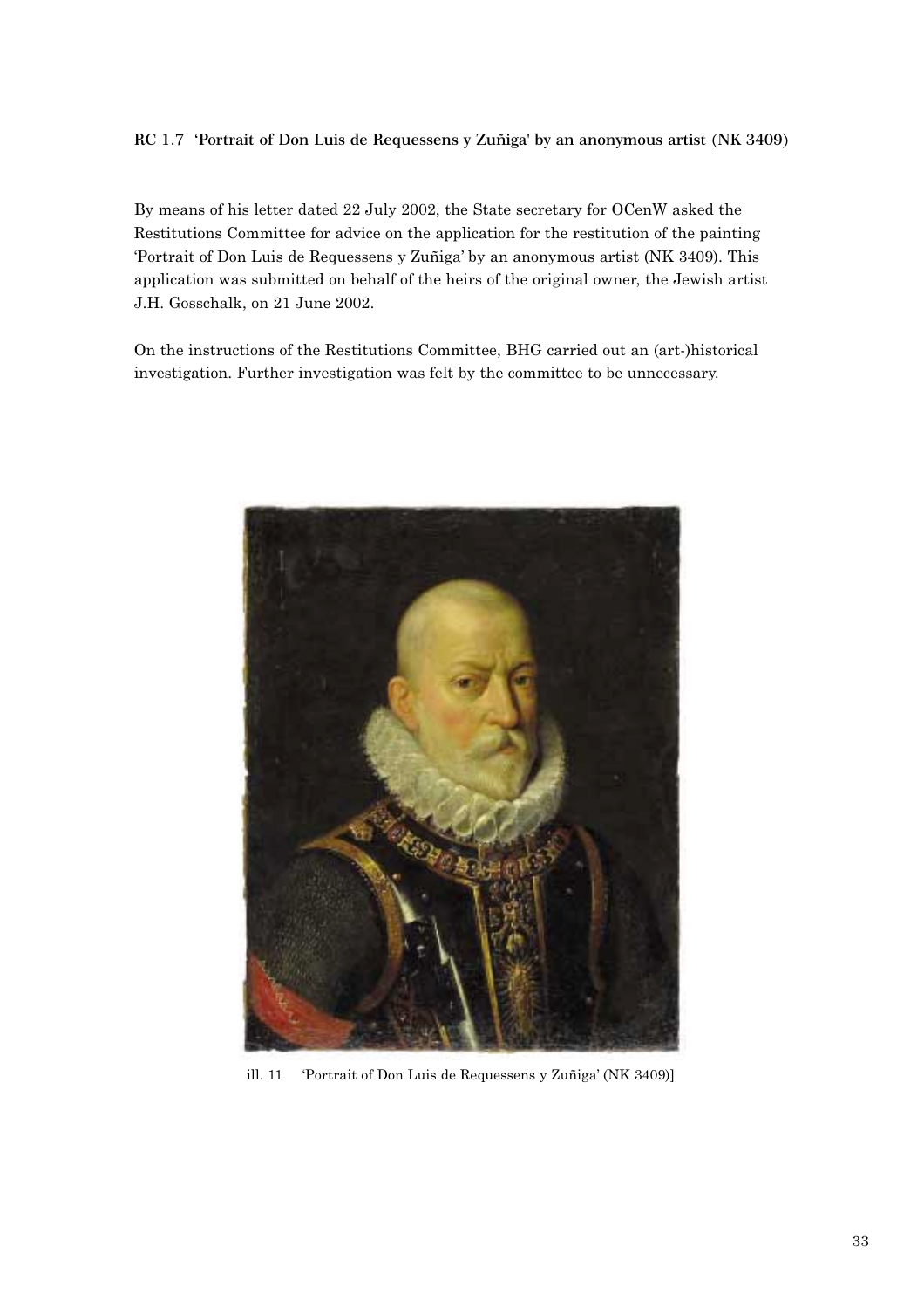### RC 1.7 'Portrait of Don Luis de Requessens y Zuñiga' by an anonymous artist (NK 3409)

By means of his letter dated 22 July 2002, the State secretary for OCenW asked the Restitutions Committee for advice on the application for the restitution of the painting 'Portrait of Don Luis de Requessens y Zuñiga' by an anonymous artist (NK 3409). This application was submitted on behalf of the heirs of the original owner, the Jewish artist J.H. Gosschalk, on 21 June 2002.

On the instructions of the Restitutions Committee, BHG carried out an (art-)historical investigation. Further investigation was felt by the committee to be unnecessary.

ill. 11 'Portrait of Don Luis de Requessens y Zuñiga' (NK 3409)]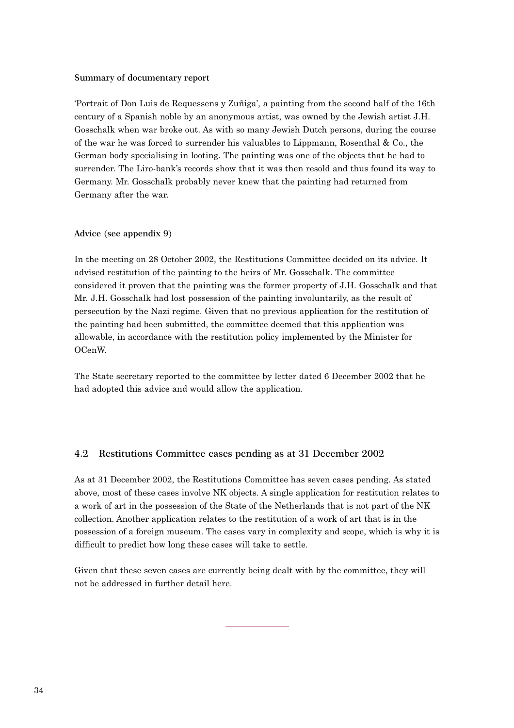### Summary of documentary report

'Portrait of Don Luis de Requessens y Zuñiga', a painting from the second half of the 16th century of a Spanish noble by an anonymous artist, was owned by the Jewish artist J.H. Gosschalk when war broke out. As with so many Jewish Dutch persons, during the course of the war he was forced to surrender his valuables to Lippmann, Rosenthal & Co., the German body specialising in looting. The painting was one of the objects that he had to surrender. The Liro-bank's records show that it was then resold and thus found its way to Germany. Mr. Gosschalk probably never knew that the painting had returned from Germany after the war.

### Advice (see appendix 9)

In the meeting on 28 October 2002, the Restitutions Committee decided on its advice. It advised restitution of the painting to the heirs of Mr. Gosschalk. The committee considered it proven that the painting was the former property of J.H. Gosschalk and that Mr. J.H. Gosschalk had lost possession of the painting involuntarily, as the result of persecution by the Nazi regime. Given that no previous application for the restitution of the painting had been submitted, the committee deemed that this application was allowable, in accordance with the restitution policy implemented by the Minister for OCenW.

The State secretary reported to the committee by letter dated 6 December 2002 that he had adopted this advice and would allow the application.

## 4.2 Restitutions Committee cases pending as at 31 December 2002

As at 31 December 2002, the Restitutions Committee has seven cases pending. As stated above, most of these cases involve NK objects. A single application for restitution relates to a work of art in the possession of the State of the Netherlands that is not part of the NK collection. Another application relates to the restitution of a work of art that is in the possession of a foreign museum. The cases vary in complexity and scope, which is why it is difficult to predict how long these cases will take to settle.

Given that these seven cases are currently being dealt with by the committee, they will not be addressed in further detail here.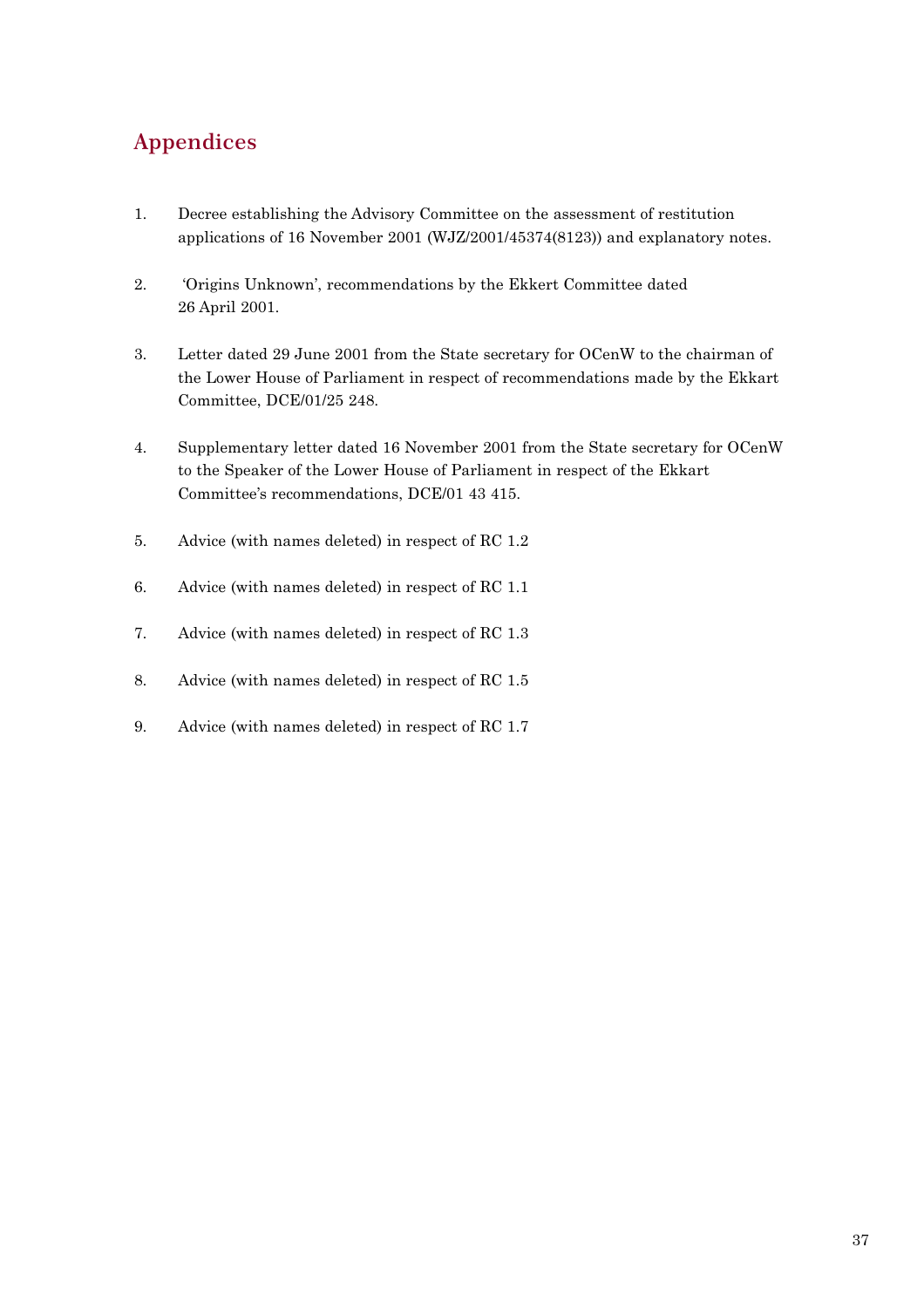# Appendices

1. Decree establishing the Advisory Committee on the assessment of restitution applications of 16 November 2001 (WJZ/2001/45374(8123)) and explanatory notes.

2. 'Origins Unknown', recommendations by the Ekkert Committee dated 26 April 2001.

3. Letter dated 29 June 2001 from the State secretary for OCenW to the chairman of the Lower House of Parliament in respect of recommendations made by the Ekkart Committee, DCE/01/25 248.

4. Supplementary letter dated 16 November 2001 from the State secretary for OCenW to the Speaker of the Lower House of Parliament in respect of the Ekkart Committee's recommendations, DCE/01 43 415.

5. Advice (with names deleted) in respect of RC 1.2

6. Advice (with names deleted) in respect of RC 1.1

7. Advice (with names deleted) in respect of RC 1.3

8. Advice (with names deleted) in respect of RC 1.5

9. Advice (with names deleted) in respect of RC 1.7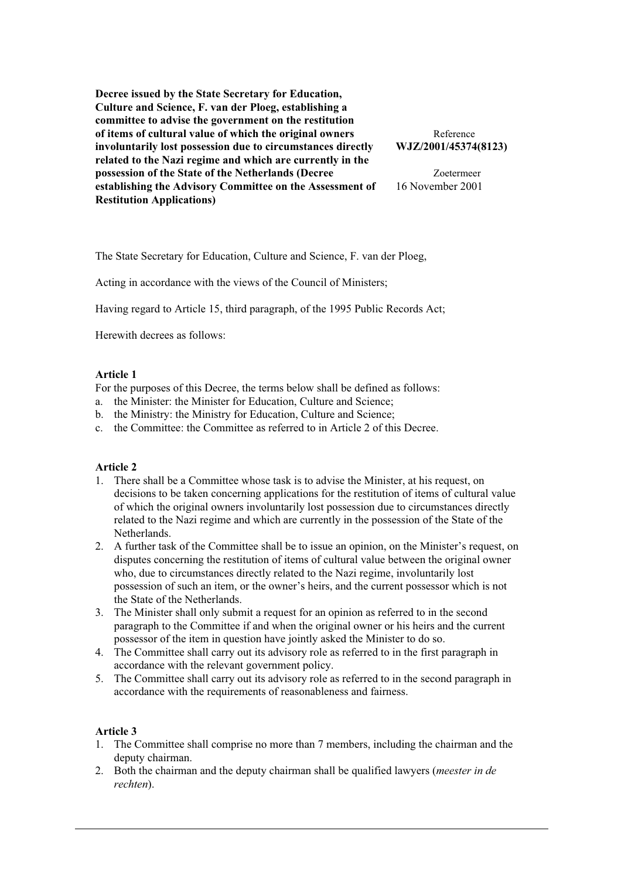**Decree issued by the State Secretary for Education, Culture and Science, F. van der Ploeg, establishing a committee to advise the government on the restitution of items of cultural value of which the original owners involuntarily lost possession due to circumstances directly related to the Nazi regime and which are currently in the possession of the State of the Netherlands (Decree establishing the Advisory Committee on the Assessment of Restitution Applications)**

Reference
**WJZ/2001/45374(8123)**

Zoetermeer
16 November 2001

The State Secretary for Education, Culture and Science, F. van der Ploeg,

Acting in accordance with the views of the Council of Ministers;

Having regard to Article 15, third paragraph, of the 1995 Public Records Act;

Herewith decrees as follows:

**Article 1**

For the purposes of this Decree, the terms below shall be defined as follows:

a. the Minister: the Minister for Education, Culture and Science;
b. the Ministry: the Ministry for Education, Culture and Science;
c. the Committee: the Committee as referred to in Article 2 of this Decree.

**Article 2**

1. There shall be a Committee whose task is to advise the Minister, at his request, on decisions to be taken concerning applications for the restitution of items of cultural value of which the original owners involuntarily lost possession due to circumstances directly related to the Nazi regime and which are currently in the possession of the State of the Netherlands.
2. A further task of the Committee shall be to issue an opinion, on the Minister's request, on disputes concerning the restitution of items of cultural value between the original owner who, due to circumstances directly related to the Nazi regime, involuntarily lost possession of such an item, or the owner's heirs, and the current possessor which is not the State of the Netherlands.
3. The Minister shall only submit a request for an opinion as referred to in the second paragraph to the Committee if and when the original owner or his heirs and the current possessor of the item in question have jointly asked the Minister to do so.
4. The Committee shall carry out its advisory role as referred to in the first paragraph in accordance with the relevant government policy.
5. The Committee shall carry out its advisory role as referred to in the second paragraph in accordance with the requirements of reasonableness and fairness.

**Article 3**

1. The Committee shall comprise no more than 7 members, including the chairman and the deputy chairman.
2. Both the chairman and the deputy chairman shall be qualified lawyers (*meester in de rechten*).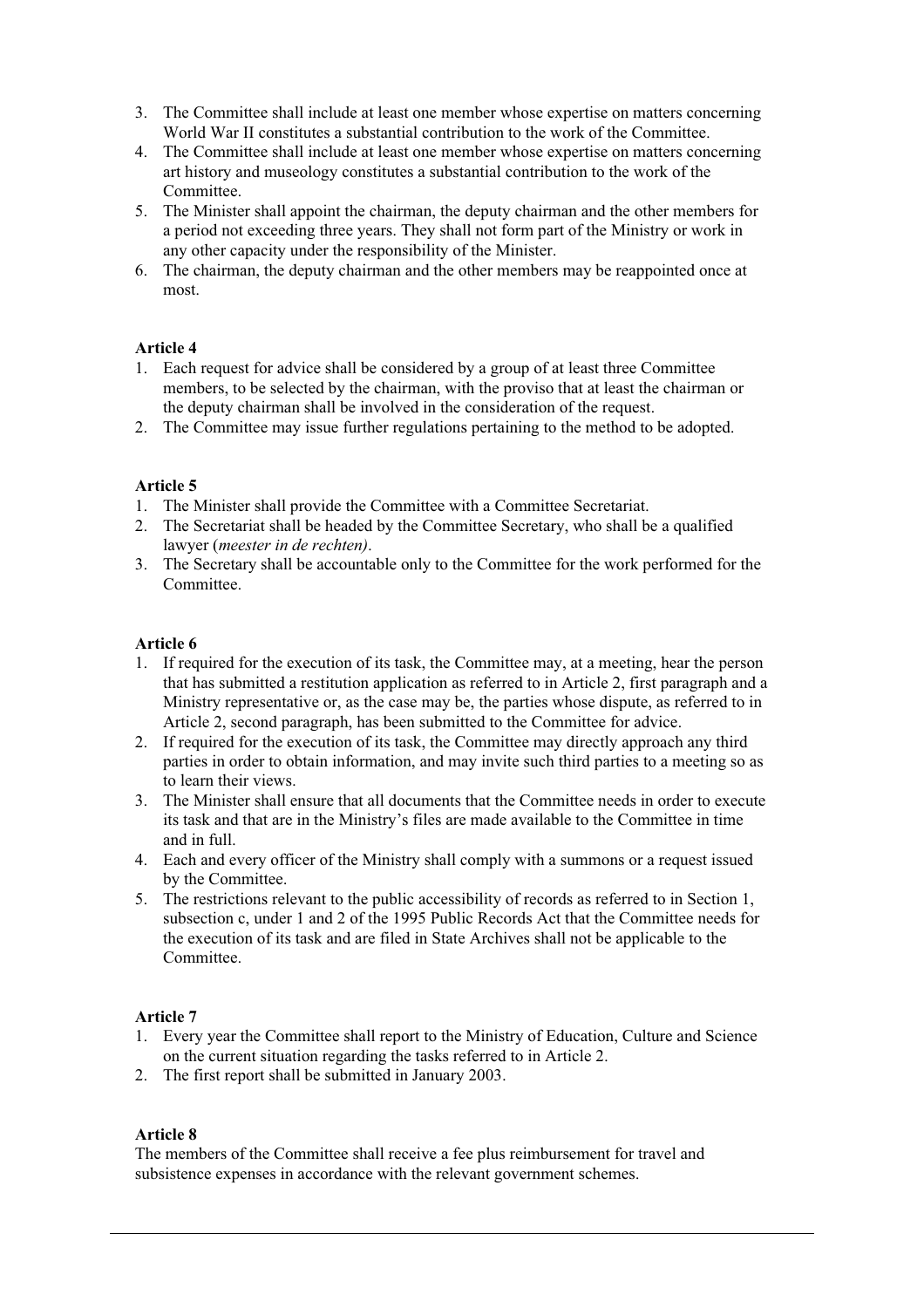3. The Committee shall include at least one member whose expertise on matters concerning World War II constitutes a substantial contribution to the work of the Committee.
4. The Committee shall include at least one member whose expertise on matters concerning art history and museology constitutes a substantial contribution to the work of the Committee.
5. The Minister shall appoint the chairman, the deputy chairman and the other members for a period not exceeding three years. They shall not form part of the Ministry or work in any other capacity under the responsibility of the Minister.
6. The chairman, the deputy chairman and the other members may be reappointed once at most.

**Article 4**

1. Each request for advice shall be considered by a group of at least three Committee members, to be selected by the chairman, with the proviso that at least the chairman or the deputy chairman shall be involved in the consideration of the request.
2. The Committee may issue further regulations pertaining to the method to be adopted.

**Article 5**

1. The Minister shall provide the Committee with a Committee Secretariat.
2. The Secretariat shall be headed by the Committee Secretary, who shall be a qualified lawyer (*meester in de rechten)*.
3. The Secretary shall be accountable only to the Committee for the work performed for the Committee.

**Article 6**

1. If required for the execution of its task, the Committee may, at a meeting, hear the person that has submitted a restitution application as referred to in Article 2, first paragraph and a Ministry representative or, as the case may be, the parties whose dispute, as referred to in Article 2, second paragraph, has been submitted to the Committee for advice.
2. If required for the execution of its task, the Committee may directly approach any third parties in order to obtain information, and may invite such third parties to a meeting so as to learn their views.
3. The Minister shall ensure that all documents that the Committee needs in order to execute its task and that are in the Ministry's files are made available to the Committee in time and in full.
4. Each and every officer of the Ministry shall comply with a summons or a request issued by the Committee.
5. The restrictions relevant to the public accessibility of records as referred to in Section 1, subsection c, under 1 and 2 of the 1995 Public Records Act that the Committee needs for the execution of its task and are filed in State Archives shall not be applicable to the Committee.

**Article 7**

1. Every year the Committee shall report to the Ministry of Education, Culture and Science on the current situation regarding the tasks referred to in Article 2.
2. The first report shall be submitted in January 2003.

**Article 8**

The members of the Committee shall receive a fee plus reimbursement for travel and subsistence expenses in accordance with the relevant government schemes.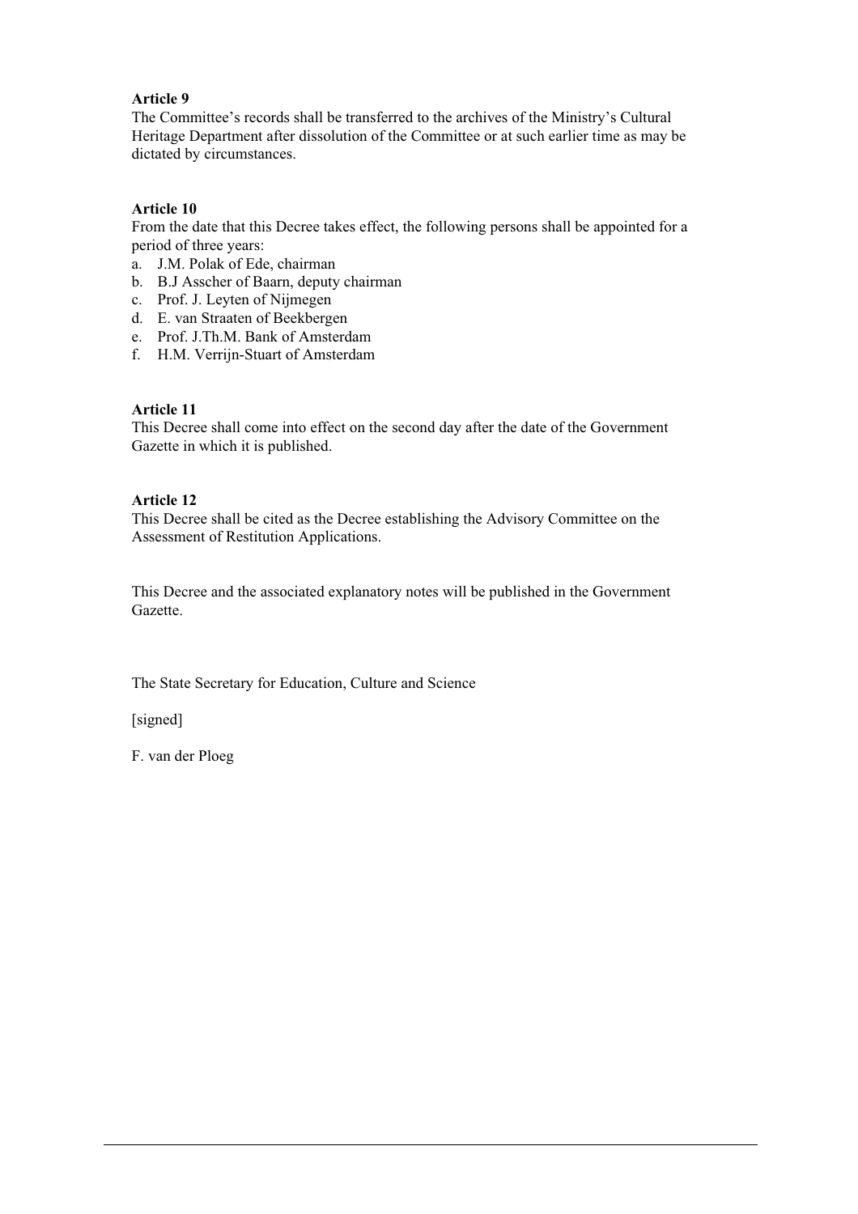**Article 9**

The Committee's records shall be transferred to the archives of the Ministry's Cultural Heritage Department after dissolution of the Committee or at such earlier time as may be dictated by circumstances.

**Article 10**

From the date that this Decree takes effect, the following persons shall be appointed for a period of three years:

a. J.M. Polak of Ede, chairman
b. B.J Asscher of Baarn, deputy chairman
c. Prof. J. Leyten of Nijmegen
d. E. van Straaten of Beekbergen
e. Prof. J.Th.M. Bank of Amsterdam
f. H.M. Verrijn-Stuart of Amsterdam

**Article 11**

This Decree shall come into effect on the second day after the date of the Government Gazette in which it is published.

**Article 12**

This Decree shall be cited as the Decree establishing the Advisory Committee on the Assessment of Restitution Applications.

This Decree and the associated explanatory notes will be published in the Government Gazette.

The State Secretary for Education, Culture and Science

[signed]

F. van der Ploeg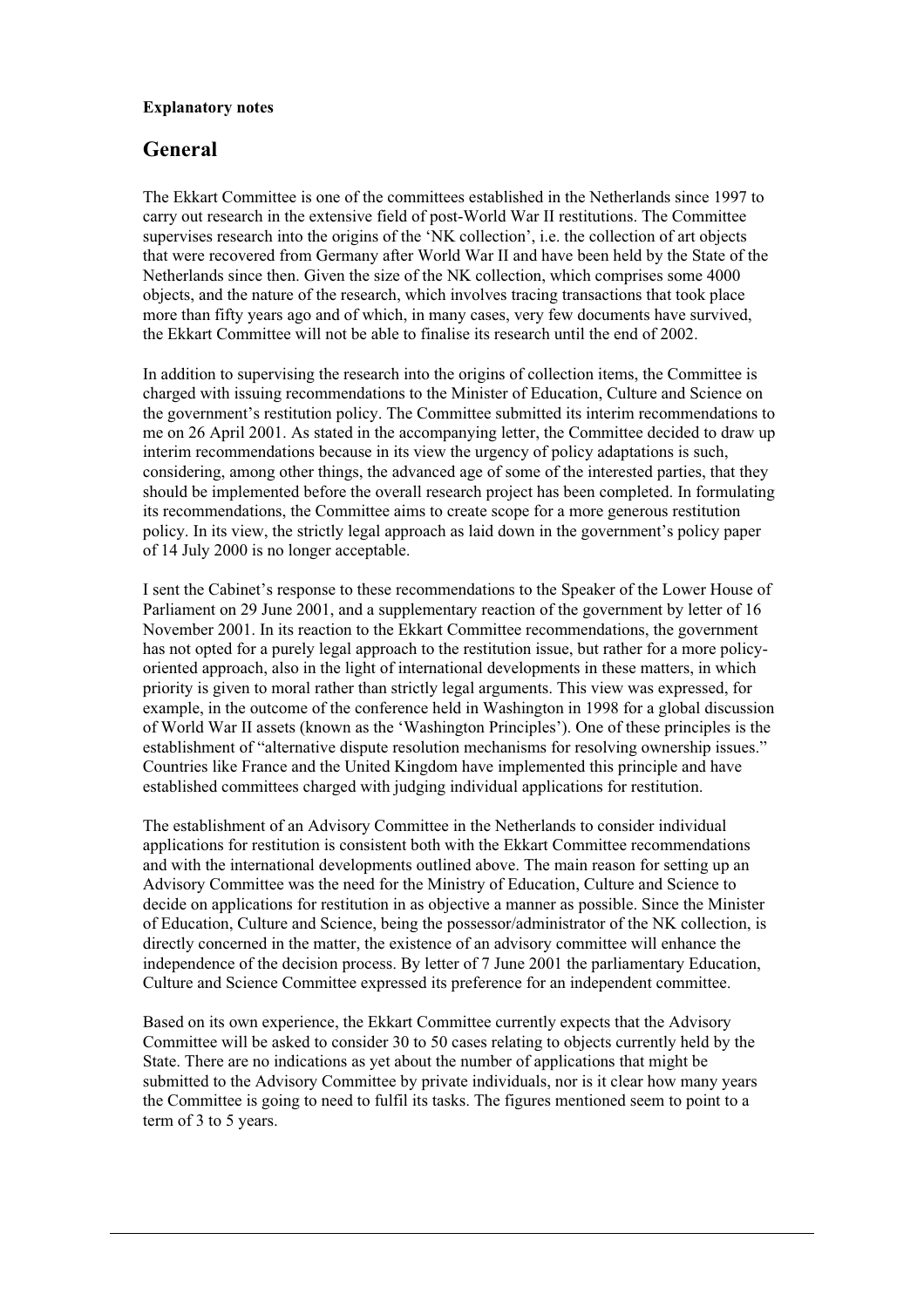**Explanatory notes**

## General

The Ekkart Committee is one of the committees established in the Netherlands since 1997 to carry out research in the extensive field of post-World War II restitutions. The Committee supervises research into the origins of the 'NK collection', i.e. the collection of art objects that were recovered from Germany after World War II and have been held by the State of the Netherlands since then. Given the size of the NK collection, which comprises some 4000 objects, and the nature of the research, which involves tracing transactions that took place more than fifty years ago and of which, in many cases, very few documents have survived, the Ekkart Committee will not be able to finalise its research until the end of 2002.

In addition to supervising the research into the origins of collection items, the Committee is charged with issuing recommendations to the Minister of Education, Culture and Science on the government's restitution policy. The Committee submitted its interim recommendations to me on 26 April 2001. As stated in the accompanying letter, the Committee decided to draw up interim recommendations because in its view the urgency of policy adaptations is such, considering, among other things, the advanced age of some of the interested parties, that they should be implemented before the overall research project has been completed. In formulating its recommendations, the Committee aims to create scope for a more generous restitution policy. In its view, the strictly legal approach as laid down in the government's policy paper of 14 July 2000 is no longer acceptable.

I sent the Cabinet's response to these recommendations to the Speaker of the Lower House of Parliament on 29 June 2001, and a supplementary reaction of the government by letter of 16 November 2001. In its reaction to the Ekkart Committee recommendations, the government has not opted for a purely legal approach to the restitution issue, but rather for a more policy-oriented approach, also in the light of international developments in these matters, in which priority is given to moral rather than strictly legal arguments. This view was expressed, for example, in the outcome of the conference held in Washington in 1998 for a global discussion of World War II assets (known as the 'Washington Principles'). One of these principles is the establishment of "alternative dispute resolution mechanisms for resolving ownership issues." Countries like France and the United Kingdom have implemented this principle and have established committees charged with judging individual applications for restitution.

The establishment of an Advisory Committee in the Netherlands to consider individual applications for restitution is consistent both with the Ekkart Committee recommendations and with the international developments outlined above. The main reason for setting up an Advisory Committee was the need for the Ministry of Education, Culture and Science to decide on applications for restitution in as objective a manner as possible. Since the Minister of Education, Culture and Science, being the possessor/administrator of the NK collection, is directly concerned in the matter, the existence of an advisory committee will enhance the independence of the decision process. By letter of 7 June 2001 the parliamentary Education, Culture and Science Committee expressed its preference for an independent committee.

Based on its own experience, the Ekkart Committee currently expects that the Advisory Committee will be asked to consider 30 to 50 cases relating to objects currently held by the State. There are no indications as yet about the number of applications that might be submitted to the Advisory Committee by private individuals, nor is it clear how many years the Committee is going to need to fulfil its tasks. The figures mentioned seem to point to a term of 3 to 5 years.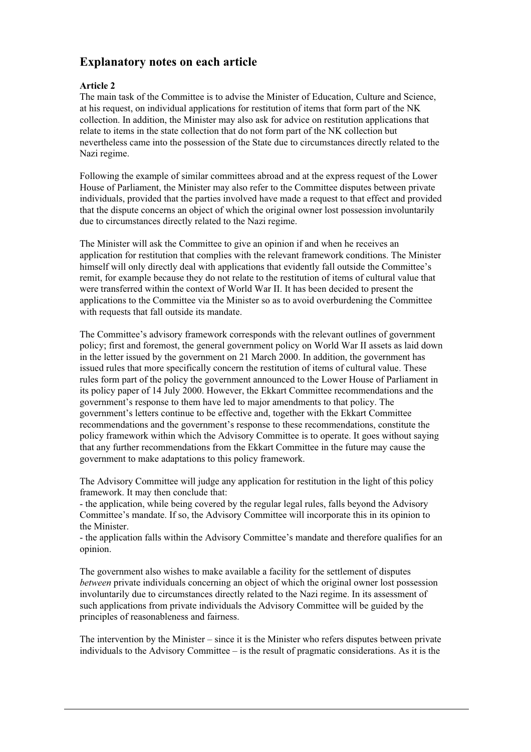## Explanatory notes on each article

**Article 2**

The main task of the Committee is to advise the Minister of Education, Culture and Science, at his request, on individual applications for restitution of items that form part of the NK collection. In addition, the Minister may also ask for advice on restitution applications that relate to items in the state collection that do not form part of the NK collection but nevertheless came into the possession of the State due to circumstances directly related to the Nazi regime.

Following the example of similar committees abroad and at the express request of the Lower House of Parliament, the Minister may also refer to the Committee disputes between private individuals, provided that the parties involved have made a request to that effect and provided that the dispute concerns an object of which the original owner lost possession involuntarily due to circumstances directly related to the Nazi regime.

The Minister will ask the Committee to give an opinion if and when he receives an application for restitution that complies with the relevant framework conditions. The Minister himself will only directly deal with applications that evidently fall outside the Committee's remit, for example because they do not relate to the restitution of items of cultural value that were transferred within the context of World War II. It has been decided to present the applications to the Committee via the Minister so as to avoid overburdening the Committee with requests that fall outside its mandate.

The Committee's advisory framework corresponds with the relevant outlines of government policy; first and foremost, the general government policy on World War II assets as laid down in the letter issued by the government on 21 March 2000. In addition, the government has issued rules that more specifically concern the restitution of items of cultural value. These rules form part of the policy the government announced to the Lower House of Parliament in its policy paper of 14 July 2000. However, the Ekkart Committee recommendations and the government's response to them have led to major amendments to that policy. The government's letters continue to be effective and, together with the Ekkart Committee recommendations and the government's response to these recommendations, constitute the policy framework within which the Advisory Committee is to operate. It goes without saying that any further recommendations from the Ekkart Committee in the future may cause the government to make adaptations to this policy framework.

The Advisory Committee will judge any application for restitution in the light of this policy framework. It may then conclude that:

- the application, while being covered by the regular legal rules, falls beyond the Advisory Committee's mandate. If so, the Advisory Committee will incorporate this in its opinion to the Minister.
- the application falls within the Advisory Committee's mandate and therefore qualifies for an opinion.

The government also wishes to make available a facility for the settlement of disputes *between* private individuals concerning an object of which the original owner lost possession involuntarily due to circumstances directly related to the Nazi regime. In its assessment of such applications from private individuals the Advisory Committee will be guided by the principles of reasonableness and fairness.

The intervention by the Minister – since it is the Minister who refers disputes between private individuals to the Advisory Committee – is the result of pragmatic considerations. As it is the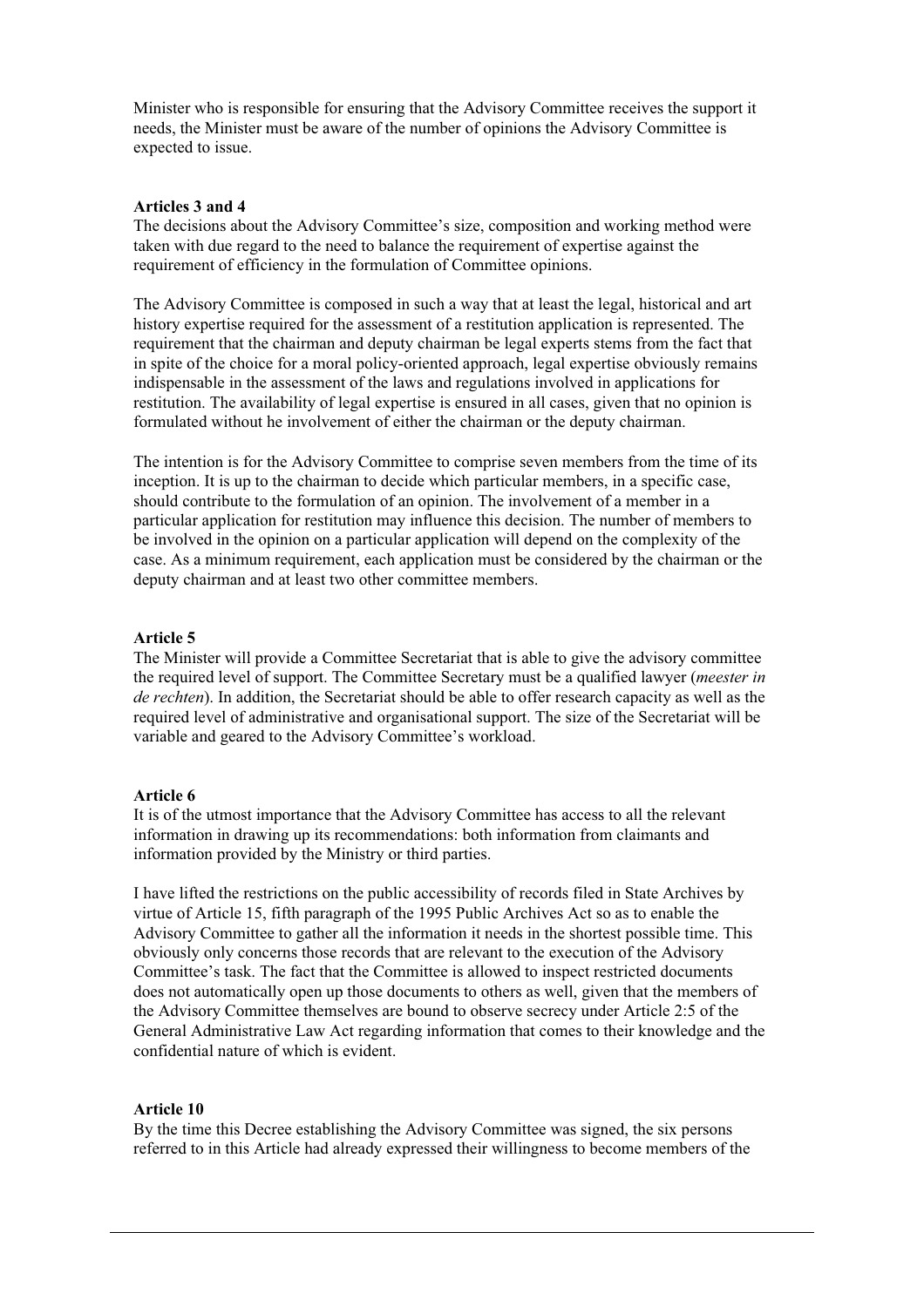Minister who is responsible for ensuring that the Advisory Committee receives the support it needs, the Minister must be aware of the number of opinions the Advisory Committee is expected to issue.

**Articles 3 and 4**

The decisions about the Advisory Committee's size, composition and working method were taken with due regard to the need to balance the requirement of expertise against the requirement of efficiency in the formulation of Committee opinions.

The Advisory Committee is composed in such a way that at least the legal, historical and art history expertise required for the assessment of a restitution application is represented. The requirement that the chairman and deputy chairman be legal experts stems from the fact that in spite of the choice for a moral policy-oriented approach, legal expertise obviously remains indispensable in the assessment of the laws and regulations involved in applications for restitution. The availability of legal expertise is ensured in all cases, given that no opinion is formulated without he involvement of either the chairman or the deputy chairman.

The intention is for the Advisory Committee to comprise seven members from the time of its inception. It is up to the chairman to decide which particular members, in a specific case, should contribute to the formulation of an opinion. The involvement of a member in a particular application for restitution may influence this decision. The number of members to be involved in the opinion on a particular application will depend on the complexity of the case. As a minimum requirement, each application must be considered by the chairman or the deputy chairman and at least two other committee members.

**Article 5**

The Minister will provide a Committee Secretariat that is able to give the advisory committee the required level of support. The Committee Secretary must be a qualified lawyer (*meester in de rechten*). In addition, the Secretariat should be able to offer research capacity as well as the required level of administrative and organisational support. The size of the Secretariat will be variable and geared to the Advisory Committee's workload.

**Article 6**

It is of the utmost importance that the Advisory Committee has access to all the relevant information in drawing up its recommendations: both information from claimants and information provided by the Ministry or third parties.

I have lifted the restrictions on the public accessibility of records filed in State Archives by virtue of Article 15, fifth paragraph of the 1995 Public Archives Act so as to enable the Advisory Committee to gather all the information it needs in the shortest possible time. This obviously only concerns those records that are relevant to the execution of the Advisory Committee's task. The fact that the Committee is allowed to inspect restricted documents does not automatically open up those documents to others as well, given that the members of the Advisory Committee themselves are bound to observe secrecy under Article 2:5 of the General Administrative Law Act regarding information that comes to their knowledge and the confidential nature of which is evident.

**Article 10**

By the time this Decree establishing the Advisory Committee was signed, the six persons referred to in this Article had already expressed their willingness to become members of the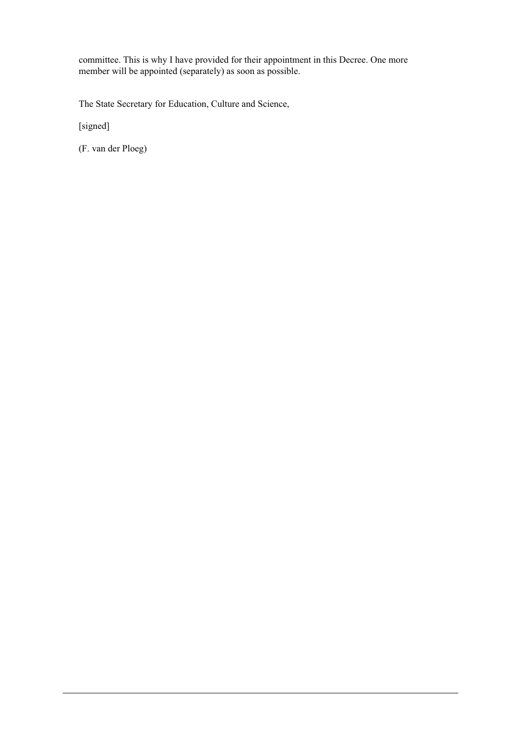committee. This is why I have provided for their appointment in this Decree. One more member will be appointed (separately) as soon as possible.

The State Secretary for Education, Culture and Science,

[signed]

(F. van der Ploeg)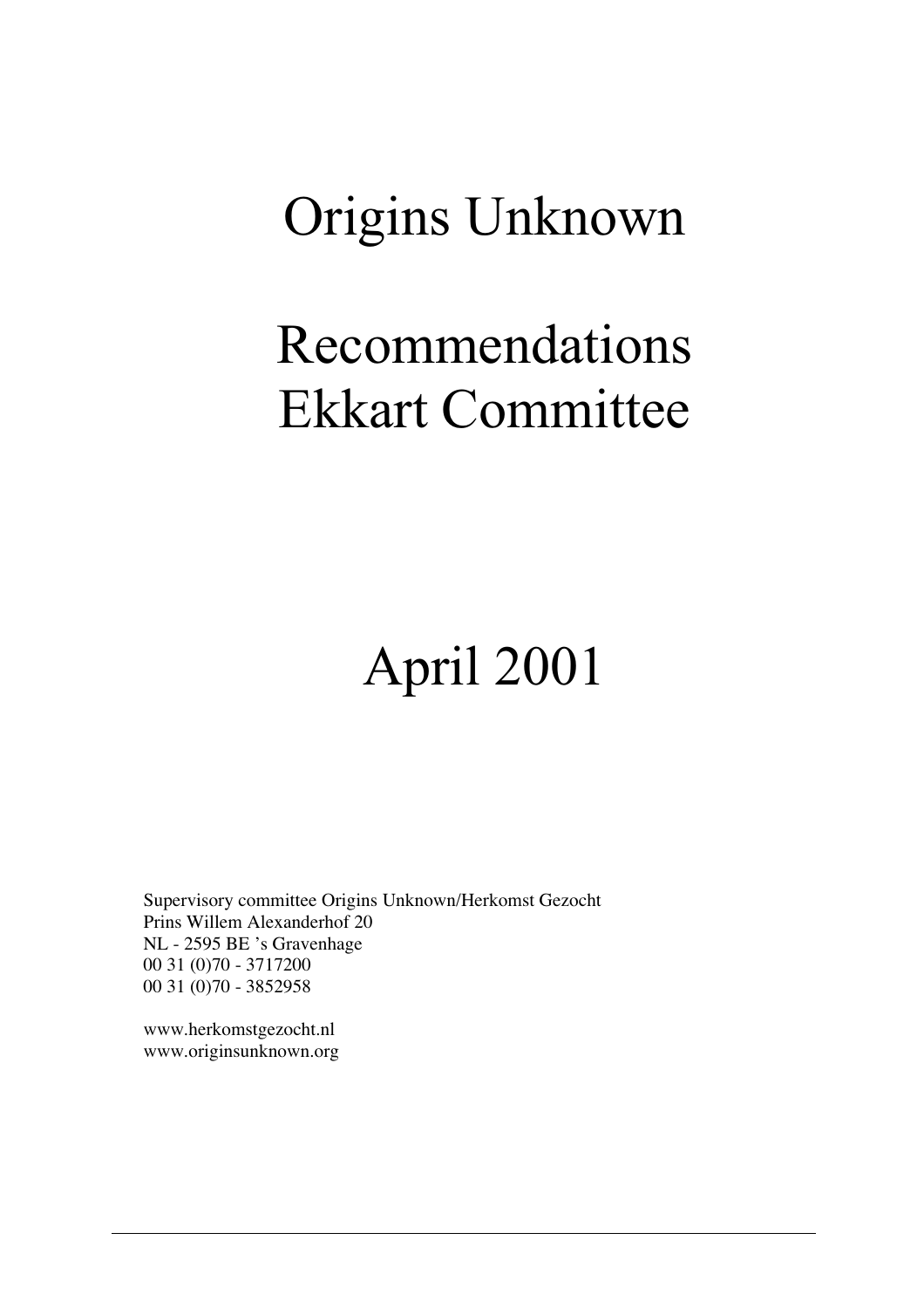# Origins Unknown

# Recommendations Ekkart Committee

# April 2001

Supervisory committee Origins Unknown/Herkomst Gezocht
Prins Willem Alexanderhof 20
NL - 2595 BE 's Gravenhage
00 31 (0)70 - 3717200
00 31 (0)70 - 3852958

www.herkomstgezocht.nl
www.originsunknown.org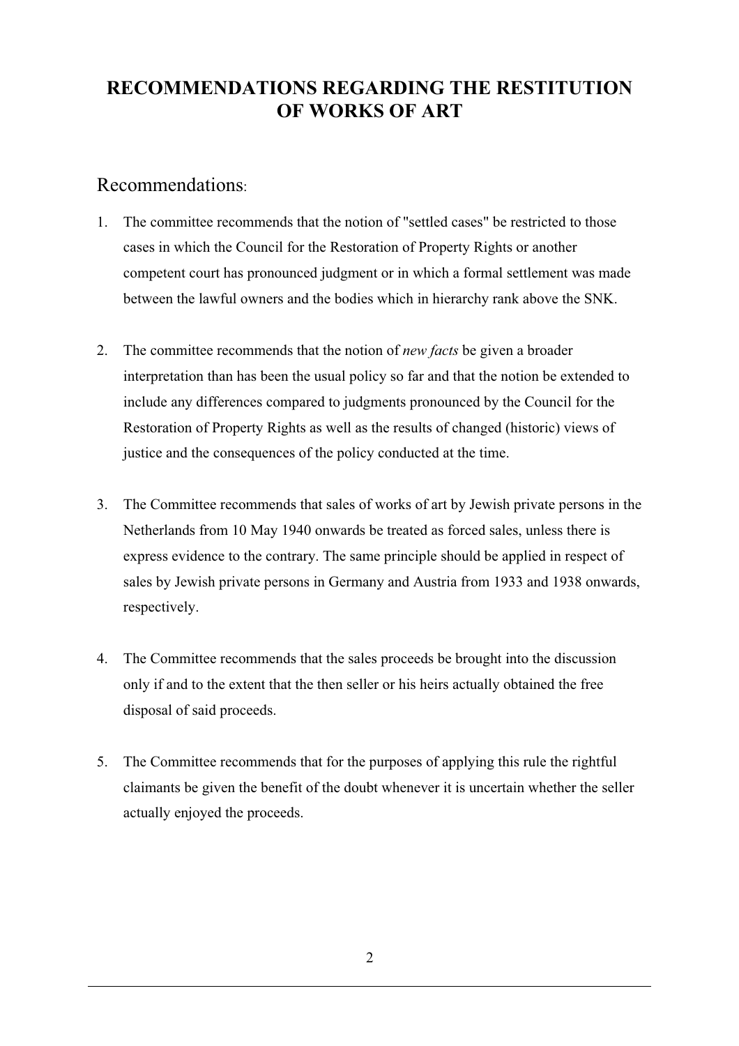# RECOMMENDATIONS REGARDING THE RESTITUTION OF WORKS OF ART

## Recommendations:

1. The committee recommends that the notion of "settled cases" be restricted to those cases in which the Council for the Restoration of Property Rights or another competent court has pronounced judgment or in which a formal settlement was made between the lawful owners and the bodies which in hierarchy rank above the SNK.

2. The committee recommends that the notion of *new facts* be given a broader interpretation than has been the usual policy so far and that the notion be extended to include any differences compared to judgments pronounced by the Council for the Restoration of Property Rights as well as the results of changed (historic) views of justice and the consequences of the policy conducted at the time.

3. The Committee recommends that sales of works of art by Jewish private persons in the Netherlands from 10 May 1940 onwards be treated as forced sales, unless there is express evidence to the contrary. The same principle should be applied in respect of sales by Jewish private persons in Germany and Austria from 1933 and 1938 onwards, respectively.

4. The Committee recommends that the sales proceeds be brought into the discussion only if and to the extent that the then seller or his heirs actually obtained the free disposal of said proceeds.

5. The Committee recommends that for the purposes of applying this rule the rightful claimants be given the benefit of the doubt whenever it is uncertain whether the seller actually enjoyed the proceeds.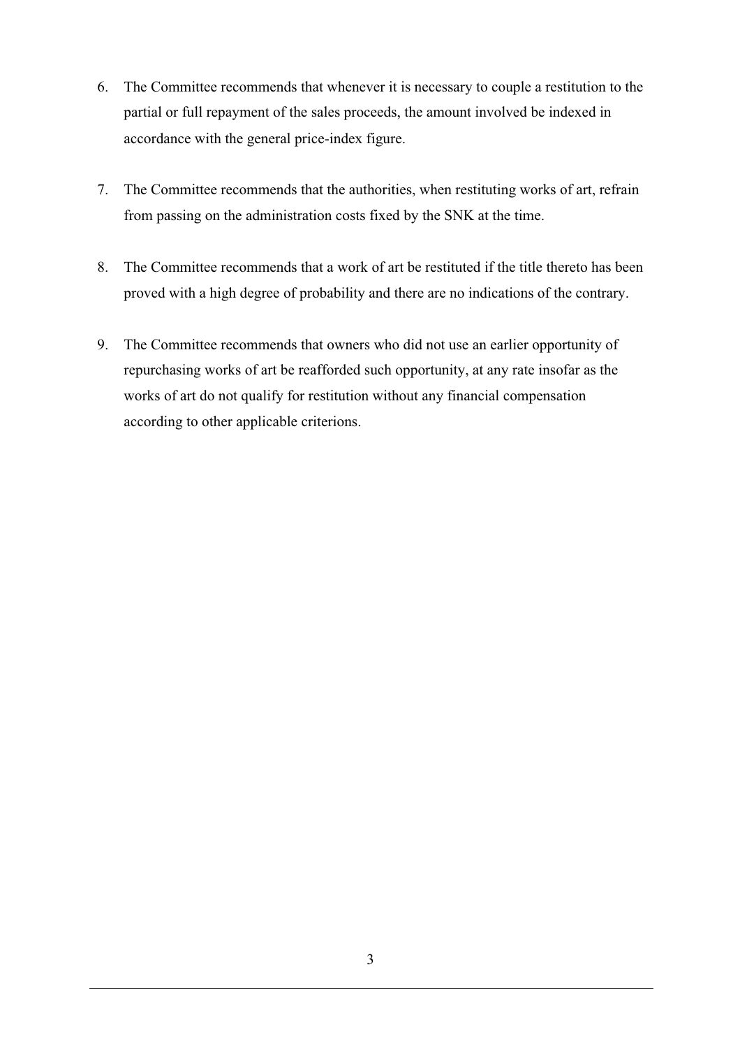6. The Committee recommends that whenever it is necessary to couple a restitution to the partial or full repayment of the sales proceeds, the amount involved be indexed in accordance with the general price-index figure.

7. The Committee recommends that the authorities, when restituting works of art, refrain from passing on the administration costs fixed by the SNK at the time.

8. The Committee recommends that a work of art be restituted if the title thereto has been proved with a high degree of probability and there are no indications of the contrary.

9. The Committee recommends that owners who did not use an earlier opportunity of repurchasing works of art be reafforded such opportunity, at any rate insofar as the works of art do not qualify for restitution without any financial compensation according to other applicable criterions.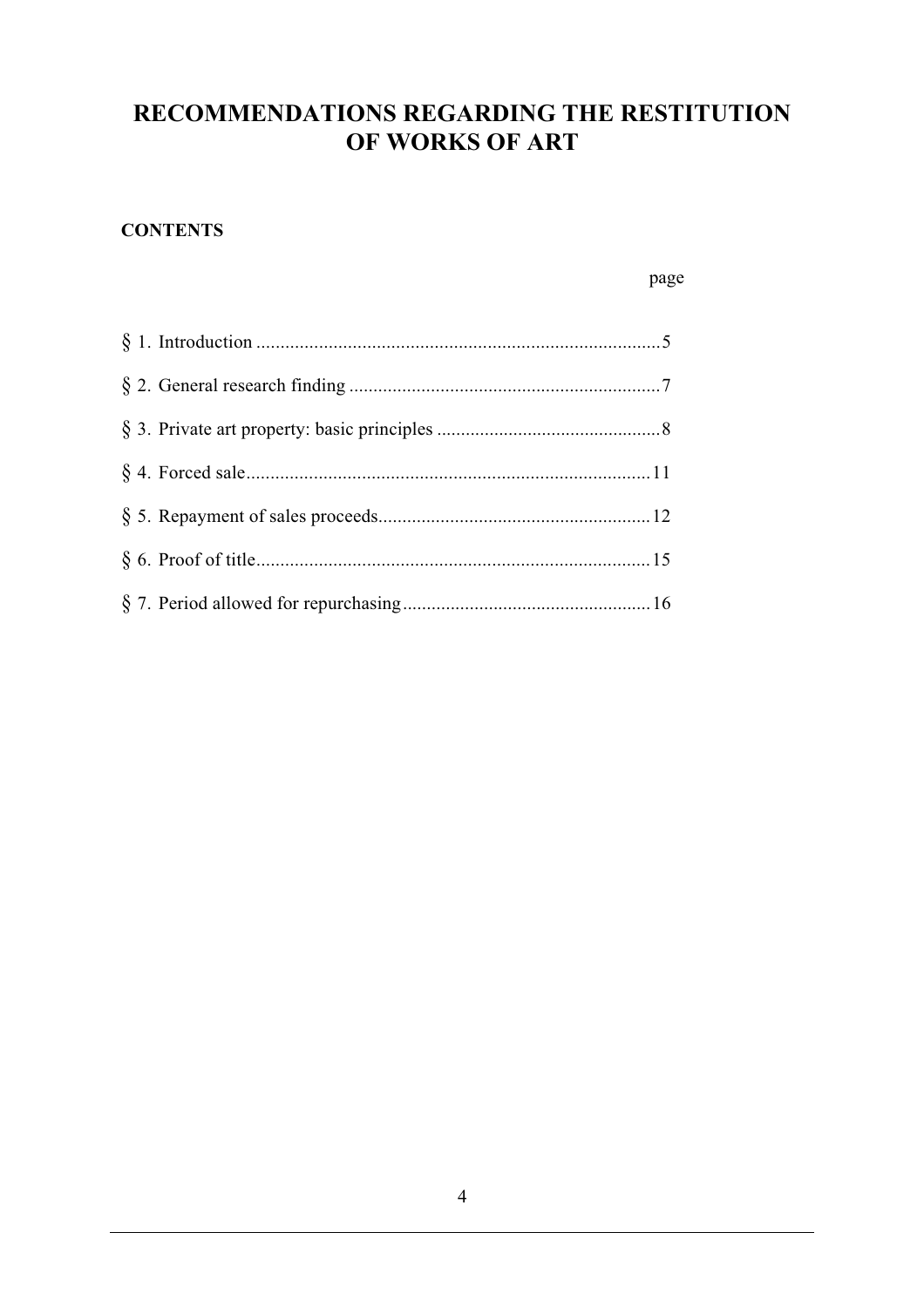# RECOMMENDATIONS REGARDING THE RESTITUTION OF WORKS OF ART

**CONTENTS**

| | page |
|---|---|
| § 1. Introduction | 5 |
| § 2. General research finding | 7 |
| § 3. Private art property: basic principles | 8 |
| § 4. Forced sale | 11 |
| § 5. Repayment of sales proceeds | 12 |
| § 6. Proof of title | 15 |
| § 7. Period allowed for repurchasing | 16 |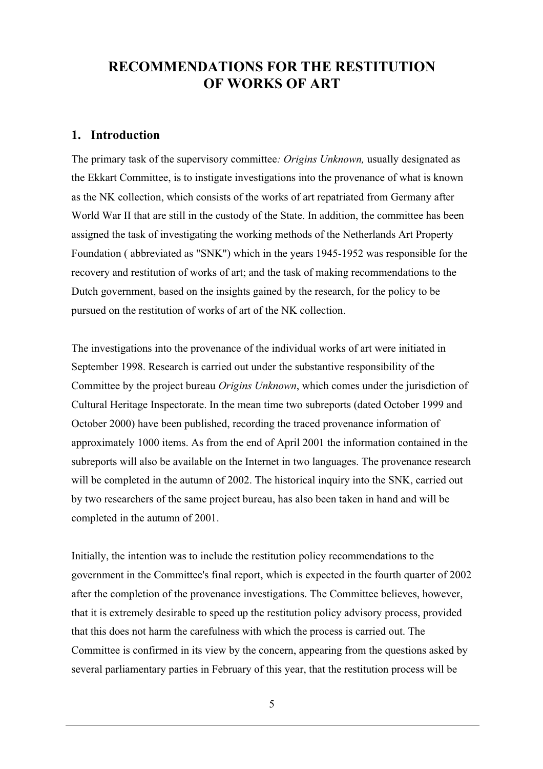# RECOMMENDATIONS FOR THE RESTITUTION OF WORKS OF ART

## 1. Introduction

The primary task of the supervisory committee*: Origins Unknown,* usually designated as the Ekkart Committee, is to instigate investigations into the provenance of what is known as the NK collection, which consists of the works of art repatriated from Germany after World War II that are still in the custody of the State. In addition, the committee has been assigned the task of investigating the working methods of the Netherlands Art Property Foundation ( abbreviated as "SNK") which in the years 1945-1952 was responsible for the recovery and restitution of works of art; and the task of making recommendations to the Dutch government, based on the insights gained by the research, for the policy to be pursued on the restitution of works of art of the NK collection.

The investigations into the provenance of the individual works of art were initiated in September 1998. Research is carried out under the substantive responsibility of the Committee by the project bureau *Origins Unknown*, which comes under the jurisdiction of Cultural Heritage Inspectorate. In the mean time two subreports (dated October 1999 and October 2000) have been published, recording the traced provenance information of approximately 1000 items. As from the end of April 2001 the information contained in the subreports will also be available on the Internet in two languages. The provenance research will be completed in the autumn of 2002. The historical inquiry into the SNK, carried out by two researchers of the same project bureau, has also been taken in hand and will be completed in the autumn of 2001.

Initially, the intention was to include the restitution policy recommendations to the government in the Committee's final report, which is expected in the fourth quarter of 2002 after the completion of the provenance investigations. The Committee believes, however, that it is extremely desirable to speed up the restitution policy advisory process, provided that this does not harm the carefulness with which the process is carried out. The Committee is confirmed in its view by the concern, appearing from the questions asked by several parliamentary parties in February of this year, that the restitution process will be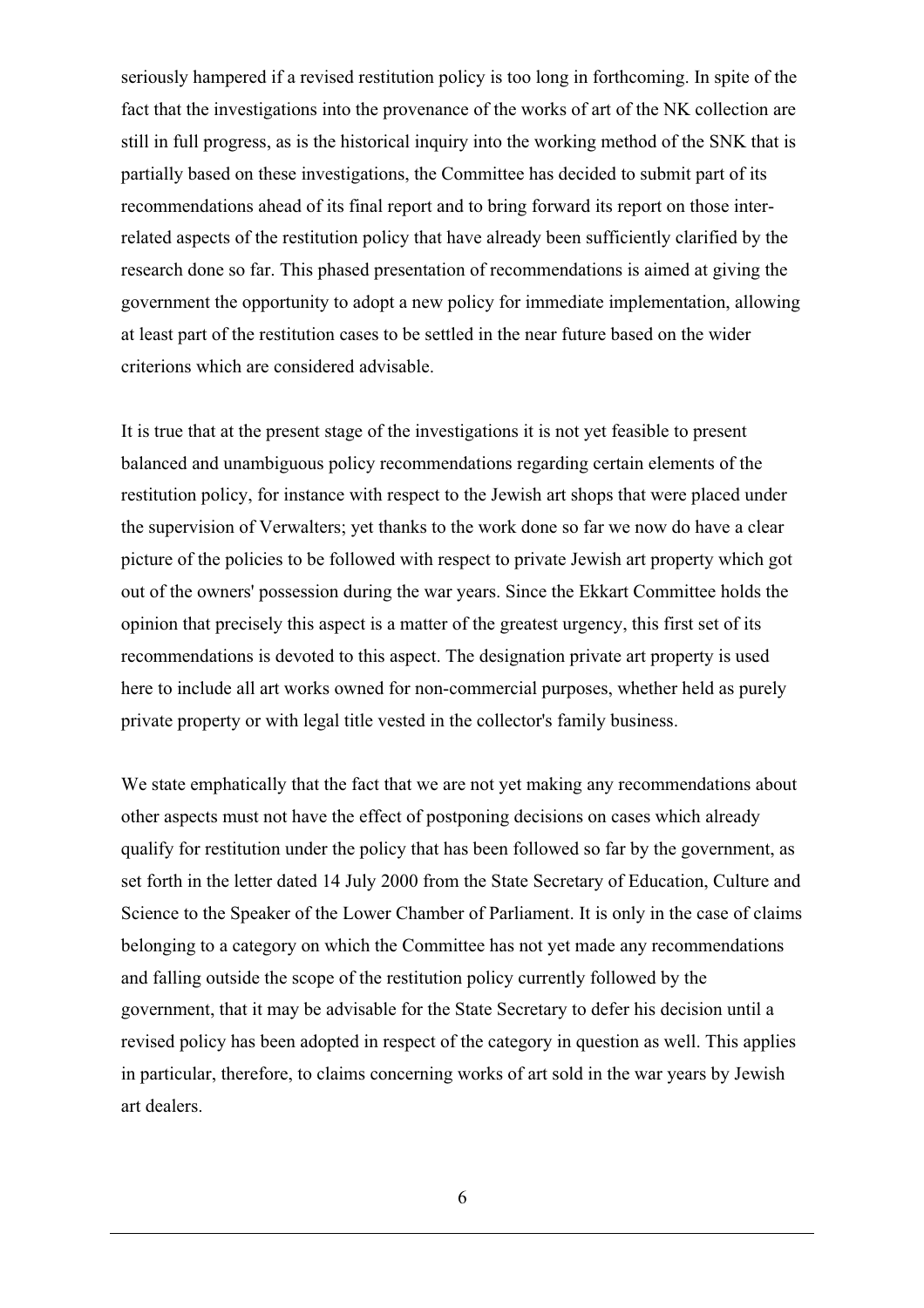seriously hampered if a revised restitution policy is too long in forthcoming. In spite of the fact that the investigations into the provenance of the works of art of the NK collection are still in full progress, as is the historical inquiry into the working method of the SNK that is partially based on these investigations, the Committee has decided to submit part of its recommendations ahead of its final report and to bring forward its report on those inter-related aspects of the restitution policy that have already been sufficiently clarified by the research done so far. This phased presentation of recommendations is aimed at giving the government the opportunity to adopt a new policy for immediate implementation, allowing at least part of the restitution cases to be settled in the near future based on the wider criterions which are considered advisable.

It is true that at the present stage of the investigations it is not yet feasible to present balanced and unambiguous policy recommendations regarding certain elements of the restitution policy, for instance with respect to the Jewish art shops that were placed under the supervision of Verwalters; yet thanks to the work done so far we now do have a clear picture of the policies to be followed with respect to private Jewish art property which got out of the owners' possession during the war years. Since the Ekkart Committee holds the opinion that precisely this aspect is a matter of the greatest urgency, this first set of its recommendations is devoted to this aspect. The designation private art property is used here to include all art works owned for non-commercial purposes, whether held as purely private property or with legal title vested in the collector's family business.

We state emphatically that the fact that we are not yet making any recommendations about other aspects must not have the effect of postponing decisions on cases which already qualify for restitution under the policy that has been followed so far by the government, as set forth in the letter dated 14 July 2000 from the State Secretary of Education, Culture and Science to the Speaker of the Lower Chamber of Parliament. It is only in the case of claims belonging to a category on which the Committee has not yet made any recommendations and falling outside the scope of the restitution policy currently followed by the government, that it may be advisable for the State Secretary to defer his decision until a revised policy has been adopted in respect of the category in question as well. This applies in particular, therefore, to claims concerning works of art sold in the war years by Jewish art dealers.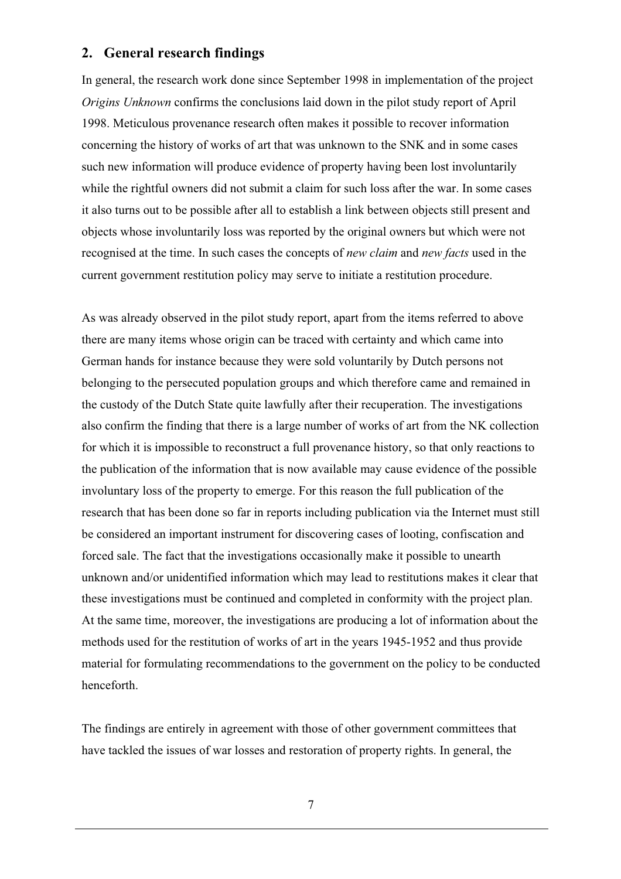## 2. General research findings

In general, the research work done since September 1998 in implementation of the project *Origins Unknown* confirms the conclusions laid down in the pilot study report of April 1998. Meticulous provenance research often makes it possible to recover information concerning the history of works of art that was unknown to the SNK and in some cases such new information will produce evidence of property having been lost involuntarily while the rightful owners did not submit a claim for such loss after the war. In some cases it also turns out to be possible after all to establish a link between objects still present and objects whose involuntarily loss was reported by the original owners but which were not recognised at the time. In such cases the concepts of *new claim* and *new facts* used in the current government restitution policy may serve to initiate a restitution procedure.

As was already observed in the pilot study report, apart from the items referred to above there are many items whose origin can be traced with certainty and which came into German hands for instance because they were sold voluntarily by Dutch persons not belonging to the persecuted population groups and which therefore came and remained in the custody of the Dutch State quite lawfully after their recuperation. The investigations also confirm the finding that there is a large number of works of art from the NK collection for which it is impossible to reconstruct a full provenance history, so that only reactions to the publication of the information that is now available may cause evidence of the possible involuntary loss of the property to emerge. For this reason the full publication of the research that has been done so far in reports including publication via the Internet must still be considered an important instrument for discovering cases of looting, confiscation and forced sale. The fact that the investigations occasionally make it possible to unearth unknown and/or unidentified information which may lead to restitutions makes it clear that these investigations must be continued and completed in conformity with the project plan. At the same time, moreover, the investigations are producing a lot of information about the methods used for the restitution of works of art in the years 1945-1952 and thus provide material for formulating recommendations to the government on the policy to be conducted henceforth.

The findings are entirely in agreement with those of other government committees that have tackled the issues of war losses and restoration of property rights. In general, the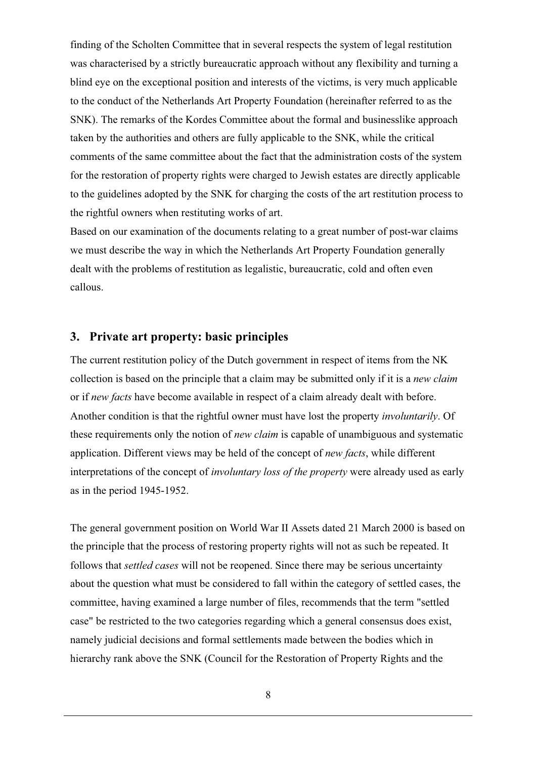finding of the Scholten Committee that in several respects the system of legal restitution was characterised by a strictly bureaucratic approach without any flexibility and turning a blind eye on the exceptional position and interests of the victims, is very much applicable to the conduct of the Netherlands Art Property Foundation (hereinafter referred to as the SNK). The remarks of the Kordes Committee about the formal and businesslike approach taken by the authorities and others are fully applicable to the SNK, while the critical comments of the same committee about the fact that the administration costs of the system for the restoration of property rights were charged to Jewish estates are directly applicable to the guidelines adopted by the SNK for charging the costs of the art restitution process to the rightful owners when restituting works of art.

Based on our examination of the documents relating to a great number of post-war claims we must describe the way in which the Netherlands Art Property Foundation generally dealt with the problems of restitution as legalistic, bureaucratic, cold and often even callous.

## 3. Private art property: basic principles

The current restitution policy of the Dutch government in respect of items from the NK collection is based on the principle that a claim may be submitted only if it is a *new claim* or if *new facts* have become available in respect of a claim already dealt with before. Another condition is that the rightful owner must have lost the property *involuntarily*. Of these requirements only the notion of *new claim* is capable of unambiguous and systematic application. Different views may be held of the concept of *new facts*, while different interpretations of the concept of *involuntary loss of the property* were already used as early as in the period 1945-1952.

The general government position on World War II Assets dated 21 March 2000 is based on the principle that the process of restoring property rights will not as such be repeated. It follows that *settled cases* will not be reopened. Since there may be serious uncertainty about the question what must be considered to fall within the category of settled cases, the committee, having examined a large number of files, recommends that the term "settled case" be restricted to the two categories regarding which a general consensus does exist, namely judicial decisions and formal settlements made between the bodies which in hierarchy rank above the SNK (Council for the Restoration of Property Rights and the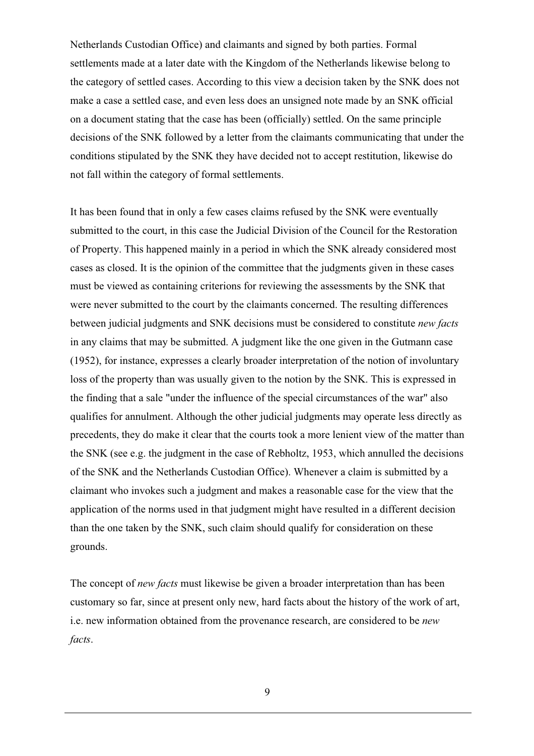Netherlands Custodian Office) and claimants and signed by both parties. Formal settlements made at a later date with the Kingdom of the Netherlands likewise belong to the category of settled cases. According to this view a decision taken by the SNK does not make a case a settled case, and even less does an unsigned note made by an SNK official on a document stating that the case has been (officially) settled. On the same principle decisions of the SNK followed by a letter from the claimants communicating that under the conditions stipulated by the SNK they have decided not to accept restitution, likewise do not fall within the category of formal settlements.

It has been found that in only a few cases claims refused by the SNK were eventually submitted to the court, in this case the Judicial Division of the Council for the Restoration of Property. This happened mainly in a period in which the SNK already considered most cases as closed. It is the opinion of the committee that the judgments given in these cases must be viewed as containing criterions for reviewing the assessments by the SNK that were never submitted to the court by the claimants concerned. The resulting differences between judicial judgments and SNK decisions must be considered to constitute *new facts* in any claims that may be submitted. A judgment like the one given in the Gutmann case (1952), for instance, expresses a clearly broader interpretation of the notion of involuntary loss of the property than was usually given to the notion by the SNK. This is expressed in the finding that a sale "under the influence of the special circumstances of the war" also qualifies for annulment. Although the other judicial judgments may operate less directly as precedents, they do make it clear that the courts took a more lenient view of the matter than the SNK (see e.g. the judgment in the case of Rebholtz, 1953, which annulled the decisions of the SNK and the Netherlands Custodian Office). Whenever a claim is submitted by a claimant who invokes such a judgment and makes a reasonable case for the view that the application of the norms used in that judgment might have resulted in a different decision than the one taken by the SNK, such claim should qualify for consideration on these grounds.

The concept of *new facts* must likewise be given a broader interpretation than has been customary so far, since at present only new, hard facts about the history of the work of art, i.e. new information obtained from the provenance research, are considered to be *new facts*.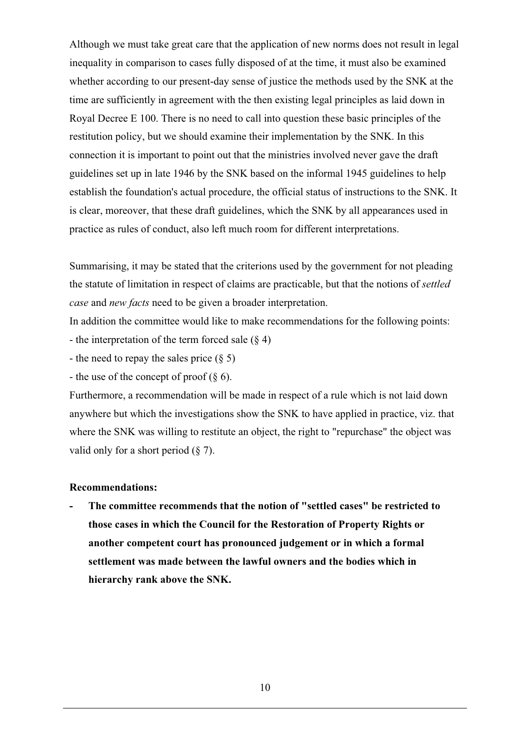Although we must take great care that the application of new norms does not result in legal inequality in comparison to cases fully disposed of at the time, it must also be examined whether according to our present-day sense of justice the methods used by the SNK at the time are sufficiently in agreement with the then existing legal principles as laid down in Royal Decree E 100. There is no need to call into question these basic principles of the restitution policy, but we should examine their implementation by the SNK. In this connection it is important to point out that the ministries involved never gave the draft guidelines set up in late 1946 by the SNK based on the informal 1945 guidelines to help establish the foundation's actual procedure, the official status of instructions to the SNK. It is clear, moreover, that these draft guidelines, which the SNK by all appearances used in practice as rules of conduct, also left much room for different interpretations.

Summarising, it may be stated that the criterions used by the government for not pleading the statute of limitation in respect of claims are practicable, but that the notions of *settled case* and *new facts* need to be given a broader interpretation.
In addition the committee would like to make recommendations for the following points:
- the interpretation of the term forced sale (§ 4)
- the need to repay the sales price (§ 5)
- the use of the concept of proof (§ 6).

Furthermore, a recommendation will be made in respect of a rule which is not laid down anywhere but which the investigations show the SNK to have applied in practice, viz. that where the SNK was willing to restitute an object, the right to "repurchase" the object was valid only for a short period (§ 7).

**Recommendations:**

- **The committee recommends that the notion of "settled cases" be restricted to those cases in which the Council for the Restoration of Property Rights or another competent court has pronounced judgement or in which a formal settlement was made between the lawful owners and the bodies which in hierarchy rank above the SNK.**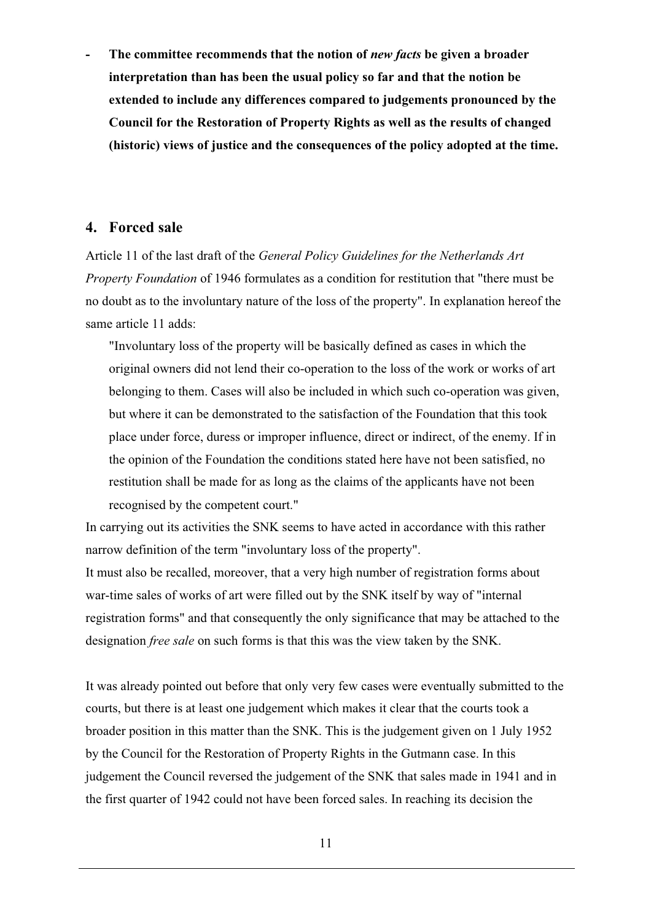- **The committee recommends that the notion of *new facts* be given a broader interpretation than has been the usual policy so far and that the notion be extended to include any differences compared to judgements pronounced by the Council for the Restoration of Property Rights as well as the results of changed (historic) views of justice and the consequences of the policy adopted at the time.**

## 4. Forced sale

Article 11 of the last draft of the *General Policy Guidelines for the Netherlands Art Property Foundation* of 1946 formulates as a condition for restitution that "there must be no doubt as to the involuntary nature of the loss of the property". In explanation hereof the same article 11 adds:

> "Involuntary loss of the property will be basically defined as cases in which the original owners did not lend their co-operation to the loss of the work or works of art belonging to them. Cases will also be included in which such co-operation was given, but where it can be demonstrated to the satisfaction of the Foundation that this took place under force, duress or improper influence, direct or indirect, of the enemy. If in the opinion of the Foundation the conditions stated here have not been satisfied, no restitution shall be made for as long as the claims of the applicants have not been recognised by the competent court."

In carrying out its activities the SNK seems to have acted in accordance with this rather narrow definition of the term "involuntary loss of the property".
It must also be recalled, moreover, that a very high number of registration forms about war-time sales of works of art were filled out by the SNK itself by way of "internal registration forms" and that consequently the only significance that may be attached to the designation *free sale* on such forms is that this was the view taken by the SNK.

It was already pointed out before that only very few cases were eventually submitted to the courts, but there is at least one judgement which makes it clear that the courts took a broader position in this matter than the SNK. This is the judgement given on 1 July 1952 by the Council for the Restoration of Property Rights in the Gutmann case. In this judgement the Council reversed the judgement of the SNK that sales made in 1941 and in the first quarter of 1942 could not have been forced sales. In reaching its decision the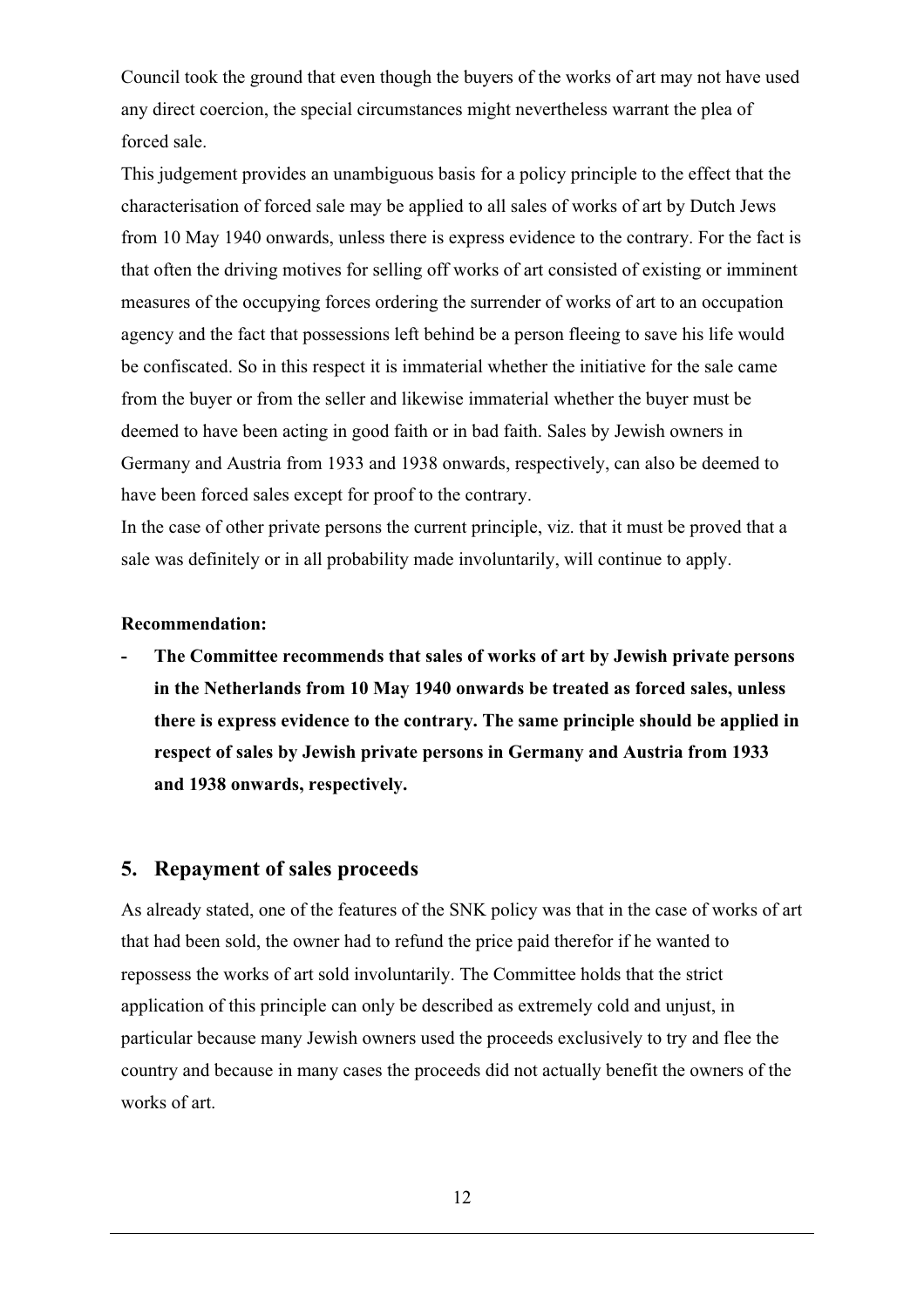Council took the ground that even though the buyers of the works of art may not have used any direct coercion, the special circumstances might nevertheless warrant the plea of forced sale.

This judgement provides an unambiguous basis for a policy principle to the effect that the characterisation of forced sale may be applied to all sales of works of art by Dutch Jews from 10 May 1940 onwards, unless there is express evidence to the contrary. For the fact is that often the driving motives for selling off works of art consisted of existing or imminent measures of the occupying forces ordering the surrender of works of art to an occupation agency and the fact that possessions left behind be a person fleeing to save his life would be confiscated. So in this respect it is immaterial whether the initiative for the sale came from the buyer or from the seller and likewise immaterial whether the buyer must be deemed to have been acting in good faith or in bad faith. Sales by Jewish owners in Germany and Austria from 1933 and 1938 onwards, respectively, can also be deemed to have been forced sales except for proof to the contrary.

In the case of other private persons the current principle, viz. that it must be proved that a sale was definitely or in all probability made involuntarily, will continue to apply.

**Recommendation:**

- **The Committee recommends that sales of works of art by Jewish private persons in the Netherlands from 10 May 1940 onwards be treated as forced sales, unless there is express evidence to the contrary. The same principle should be applied in respect of sales by Jewish private persons in Germany and Austria from 1933 and 1938 onwards, respectively.**

## 5. Repayment of sales proceeds

As already stated, one of the features of the SNK policy was that in the case of works of art that had been sold, the owner had to refund the price paid therefor if he wanted to repossess the works of art sold involuntarily. The Committee holds that the strict application of this principle can only be described as extremely cold and unjust, in particular because many Jewish owners used the proceeds exclusively to try and flee the country and because in many cases the proceeds did not actually benefit the owners of the works of art.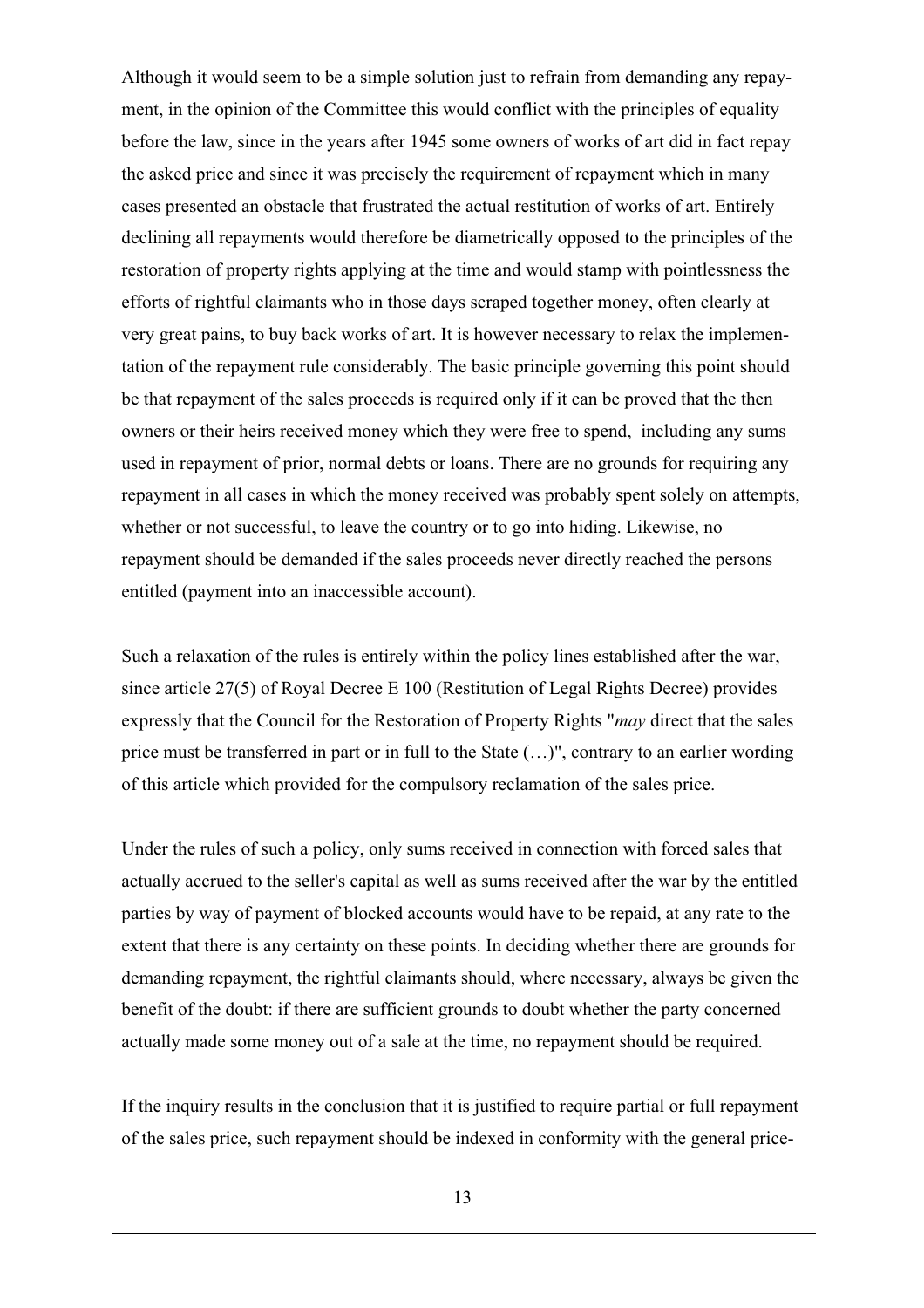Although it would seem to be a simple solution just to refrain from demanding any repayment, in the opinion of the Committee this would conflict with the principles of equality before the law, since in the years after 1945 some owners of works of art did in fact repay the asked price and since it was precisely the requirement of repayment which in many cases presented an obstacle that frustrated the actual restitution of works of art. Entirely declining all repayments would therefore be diametrically opposed to the principles of the restoration of property rights applying at the time and would stamp with pointlessness the efforts of rightful claimants who in those days scraped together money, often clearly at very great pains, to buy back works of art. It is however necessary to relax the implementation of the repayment rule considerably. The basic principle governing this point should be that repayment of the sales proceeds is required only if it can be proved that the then owners or their heirs received money which they were free to spend, including any sums used in repayment of prior, normal debts or loans. There are no grounds for requiring any repayment in all cases in which the money received was probably spent solely on attempts, whether or not successful, to leave the country or to go into hiding. Likewise, no repayment should be demanded if the sales proceeds never directly reached the persons entitled (payment into an inaccessible account).

Such a relaxation of the rules is entirely within the policy lines established after the war, since article 27(5) of Royal Decree E 100 (Restitution of Legal Rights Decree) provides expressly that the Council for the Restoration of Property Rights "*may* direct that the sales price must be transferred in part or in full to the State (…)", contrary to an earlier wording of this article which provided for the compulsory reclamation of the sales price.

Under the rules of such a policy, only sums received in connection with forced sales that actually accrued to the seller's capital as well as sums received after the war by the entitled parties by way of payment of blocked accounts would have to be repaid, at any rate to the extent that there is any certainty on these points. In deciding whether there are grounds for demanding repayment, the rightful claimants should, where necessary, always be given the benefit of the doubt: if there are sufficient grounds to doubt whether the party concerned actually made some money out of a sale at the time, no repayment should be required.

If the inquiry results in the conclusion that it is justified to require partial or full repayment of the sales price, such repayment should be indexed in conformity with the general price-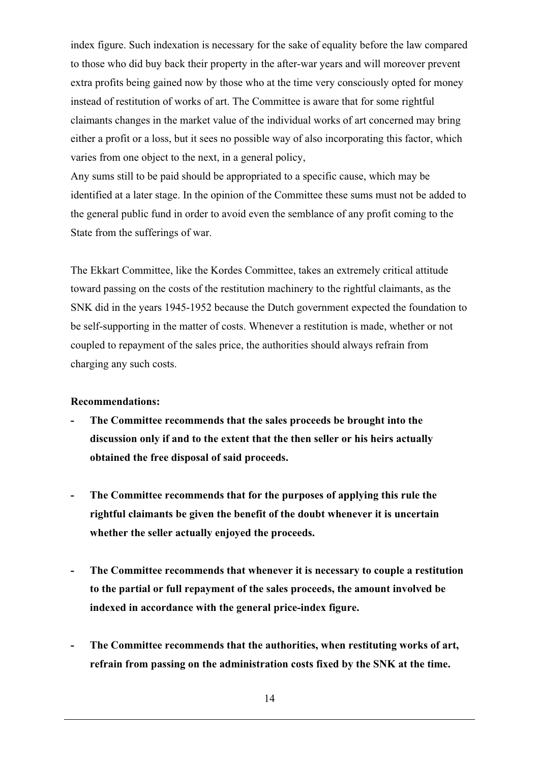index figure. Such indexation is necessary for the sake of equality before the law compared to those who did buy back their property in the after-war years and will moreover prevent extra profits being gained now by those who at the time very consciously opted for money instead of restitution of works of art. The Committee is aware that for some rightful claimants changes in the market value of the individual works of art concerned may bring either a profit or a loss, but it sees no possible way of also incorporating this factor, which varies from one object to the next, in a general policy,
Any sums still to be paid should be appropriated to a specific cause, which may be identified at a later stage. In the opinion of the Committee these sums must not be added to the general public fund in order to avoid even the semblance of any profit coming to the State from the sufferings of war.

The Ekkart Committee, like the Kordes Committee, takes an extremely critical attitude toward passing on the costs of the restitution machinery to the rightful claimants, as the SNK did in the years 1945-1952 because the Dutch government expected the foundation to be self-supporting in the matter of costs. Whenever a restitution is made, whether or not coupled to repayment of the sales price, the authorities should always refrain from charging any such costs.

**Recommendations:**

- **The Committee recommends that the sales proceeds be brought into the discussion only if and to the extent that the then seller or his heirs actually obtained the free disposal of said proceeds.**

- **The Committee recommends that for the purposes of applying this rule the rightful claimants be given the benefit of the doubt whenever it is uncertain whether the seller actually enjoyed the proceeds.**

- **The Committee recommends that whenever it is necessary to couple a restitution to the partial or full repayment of the sales proceeds, the amount involved be indexed in accordance with the general price-index figure.**

- **The Committee recommends that the authorities, when restituting works of art, refrain from passing on the administration costs fixed by the SNK at the time.**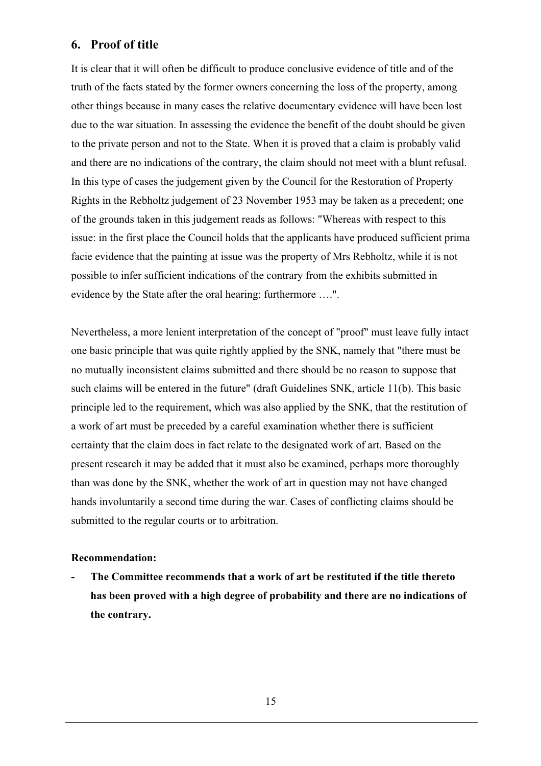## 6. Proof of title

It is clear that it will often be difficult to produce conclusive evidence of title and of the truth of the facts stated by the former owners concerning the loss of the property, among other things because in many cases the relative documentary evidence will have been lost due to the war situation. In assessing the evidence the benefit of the doubt should be given to the private person and not to the State. When it is proved that a claim is probably valid and there are no indications of the contrary, the claim should not meet with a blunt refusal. In this type of cases the judgement given by the Council for the Restoration of Property Rights in the Rebholtz judgement of 23 November 1953 may be taken as a precedent; one of the grounds taken in this judgement reads as follows: "Whereas with respect to this issue: in the first place the Council holds that the applicants have produced sufficient prima facie evidence that the painting at issue was the property of Mrs Rebholtz, while it is not possible to infer sufficient indications of the contrary from the exhibits submitted in evidence by the State after the oral hearing; furthermore ….".

Nevertheless, a more lenient interpretation of the concept of "proof" must leave fully intact one basic principle that was quite rightly applied by the SNK, namely that "there must be no mutually inconsistent claims submitted and there should be no reason to suppose that such claims will be entered in the future" (draft Guidelines SNK, article 11(b). This basic principle led to the requirement, which was also applied by the SNK, that the restitution of a work of art must be preceded by a careful examination whether there is sufficient certainty that the claim does in fact relate to the designated work of art. Based on the present research it may be added that it must also be examined, perhaps more thoroughly than was done by the SNK, whether the work of art in question may not have changed hands involuntarily a second time during the war. Cases of conflicting claims should be submitted to the regular courts or to arbitration.

**Recommendation:**

- **The Committee recommends that a work of art be restituted if the title thereto has been proved with a high degree of probability and there are no indications of the contrary.**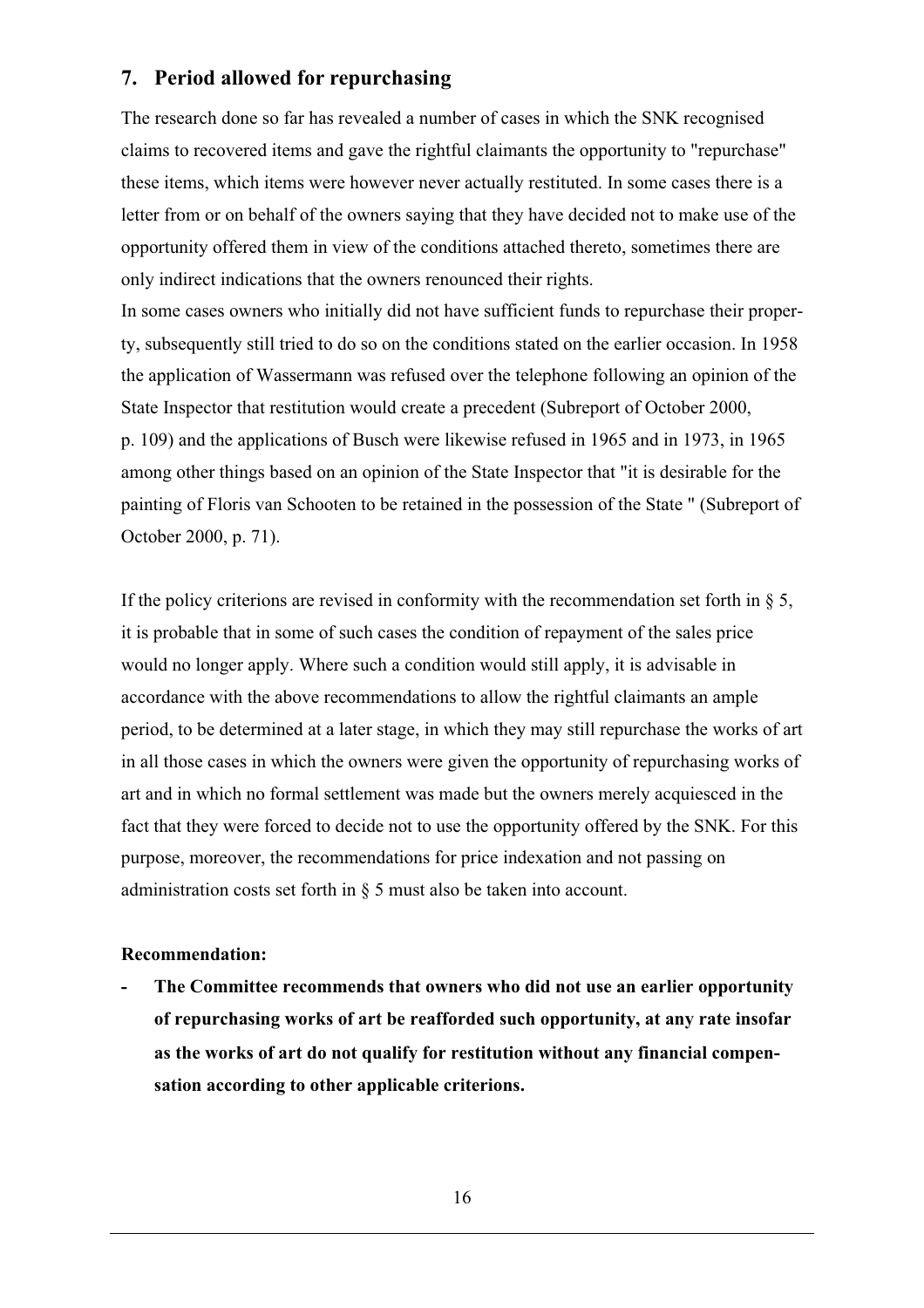## 7. Period allowed for repurchasing

The research done so far has revealed a number of cases in which the SNK recognised claims to recovered items and gave the rightful claimants the opportunity to "repurchase" these items, which items were however never actually restituted. In some cases there is a letter from or on behalf of the owners saying that they have decided not to make use of the opportunity offered them in view of the conditions attached thereto, sometimes there are only indirect indications that the owners renounced their rights.

In some cases owners who initially did not have sufficient funds to repurchase their property, subsequently still tried to do so on the conditions stated on the earlier occasion. In 1958 the application of Wassermann was refused over the telephone following an opinion of the State Inspector that restitution would create a precedent (Subreport of October 2000, p. 109) and the applications of Busch were likewise refused in 1965 and in 1973, in 1965 among other things based on an opinion of the State Inspector that "it is desirable for the painting of Floris van Schooten to be retained in the possession of the State " (Subreport of October 2000, p. 71).

If the policy criterions are revised in conformity with the recommendation set forth in § 5, it is probable that in some of such cases the condition of repayment of the sales price would no longer apply. Where such a condition would still apply, it is advisable in accordance with the above recommendations to allow the rightful claimants an ample period, to be determined at a later stage, in which they may still repurchase the works of art in all those cases in which the owners were given the opportunity of repurchasing works of art and in which no formal settlement was made but the owners merely acquiesced in the fact that they were forced to decide not to use the opportunity offered by the SNK. For this purpose, moreover, the recommendations for price indexation and not passing on administration costs set forth in § 5 must also be taken into account.

**Recommendation:**

- **The Committee recommends that owners who did not use an earlier opportunity of repurchasing works of art be reafforded such opportunity, at any rate insofar as the works of art do not qualify for restitution without any financial compensation according to other applicable criterions.**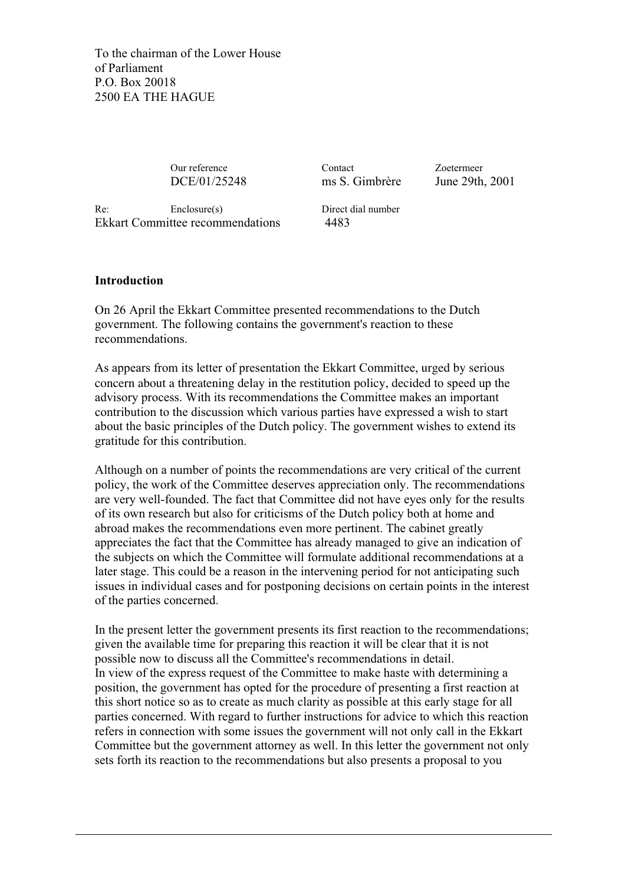To the chairman of the Lower House
of Parliament
P.O. Box 20018
2500 EA THE HAGUE

| | Our reference | Contact | Zoetermeer |
|---|---|---|---|
| | DCE/01/25248 | ms S. Gimbrère | June 29th, 2001 |
| Re: | Enclosure(s) | Direct dial number | |
| Ekkart Committee recommendations | | 4483 | |

**Introduction**

On 26 April the Ekkart Committee presented recommendations to the Dutch government. The following contains the government's reaction to these recommendations.

As appears from its letter of presentation the Ekkart Committee, urged by serious concern about a threatening delay in the restitution policy, decided to speed up the advisory process. With its recommendations the Committee makes an important contribution to the discussion which various parties have expressed a wish to start about the basic principles of the Dutch policy. The government wishes to extend its gratitude for this contribution.

Although on a number of points the recommendations are very critical of the current policy, the work of the Committee deserves appreciation only. The recommendations are very well-founded. The fact that Committee did not have eyes only for the results of its own research but also for criticisms of the Dutch policy both at home and abroad makes the recommendations even more pertinent. The cabinet greatly appreciates the fact that the Committee has already managed to give an indication of the subjects on which the Committee will formulate additional recommendations at a later stage. This could be a reason in the intervening period for not anticipating such issues in individual cases and for postponing decisions on certain points in the interest of the parties concerned.

In the present letter the government presents its first reaction to the recommendations; given the available time for preparing this reaction it will be clear that it is not possible now to discuss all the Committee's recommendations in detail.
In view of the express request of the Committee to make haste with determining a position, the government has opted for the procedure of presenting a first reaction at this short notice so as to create as much clarity as possible at this early stage for all parties concerned. With regard to further instructions for advice to which this reaction refers in connection with some issues the government will not only call in the Ekkart Committee but the government attorney as well. In this letter the government not only sets forth its reaction to the recommendations but also presents a proposal to you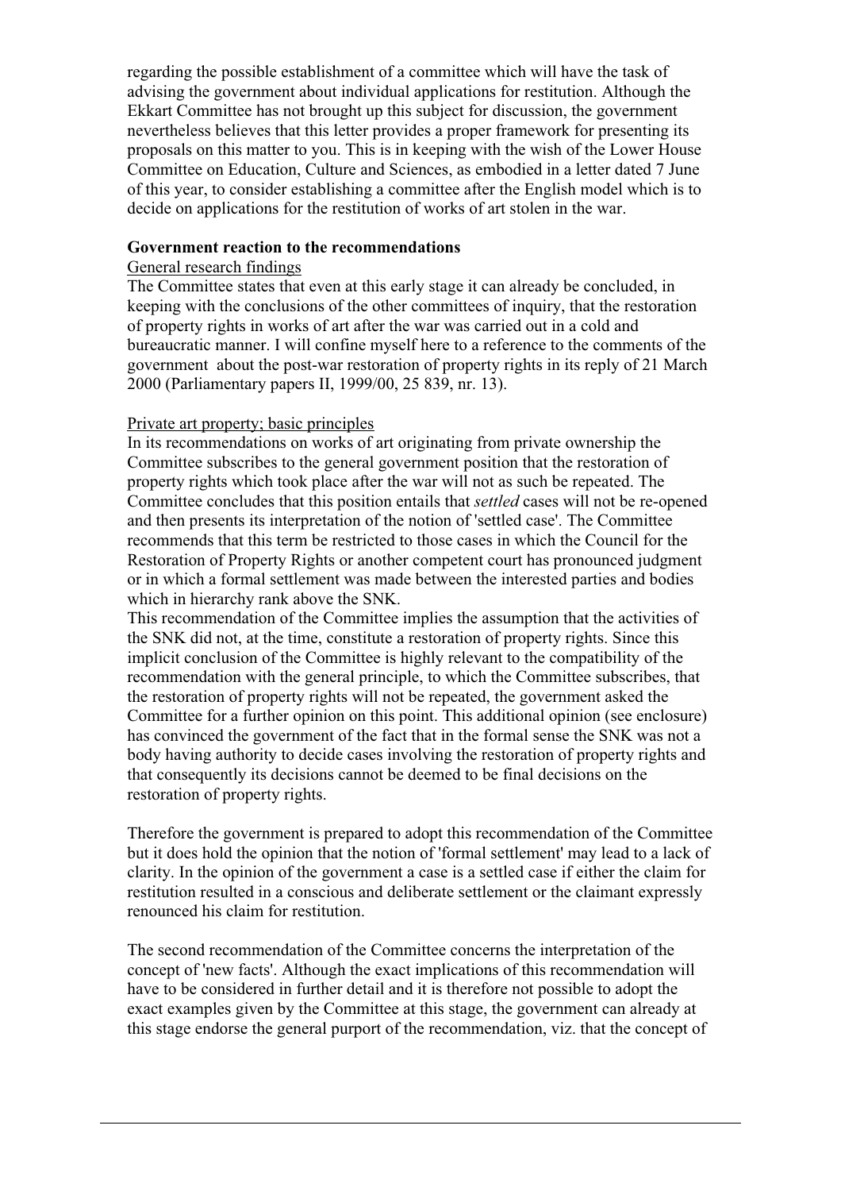regarding the possible establishment of a committee which will have the task of advising the government about individual applications for restitution. Although the Ekkart Committee has not brought up this subject for discussion, the government nevertheless believes that this letter provides a proper framework for presenting its proposals on this matter to you. This is in keeping with the wish of the Lower House Committee on Education, Culture and Sciences, as embodied in a letter dated 7 June of this year, to consider establishing a committee after the English model which is to decide on applications for the restitution of works of art stolen in the war.

**Government reaction to the recommendations**

General research findings

The Committee states that even at this early stage it can already be concluded, in keeping with the conclusions of the other committees of inquiry, that the restoration of property rights in works of art after the war was carried out in a cold and bureaucratic manner. I will confine myself here to a reference to the comments of the government about the post-war restoration of property rights in its reply of 21 March 2000 (Parliamentary papers II, 1999/00, 25 839, nr. 13).

Private art property; basic principles

In its recommendations on works of art originating from private ownership the Committee subscribes to the general government position that the restoration of property rights which took place after the war will not as such be repeated. The Committee concludes that this position entails that *settled* cases will not be re-opened and then presents its interpretation of the notion of 'settled case'. The Committee recommends that this term be restricted to those cases in which the Council for the Restoration of Property Rights or another competent court has pronounced judgment or in which a formal settlement was made between the interested parties and bodies which in hierarchy rank above the SNK.
This recommendation of the Committee implies the assumption that the activities of the SNK did not, at the time, constitute a restoration of property rights. Since this implicit conclusion of the Committee is highly relevant to the compatibility of the recommendation with the general principle, to which the Committee subscribes, that the restoration of property rights will not be repeated, the government asked the Committee for a further opinion on this point. This additional opinion (see enclosure) has convinced the government of the fact that in the formal sense the SNK was not a body having authority to decide cases involving the restoration of property rights and that consequently its decisions cannot be deemed to be final decisions on the restoration of property rights.

Therefore the government is prepared to adopt this recommendation of the Committee but it does hold the opinion that the notion of 'formal settlement' may lead to a lack of clarity. In the opinion of the government a case is a settled case if either the claim for restitution resulted in a conscious and deliberate settlement or the claimant expressly renounced his claim for restitution.

The second recommendation of the Committee concerns the interpretation of the concept of 'new facts'. Although the exact implications of this recommendation will have to be considered in further detail and it is therefore not possible to adopt the exact examples given by the Committee at this stage, the government can already at this stage endorse the general purport of the recommendation, viz. that the concept of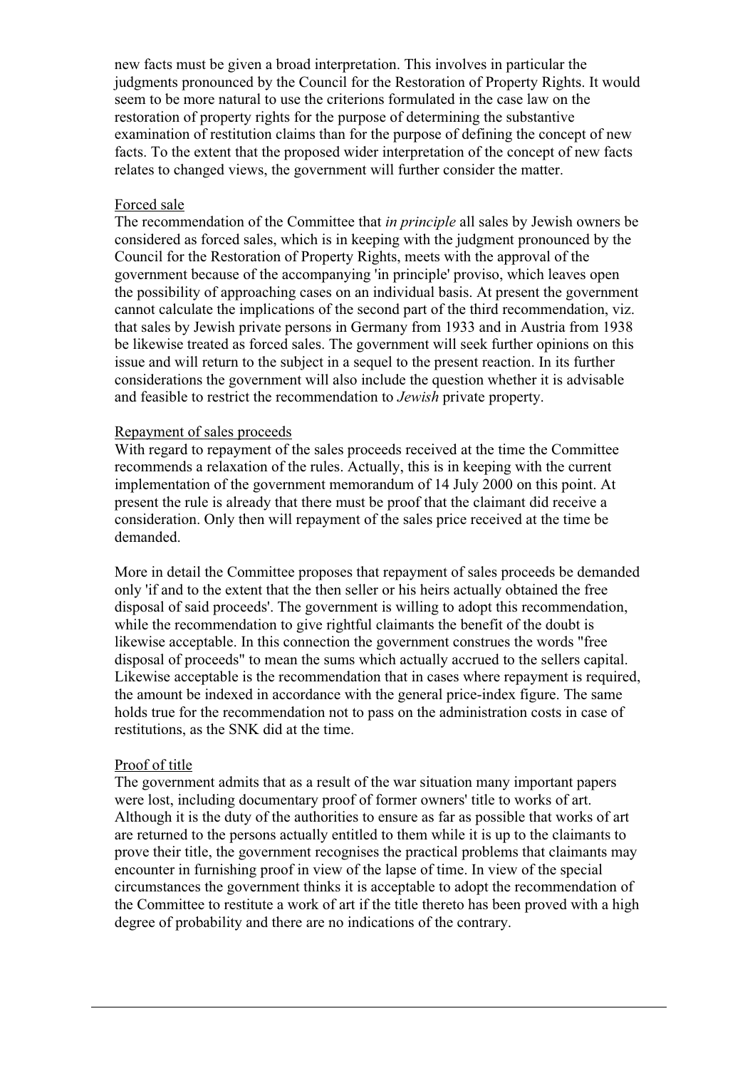new facts must be given a broad interpretation. This involves in particular the judgments pronounced by the Council for the Restoration of Property Rights. It would seem to be more natural to use the criterions formulated in the case law on the restoration of property rights for the purpose of determining the substantive examination of restitution claims than for the purpose of defining the concept of new facts. To the extent that the proposed wider interpretation of the concept of new facts relates to changed views, the government will further consider the matter.

Forced sale

The recommendation of the Committee that *in principle* all sales by Jewish owners be considered as forced sales, which is in keeping with the judgment pronounced by the Council for the Restoration of Property Rights, meets with the approval of the government because of the accompanying 'in principle' proviso, which leaves open the possibility of approaching cases on an individual basis. At present the government cannot calculate the implications of the second part of the third recommendation, viz. that sales by Jewish private persons in Germany from 1933 and in Austria from 1938 be likewise treated as forced sales. The government will seek further opinions on this issue and will return to the subject in a sequel to the present reaction. In its further considerations the government will also include the question whether it is advisable and feasible to restrict the recommendation to *Jewish* private property.

Repayment of sales proceeds

With regard to repayment of the sales proceeds received at the time the Committee recommends a relaxation of the rules. Actually, this is in keeping with the current implementation of the government memorandum of 14 July 2000 on this point. At present the rule is already that there must be proof that the claimant did receive a consideration. Only then will repayment of the sales price received at the time be demanded.

More in detail the Committee proposes that repayment of sales proceeds be demanded only 'if and to the extent that the then seller or his heirs actually obtained the free disposal of said proceeds'. The government is willing to adopt this recommendation, while the recommendation to give rightful claimants the benefit of the doubt is likewise acceptable. In this connection the government construes the words "free disposal of proceeds" to mean the sums which actually accrued to the sellers capital. Likewise acceptable is the recommendation that in cases where repayment is required, the amount be indexed in accordance with the general price-index figure. The same holds true for the recommendation not to pass on the administration costs in case of restitutions, as the SNK did at the time.

Proof of title

The government admits that as a result of the war situation many important papers were lost, including documentary proof of former owners' title to works of art. Although it is the duty of the authorities to ensure as far as possible that works of art are returned to the persons actually entitled to them while it is up to the claimants to prove their title, the government recognises the practical problems that claimants may encounter in furnishing proof in view of the lapse of time. In view of the special circumstances the government thinks it is acceptable to adopt the recommendation of the Committee to restitute a work of art if the title thereto has been proved with a high degree of probability and there are no indications of the contrary.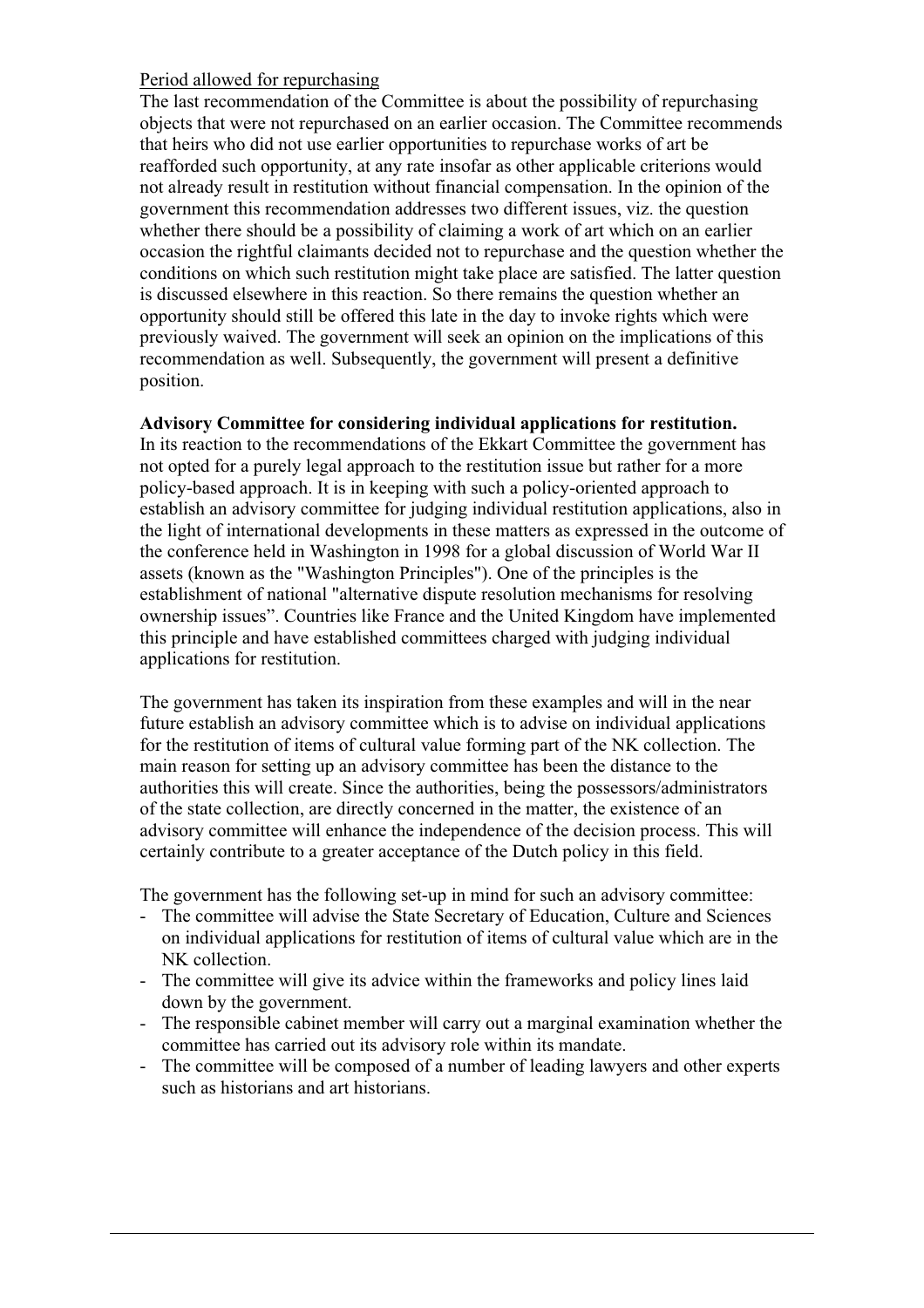Period allowed for repurchasing

The last recommendation of the Committee is about the possibility of repurchasing objects that were not repurchased on an earlier occasion. The Committee recommends that heirs who did not use earlier opportunities to repurchase works of art be reafforded such opportunity, at any rate insofar as other applicable criterions would not already result in restitution without financial compensation. In the opinion of the government this recommendation addresses two different issues, viz. the question whether there should be a possibility of claiming a work of art which on an earlier occasion the rightful claimants decided not to repurchase and the question whether the conditions on which such restitution might take place are satisfied. The latter question is discussed elsewhere in this reaction. So there remains the question whether an opportunity should still be offered this late in the day to invoke rights which were previously waived. The government will seek an opinion on the implications of this recommendation as well. Subsequently, the government will present a definitive position.

**Advisory Committee for considering individual applications for restitution.**

In its reaction to the recommendations of the Ekkart Committee the government has not opted for a purely legal approach to the restitution issue but rather for a more policy-based approach. It is in keeping with such a policy-oriented approach to establish an advisory committee for judging individual restitution applications, also in the light of international developments in these matters as expressed in the outcome of the conference held in Washington in 1998 for a global discussion of World War II assets (known as the "Washington Principles"). One of the principles is the establishment of national "alternative dispute resolution mechanisms for resolving ownership issues". Countries like France and the United Kingdom have implemented this principle and have established committees charged with judging individual applications for restitution.

The government has taken its inspiration from these examples and will in the near future establish an advisory committee which is to advise on individual applications for the restitution of items of cultural value forming part of the NK collection. The main reason for setting up an advisory committee has been the distance to the authorities this will create. Since the authorities, being the possessors/administrators of the state collection, are directly concerned in the matter, the existence of an advisory committee will enhance the independence of the decision process. This will certainly contribute to a greater acceptance of the Dutch policy in this field.

The government has the following set-up in mind for such an advisory committee:

- The committee will advise the State Secretary of Education, Culture and Sciences on individual applications for restitution of items of cultural value which are in the NK collection.
- The committee will give its advice within the frameworks and policy lines laid down by the government.
- The responsible cabinet member will carry out a marginal examination whether the committee has carried out its advisory role within its mandate.
- The committee will be composed of a number of leading lawyers and other experts such as historians and art historians.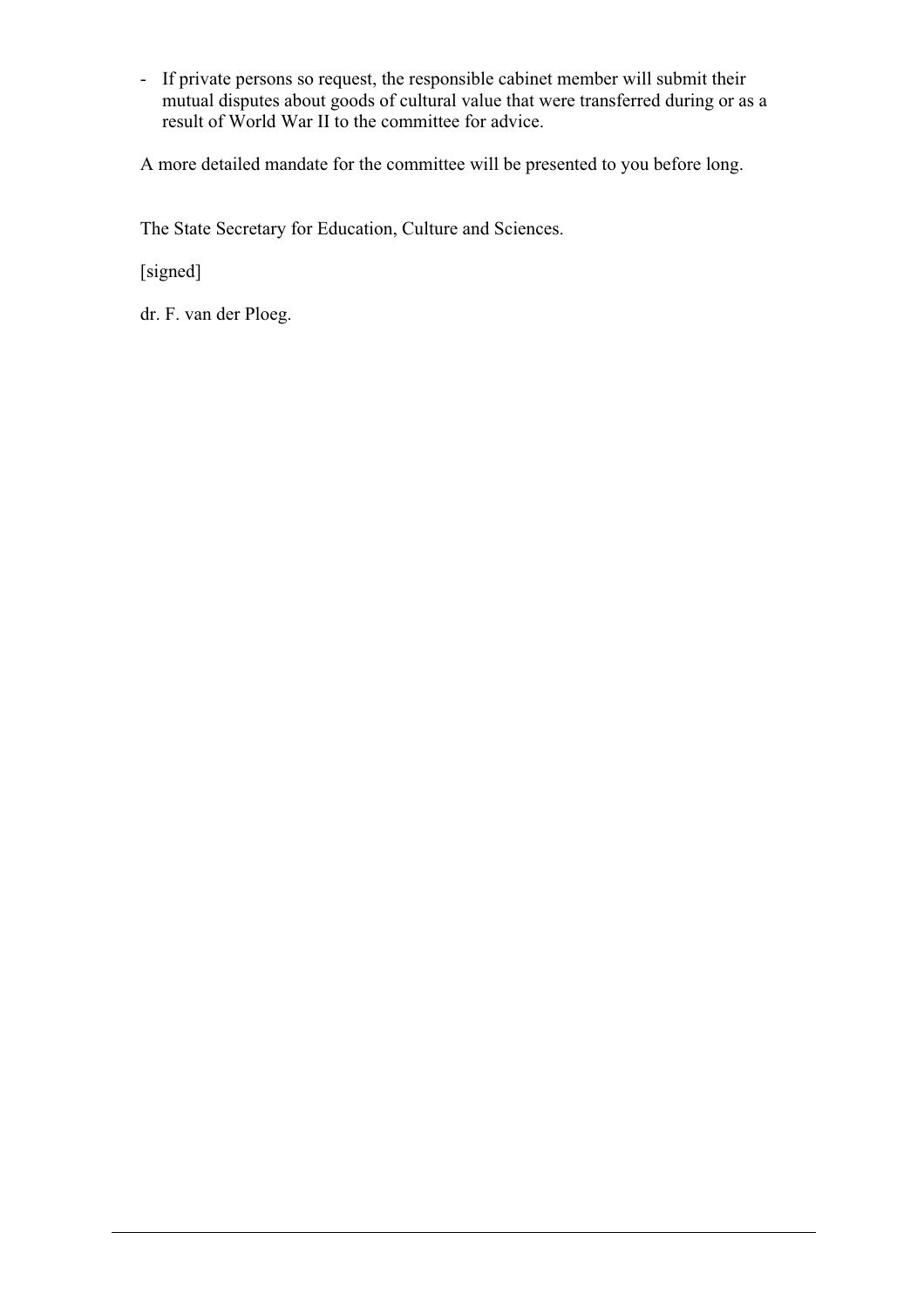- If private persons so request, the responsible cabinet member will submit their mutual disputes about goods of cultural value that were transferred during or as a result of World War II to the committee for advice.

A more detailed mandate for the committee will be presented to you before long.

The State Secretary for Education, Culture and Sciences.

[signed]

dr. F. van der Ploeg.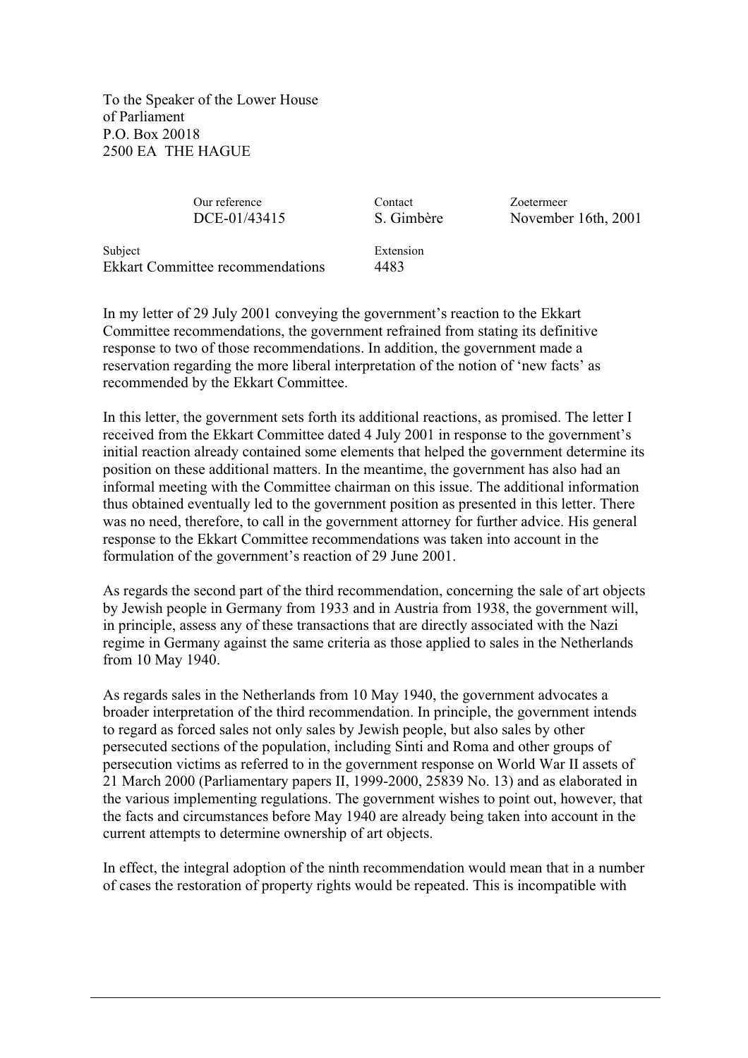To the Speaker of the Lower House
of Parliament
P.O. Box 20018
2500 EA THE HAGUE

| Our reference | Contact | Zoetermeer |
| --- | --- | --- |
| DCE-01/43415 | S. Gimbère | November 16th, 2001 |

| Subject | Extension |
| --- | --- |
| Ekkart Committee recommendations | 4483 |

In my letter of 29 July 2001 conveying the government's reaction to the Ekkart Committee recommendations, the government refrained from stating its definitive response to two of those recommendations. In addition, the government made a reservation regarding the more liberal interpretation of the notion of 'new facts' as recommended by the Ekkart Committee.

In this letter, the government sets forth its additional reactions, as promised. The letter I received from the Ekkart Committee dated 4 July 2001 in response to the government's initial reaction already contained some elements that helped the government determine its position on these additional matters. In the meantime, the government has also had an informal meeting with the Committee chairman on this issue. The additional information thus obtained eventually led to the government position as presented in this letter. There was no need, therefore, to call in the government attorney for further advice. His general response to the Ekkart Committee recommendations was taken into account in the formulation of the government's reaction of 29 June 2001.

As regards the second part of the third recommendation, concerning the sale of art objects by Jewish people in Germany from 1933 and in Austria from 1938, the government will, in principle, assess any of these transactions that are directly associated with the Nazi regime in Germany against the same criteria as those applied to sales in the Netherlands from 10 May 1940.

As regards sales in the Netherlands from 10 May 1940, the government advocates a broader interpretation of the third recommendation. In principle, the government intends to regard as forced sales not only sales by Jewish people, but also sales by other persecuted sections of the population, including Sinti and Roma and other groups of persecution victims as referred to in the government response on World War II assets of 21 March 2000 (Parliamentary papers II, 1999-2000, 25839 No. 13) and as elaborated in the various implementing regulations. The government wishes to point out, however, that the facts and circumstances before May 1940 are already being taken into account in the current attempts to determine ownership of art objects.

In effect, the integral adoption of the ninth recommendation would mean that in a number of cases the restoration of property rights would be repeated. This is incompatible with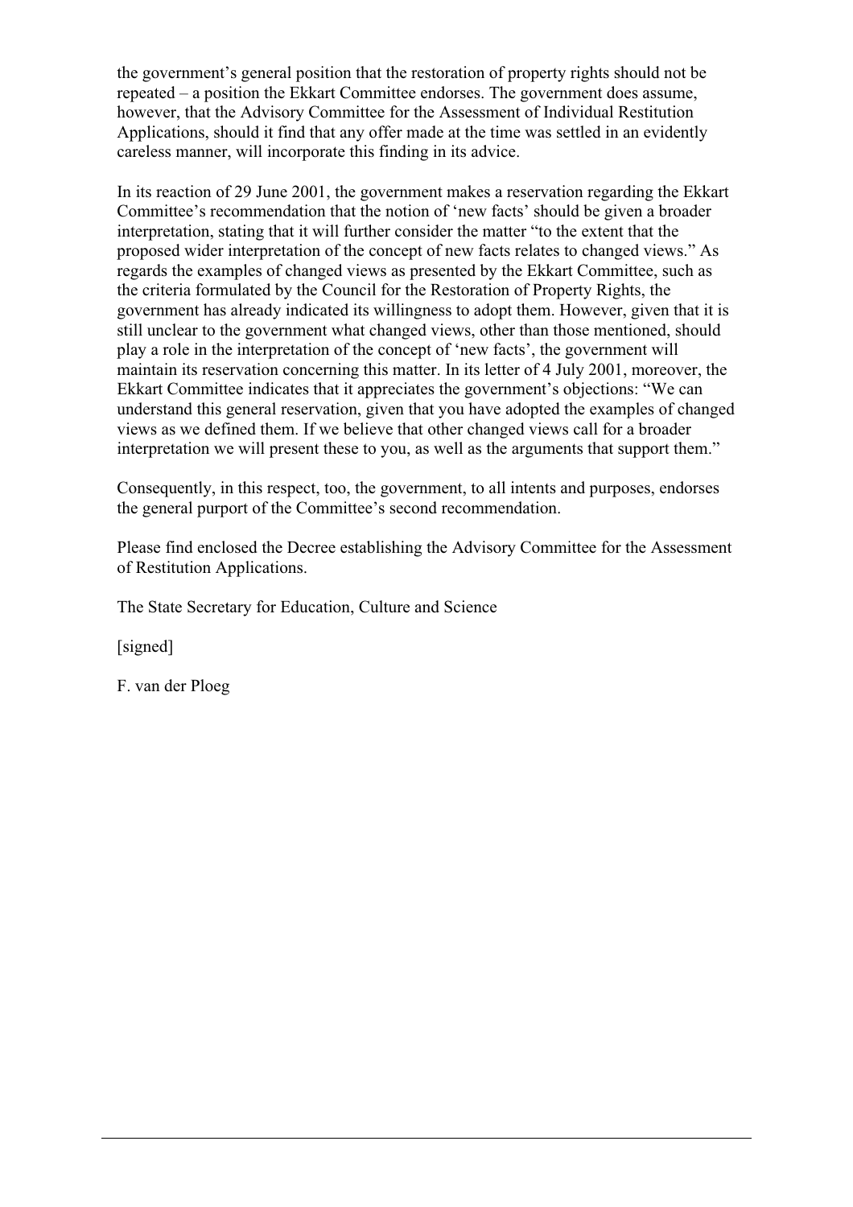the government's general position that the restoration of property rights should not be repeated – a position the Ekkart Committee endorses. The government does assume, however, that the Advisory Committee for the Assessment of Individual Restitution Applications, should it find that any offer made at the time was settled in an evidently careless manner, will incorporate this finding in its advice.

In its reaction of 29 June 2001, the government makes a reservation regarding the Ekkart Committee's recommendation that the notion of 'new facts' should be given a broader interpretation, stating that it will further consider the matter "to the extent that the proposed wider interpretation of the concept of new facts relates to changed views." As regards the examples of changed views as presented by the Ekkart Committee, such as the criteria formulated by the Council for the Restoration of Property Rights, the government has already indicated its willingness to adopt them. However, given that it is still unclear to the government what changed views, other than those mentioned, should play a role in the interpretation of the concept of 'new facts', the government will maintain its reservation concerning this matter. In its letter of 4 July 2001, moreover, the Ekkart Committee indicates that it appreciates the government's objections: "We can understand this general reservation, given that you have adopted the examples of changed views as we defined them. If we believe that other changed views call for a broader interpretation we will present these to you, as well as the arguments that support them."

Consequently, in this respect, too, the government, to all intents and purposes, endorses the general purport of the Committee's second recommendation.

Please find enclosed the Decree establishing the Advisory Committee for the Assessment of Restitution Applications.

The State Secretary for Education, Culture and Science

[signed]

F. van der Ploeg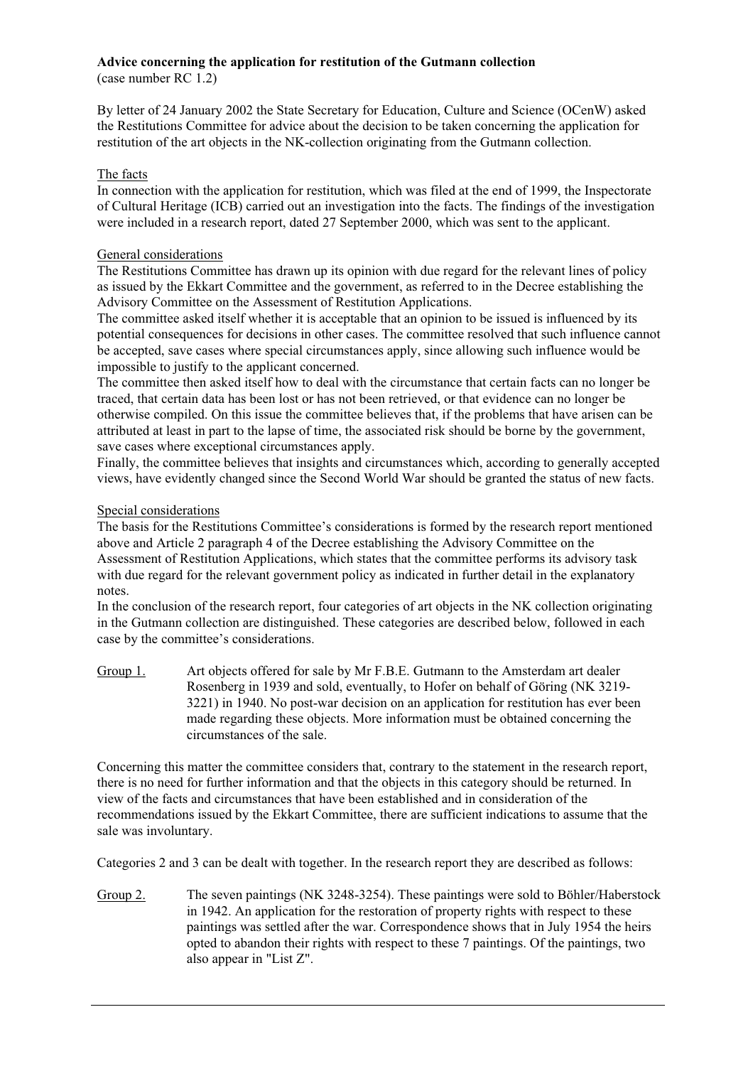**Advice concerning the application for restitution of the Gutmann collection**
(case number RC 1.2)

By letter of 24 January 2002 the State Secretary for Education, Culture and Science (OCenW) asked the Restitutions Committee for advice about the decision to be taken concerning the application for restitution of the art objects in the NK-collection originating from the Gutmann collection.

The facts
In connection with the application for restitution, which was filed at the end of 1999, the Inspectorate of Cultural Heritage (ICB) carried out an investigation into the facts. The findings of the investigation were included in a research report, dated 27 September 2000, which was sent to the applicant.

General considerations
The Restitutions Committee has drawn up its opinion with due regard for the relevant lines of policy as issued by the Ekkart Committee and the government, as referred to in the Decree establishing the Advisory Committee on the Assessment of Restitution Applications.
The committee asked itself whether it is acceptable that an opinion to be issued is influenced by its potential consequences for decisions in other cases. The committee resolved that such influence cannot be accepted, save cases where special circumstances apply, since allowing such influence would be impossible to justify to the applicant concerned.
The committee then asked itself how to deal with the circumstance that certain facts can no longer be traced, that certain data has been lost or has not been retrieved, or that evidence can no longer be otherwise compiled. On this issue the committee believes that, if the problems that have arisen can be attributed at least in part to the lapse of time, the associated risk should be borne by the government, save cases where exceptional circumstances apply.
Finally, the committee believes that insights and circumstances which, according to generally accepted views, have evidently changed since the Second World War should be granted the status of new facts.

Special considerations
The basis for the Restitutions Committee's considerations is formed by the research report mentioned above and Article 2 paragraph 4 of the Decree establishing the Advisory Committee on the Assessment of Restitution Applications, which states that the committee performs its advisory task with due regard for the relevant government policy as indicated in further detail in the explanatory notes.
In the conclusion of the research report, four categories of art objects in the NK collection originating in the Gutmann collection are distinguished. These categories are described below, followed in each case by the committee's considerations.

Group 1. Art objects offered for sale by Mr F.B.E. Gutmann to the Amsterdam art dealer Rosenberg in 1939 and sold, eventually, to Hofer on behalf of Göring (NK 3219-3221) in 1940. No post-war decision on an application for restitution has ever been made regarding these objects. More information must be obtained concerning the circumstances of the sale.

Concerning this matter the committee considers that, contrary to the statement in the research report, there is no need for further information and that the objects in this category should be returned. In view of the facts and circumstances that have been established and in consideration of the recommendations issued by the Ekkart Committee, there are sufficient indications to assume that the sale was involuntary.

Categories 2 and 3 can be dealt with together. In the research report they are described as follows:

Group 2. The seven paintings (NK 3248-3254). These paintings were sold to Böhler/Haberstock in 1942. An application for the restoration of property rights with respect to these paintings was settled after the war. Correspondence shows that in July 1954 the heirs opted to abandon their rights with respect to these 7 paintings. Of the paintings, two also appear in "List Z".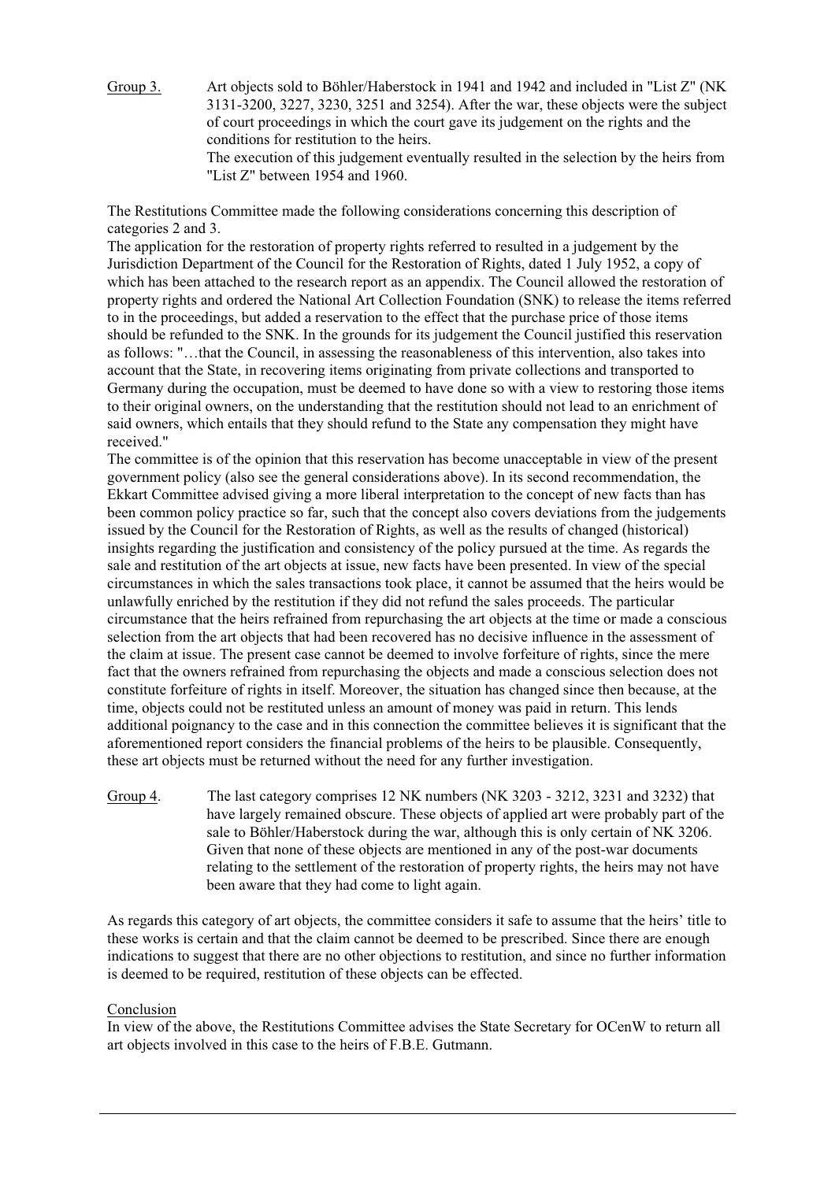Group 3. Art objects sold to Böhler/Haberstock in 1941 and 1942 and included in "List Z" (NK 3131-3200, 3227, 3230, 3251 and 3254). After the war, these objects were the subject of court proceedings in which the court gave its judgement on the rights and the conditions for restitution to the heirs.
The execution of this judgement eventually resulted in the selection by the heirs from "List Z" between 1954 and 1960.

The Restitutions Committee made the following considerations concerning this description of categories 2 and 3.
The application for the restoration of property rights referred to resulted in a judgement by the Jurisdiction Department of the Council for the Restoration of Rights, dated 1 July 1952, a copy of which has been attached to the research report as an appendix. The Council allowed the restoration of property rights and ordered the National Art Collection Foundation (SNK) to release the items referred to in the proceedings, but added a reservation to the effect that the purchase price of those items should be refunded to the SNK. In the grounds for its judgement the Council justified this reservation as follows: "…that the Council, in assessing the reasonableness of this intervention, also takes into account that the State, in recovering items originating from private collections and transported to Germany during the occupation, must be deemed to have done so with a view to restoring those items to their original owners, on the understanding that the restitution should not lead to an enrichment of said owners, which entails that they should refund to the State any compensation they might have received."
The committee is of the opinion that this reservation has become unacceptable in view of the present government policy (also see the general considerations above). In its second recommendation, the Ekkart Committee advised giving a more liberal interpretation to the concept of new facts than has been common policy practice so far, such that the concept also covers deviations from the judgements issued by the Council for the Restoration of Rights, as well as the results of changed (historical) insights regarding the justification and consistency of the policy pursued at the time. As regards the sale and restitution of the art objects at issue, new facts have been presented. In view of the special circumstances in which the sales transactions took place, it cannot be assumed that the heirs would be unlawfully enriched by the restitution if they did not refund the sales proceeds. The particular circumstance that the heirs refrained from repurchasing the art objects at the time or made a conscious selection from the art objects that had been recovered has no decisive influence in the assessment of the claim at issue. The present case cannot be deemed to involve forfeiture of rights, since the mere fact that the owners refrained from repurchasing the objects and made a conscious selection does not constitute forfeiture of rights in itself. Moreover, the situation has changed since then because, at the time, objects could not be restituted unless an amount of money was paid in return. This lends additional poignancy to the case and in this connection the committee believes it is significant that the aforementioned report considers the financial problems of the heirs to be plausible. Consequently, these art objects must be returned without the need for any further investigation.

Group 4. The last category comprises 12 NK numbers (NK 3203 - 3212, 3231 and 3232) that have largely remained obscure. These objects of applied art were probably part of the sale to Böhler/Haberstock during the war, although this is only certain of NK 3206. Given that none of these objects are mentioned in any of the post-war documents relating to the settlement of the restoration of property rights, the heirs may not have been aware that they had come to light again.

As regards this category of art objects, the committee considers it safe to assume that the heirs' title to these works is certain and that the claim cannot be deemed to be prescribed. Since there are enough indications to suggest that there are no other objections to restitution, and since no further information is deemed to be required, restitution of these objects can be effected.

Conclusion
In view of the above, the Restitutions Committee advises the State Secretary for OCenW to return all art objects involved in this case to the heirs of F.B.E. Gutmann.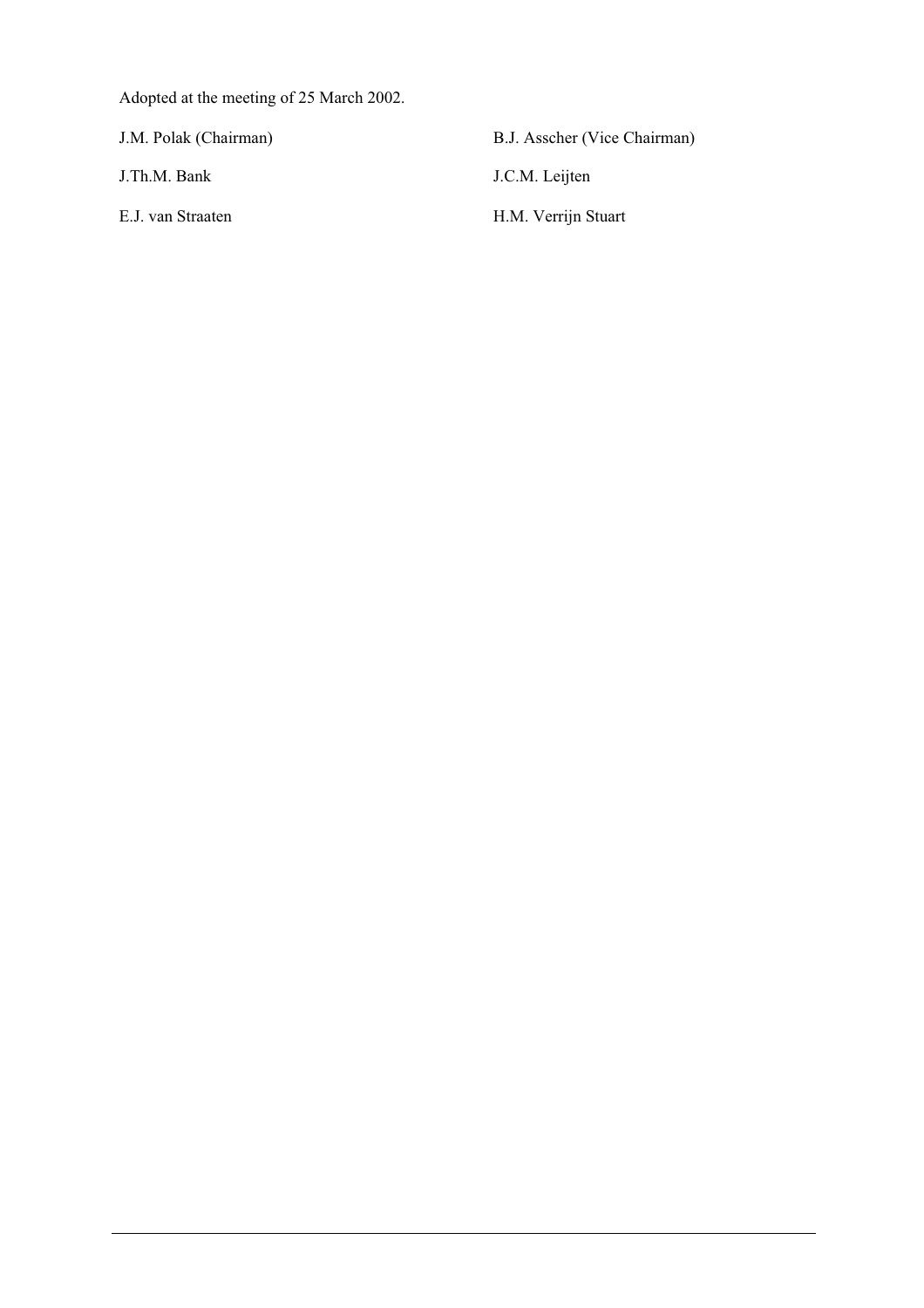Adopted at the meeting of 25 March 2002.

J.M. Polak (Chairman)

B.J. Asscher (Vice Chairman)

J.Th.M. Bank

J.C.M. Leijten

E.J. van Straaten

H.M. Verrijn Stuart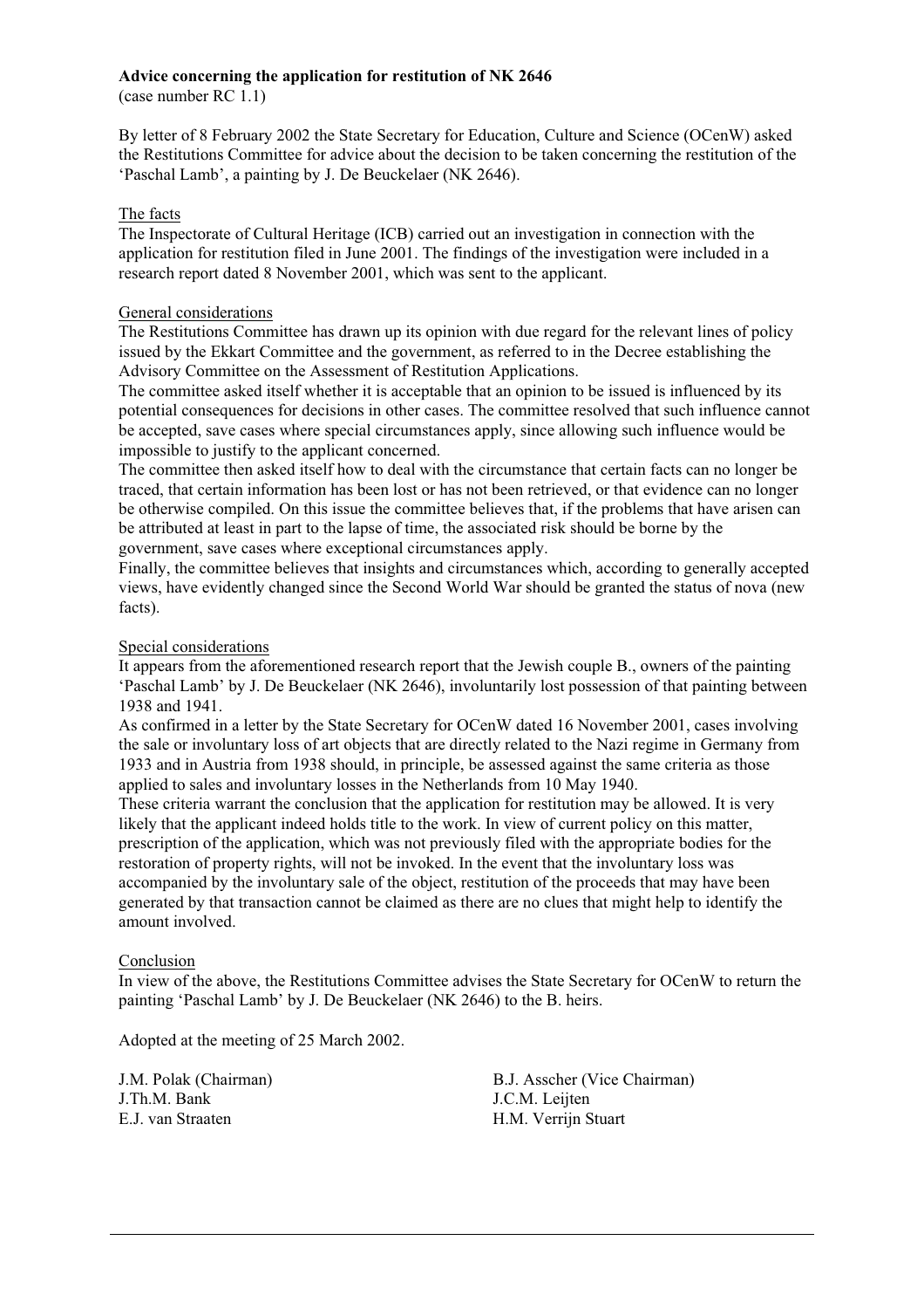**Advice concerning the application for restitution of NK 2646**
(case number RC 1.1)

By letter of 8 February 2002 the State Secretary for Education, Culture and Science (OCenW) asked the Restitutions Committee for advice about the decision to be taken concerning the restitution of the 'Paschal Lamb', a painting by J. De Beuckelaer (NK 2646).

## The facts

The Inspectorate of Cultural Heritage (ICB) carried out an investigation in connection with the application for restitution filed in June 2001. The findings of the investigation were included in a research report dated 8 November 2001, which was sent to the applicant.

## General considerations

The Restitutions Committee has drawn up its opinion with due regard for the relevant lines of policy issued by the Ekkart Committee and the government, as referred to in the Decree establishing the Advisory Committee on the Assessment of Restitution Applications.

The committee asked itself whether it is acceptable that an opinion to be issued is influenced by its potential consequences for decisions in other cases. The committee resolved that such influence cannot be accepted, save cases where special circumstances apply, since allowing such influence would be impossible to justify to the applicant concerned.

The committee then asked itself how to deal with the circumstance that certain facts can no longer be traced, that certain information has been lost or has not been retrieved, or that evidence can no longer be otherwise compiled. On this issue the committee believes that, if the problems that have arisen can be attributed at least in part to the lapse of time, the associated risk should be borne by the government, save cases where exceptional circumstances apply.

Finally, the committee believes that insights and circumstances which, according to generally accepted views, have evidently changed since the Second World War should be granted the status of nova (new facts).

## Special considerations

It appears from the aforementioned research report that the Jewish couple B., owners of the painting 'Paschal Lamb' by J. De Beuckelaer (NK 2646), involuntarily lost possession of that painting between 1938 and 1941.

As confirmed in a letter by the State Secretary for OCenW dated 16 November 2001, cases involving the sale or involuntary loss of art objects that are directly related to the Nazi regime in Germany from 1933 and in Austria from 1938 should, in principle, be assessed against the same criteria as those applied to sales and involuntary losses in the Netherlands from 10 May 1940.

These criteria warrant the conclusion that the application for restitution may be allowed. It is very likely that the applicant indeed holds title to the work. In view of current policy on this matter, prescription of the application, which was not previously filed with the appropriate bodies for the restoration of property rights, will not be invoked. In the event that the involuntary loss was accompanied by the involuntary sale of the object, restitution of the proceeds that may have been generated by that transaction cannot be claimed as there are no clues that might help to identify the amount involved.

## Conclusion

In view of the above, the Restitutions Committee advises the State Secretary for OCenW to return the painting 'Paschal Lamb' by J. De Beuckelaer (NK 2646) to the B. heirs.

Adopted at the meeting of 25 March 2002.

J.M. Polak (Chairman)
B.J. Asscher (Vice Chairman)
J.Th.M. Bank
J.C.M. Leijten
E.J. van Straaten
H.M. Verrijn Stuart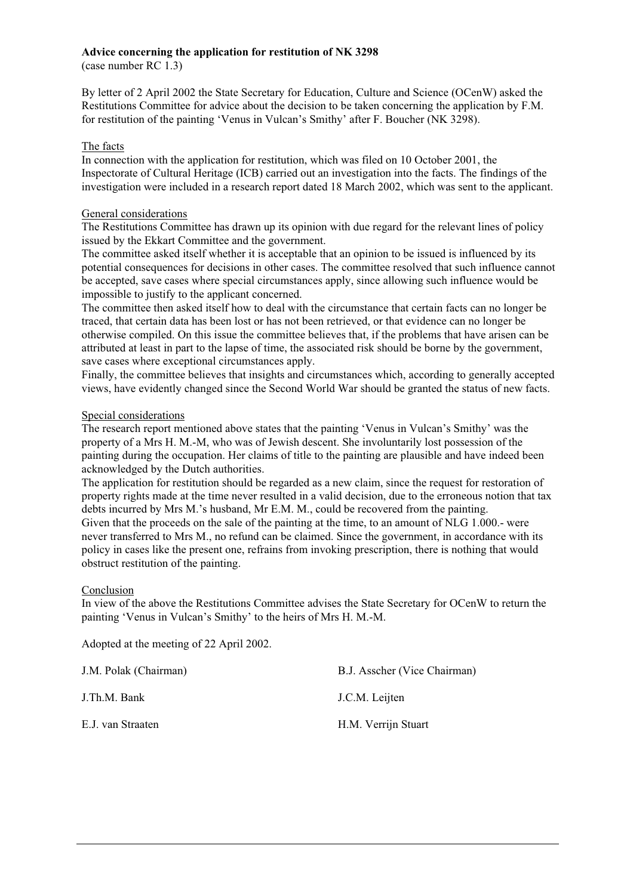**Advice concerning the application for restitution of NK 3298**
(case number RC 1.3)

By letter of 2 April 2002 the State Secretary for Education, Culture and Science (OCenW) asked the Restitutions Committee for advice about the decision to be taken concerning the application by F.M. for restitution of the painting 'Venus in Vulcan's Smithy' after F. Boucher (NK 3298).

The facts

In connection with the application for restitution, which was filed on 10 October 2001, the Inspectorate of Cultural Heritage (ICB) carried out an investigation into the facts. The findings of the investigation were included in a research report dated 18 March 2002, which was sent to the applicant.

General considerations

The Restitutions Committee has drawn up its opinion with due regard for the relevant lines of policy issued by the Ekkart Committee and the government.
The committee asked itself whether it is acceptable that an opinion to be issued is influenced by its potential consequences for decisions in other cases. The committee resolved that such influence cannot be accepted, save cases where special circumstances apply, since allowing such influence would be impossible to justify to the applicant concerned.
The committee then asked itself how to deal with the circumstance that certain facts can no longer be traced, that certain data has been lost or has not been retrieved, or that evidence can no longer be otherwise compiled. On this issue the committee believes that, if the problems that have arisen can be attributed at least in part to the lapse of time, the associated risk should be borne by the government, save cases where exceptional circumstances apply.
Finally, the committee believes that insights and circumstances which, according to generally accepted views, have evidently changed since the Second World War should be granted the status of new facts.

Special considerations

The research report mentioned above states that the painting 'Venus in Vulcan's Smithy' was the property of a Mrs H. M.-M, who was of Jewish descent. She involuntarily lost possession of the painting during the occupation. Her claims of title to the painting are plausible and have indeed been acknowledged by the Dutch authorities.
The application for restitution should be regarded as a new claim, since the request for restoration of property rights made at the time never resulted in a valid decision, due to the erroneous notion that tax debts incurred by Mrs M.'s husband, Mr E.M. M., could be recovered from the painting.
Given that the proceeds on the sale of the painting at the time, to an amount of NLG 1.000.- were never transferred to Mrs M., no refund can be claimed. Since the government, in accordance with its policy in cases like the present one, refrains from invoking prescription, there is nothing that would obstruct restitution of the painting.

Conclusion

In view of the above the Restitutions Committee advises the State Secretary for OCenW to return the painting 'Venus in Vulcan's Smithy' to the heirs of Mrs H. M.-M.

Adopted at the meeting of 22 April 2002.

J.M. Polak (Chairman)

B.J. Asscher (Vice Chairman)

J.Th.M. Bank

J.C.M. Leijten

E.J. van Straaten

H.M. Verrijn Stuart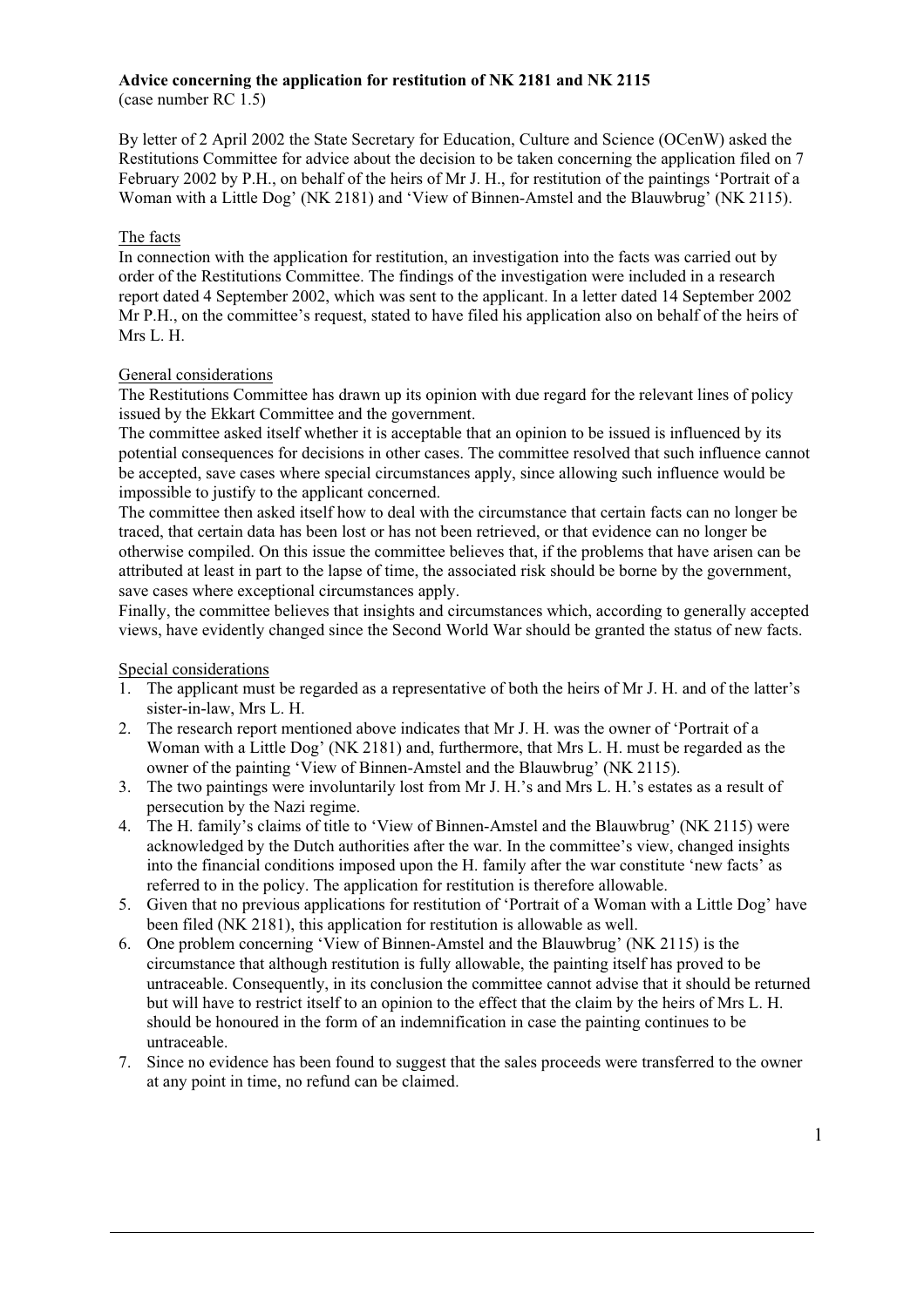**Advice concerning the application for restitution of NK 2181 and NK 2115**
(case number RC 1.5)

By letter of 2 April 2002 the State Secretary for Education, Culture and Science (OCenW) asked the Restitutions Committee for advice about the decision to be taken concerning the application filed on 7 February 2002 by P.H., on behalf of the heirs of Mr J. H., for restitution of the paintings 'Portrait of a Woman with a Little Dog' (NK 2181) and 'View of Binnen-Amstel and the Blauwbrug' (NK 2115).

## The facts

In connection with the application for restitution, an investigation into the facts was carried out by order of the Restitutions Committee. The findings of the investigation were included in a research report dated 4 September 2002, which was sent to the applicant. In a letter dated 14 September 2002 Mr P.H., on the committee's request, stated to have filed his application also on behalf of the heirs of Mrs L. H.

## General considerations

The Restitutions Committee has drawn up its opinion with due regard for the relevant lines of policy issued by the Ekkart Committee and the government.

The committee asked itself whether it is acceptable that an opinion to be issued is influenced by its potential consequences for decisions in other cases. The committee resolved that such influence cannot be accepted, save cases where special circumstances apply, since allowing such influence would be impossible to justify to the applicant concerned.

The committee then asked itself how to deal with the circumstance that certain facts can no longer be traced, that certain data has been lost or has not been retrieved, or that evidence can no longer be otherwise compiled. On this issue the committee believes that, if the problems that have arisen can be attributed at least in part to the lapse of time, the associated risk should be borne by the government, save cases where exceptional circumstances apply.

Finally, the committee believes that insights and circumstances which, according to generally accepted views, have evidently changed since the Second World War should be granted the status of new facts.

## Special considerations

1. The applicant must be regarded as a representative of both the heirs of Mr J. H. and of the latter's sister-in-law, Mrs L. H.
2. The research report mentioned above indicates that Mr J. H. was the owner of 'Portrait of a Woman with a Little Dog' (NK 2181) and, furthermore, that Mrs L. H. must be regarded as the owner of the painting 'View of Binnen-Amstel and the Blauwbrug' (NK 2115).
3. The two paintings were involuntarily lost from Mr J. H.'s and Mrs L. H.'s estates as a result of persecution by the Nazi regime.
4. The H. family's claims of title to 'View of Binnen-Amstel and the Blauwbrug' (NK 2115) were acknowledged by the Dutch authorities after the war. In the committee's view, changed insights into the financial conditions imposed upon the H. family after the war constitute 'new facts' as referred to in the policy. The application for restitution is therefore allowable.
5. Given that no previous applications for restitution of 'Portrait of a Woman with a Little Dog' have been filed (NK 2181), this application for restitution is allowable as well.
6. One problem concerning 'View of Binnen-Amstel and the Blauwbrug' (NK 2115) is the circumstance that although restitution is fully allowable, the painting itself has proved to be untraceable. Consequently, in its conclusion the committee cannot advise that it should be returned but will have to restrict itself to an opinion to the effect that the claim by the heirs of Mrs L. H. should be honoured in the form of an indemnification in case the painting continues to be untraceable.
7. Since no evidence has been found to suggest that the sales proceeds were transferred to the owner at any point in time, no refund can be claimed.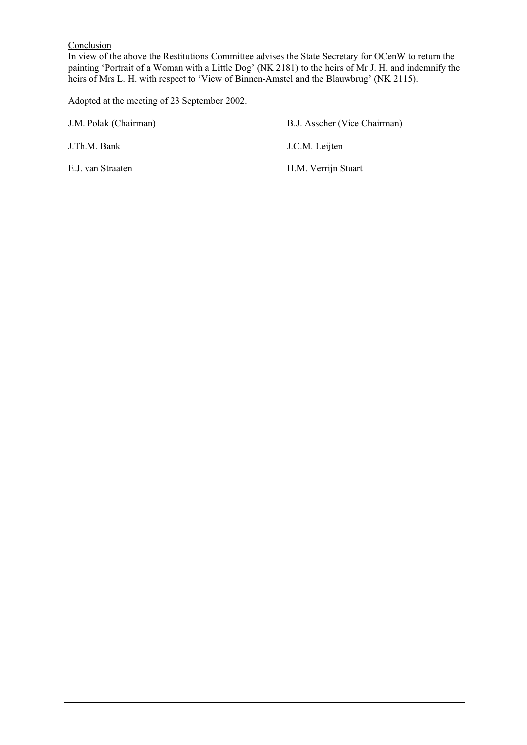<u>Conclusion</u>

In view of the above the Restitutions Committee advises the State Secretary for OCenW to return the painting 'Portrait of a Woman with a Little Dog' (NK 2181) to the heirs of Mr J. H. and indemnify the heirs of Mrs L. H. with respect to 'View of Binnen-Amstel and the Blauwbrug' (NK 2115).

Adopted at the meeting of 23 September 2002.

J.M. Polak (Chairman)

B.J. Asscher (Vice Chairman)

J.Th.M. Bank

J.C.M. Leijten

E.J. van Straaten

H.M. Verrijn Stuart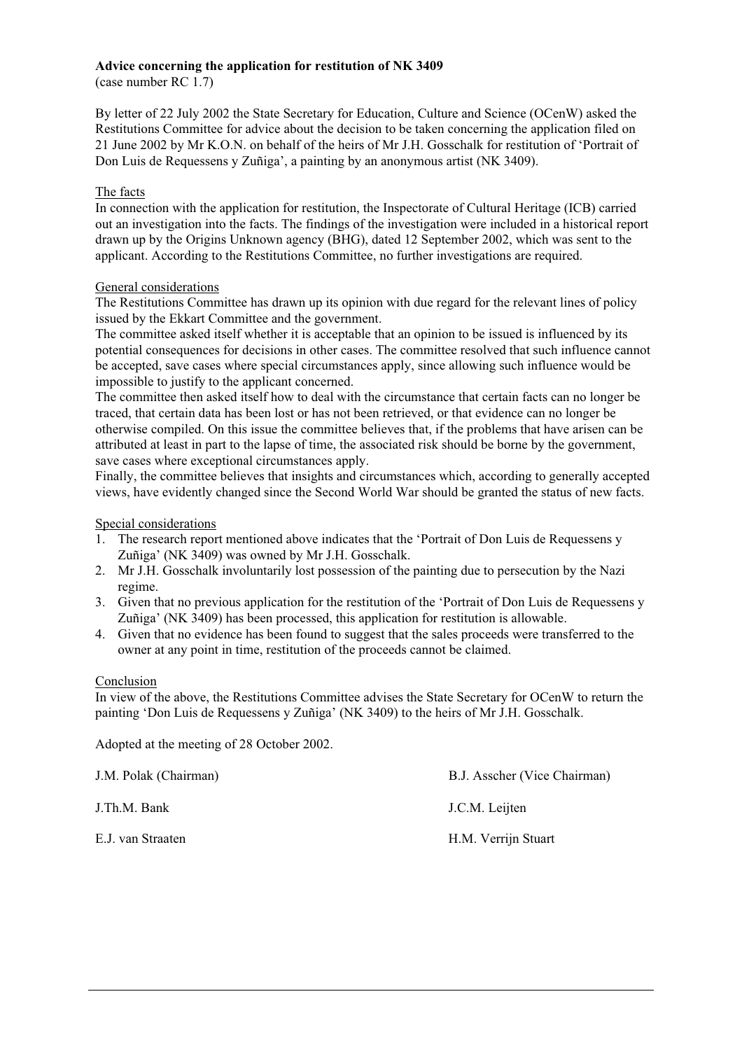**Advice concerning the application for restitution of NK 3409**
(case number RC 1.7)

By letter of 22 July 2002 the State Secretary for Education, Culture and Science (OCenW) asked the Restitutions Committee for advice about the decision to be taken concerning the application filed on 21 June 2002 by Mr K.O.N. on behalf of the heirs of Mr J.H. Gosschalk for restitution of 'Portrait of Don Luis de Requessens y Zuñiga', a painting by an anonymous artist (NK 3409).

The facts
In connection with the application for restitution, the Inspectorate of Cultural Heritage (ICB) carried out an investigation into the facts. The findings of the investigation were included in a historical report drawn up by the Origins Unknown agency (BHG), dated 12 September 2002, which was sent to the applicant. According to the Restitutions Committee, no further investigations are required.

General considerations
The Restitutions Committee has drawn up its opinion with due regard for the relevant lines of policy issued by the Ekkart Committee and the government.
The committee asked itself whether it is acceptable that an opinion to be issued is influenced by its potential consequences for decisions in other cases. The committee resolved that such influence cannot be accepted, save cases where special circumstances apply, since allowing such influence would be impossible to justify to the applicant concerned.
The committee then asked itself how to deal with the circumstance that certain facts can no longer be traced, that certain data has been lost or has not been retrieved, or that evidence can no longer be otherwise compiled. On this issue the committee believes that, if the problems that have arisen can be attributed at least in part to the lapse of time, the associated risk should be borne by the government, save cases where exceptional circumstances apply.
Finally, the committee believes that insights and circumstances which, according to generally accepted views, have evidently changed since the Second World War should be granted the status of new facts.

Special considerations
1. The research report mentioned above indicates that the 'Portrait of Don Luis de Requessens y Zuñiga' (NK 3409) was owned by Mr J.H. Gosschalk.
2. Mr J.H. Gosschalk involuntarily lost possession of the painting due to persecution by the Nazi regime.
3. Given that no previous application for the restitution of the 'Portrait of Don Luis de Requessens y Zuñiga' (NK 3409) has been processed, this application for restitution is allowable.
4. Given that no evidence has been found to suggest that the sales proceeds were transferred to the owner at any point in time, restitution of the proceeds cannot be claimed.

Conclusion
In view of the above, the Restitutions Committee advises the State Secretary for OCenW to return the painting 'Don Luis de Requessens y Zuñiga' (NK 3409) to the heirs of Mr J.H. Gosschalk.

Adopted at the meeting of 28 October 2002.

J.M. Polak (Chairman)
B.J. Asscher (Vice Chairman)
J.Th.M. Bank
J.C.M. Leijten
E.J. van Straaten
H.M. Verrijn Stuart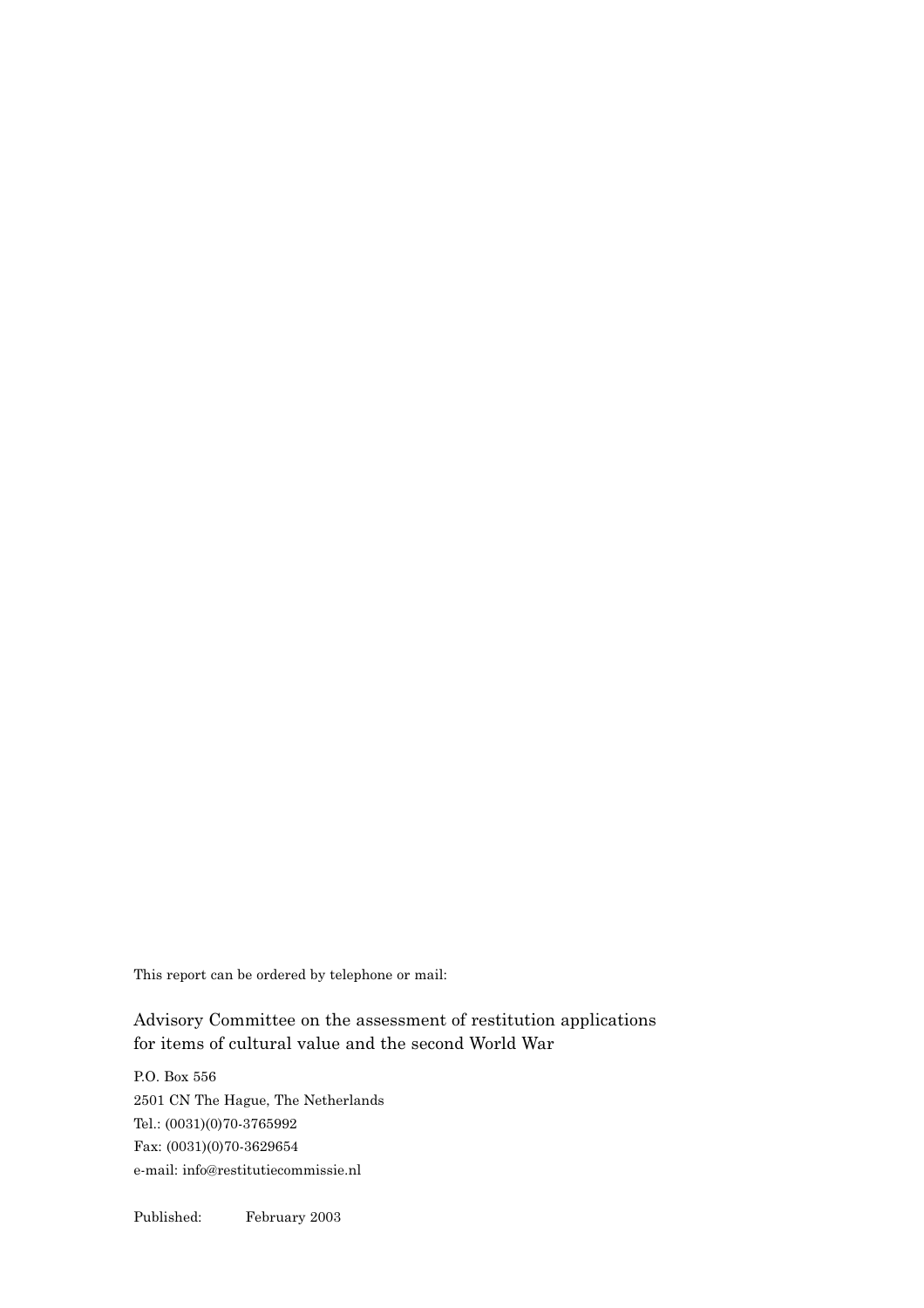This report can be ordered by telephone or mail:

Advisory Committee on the assessment of restitution applications for items of cultural value and the second World War

P.O. Box 556
2501 CN The Hague, The Netherlands
Tel.: (0031)(0)70-3765992
Fax: (0031)(0)70-3629654
e-mail: info@restitutiecommissie.nl

Published: February 2003